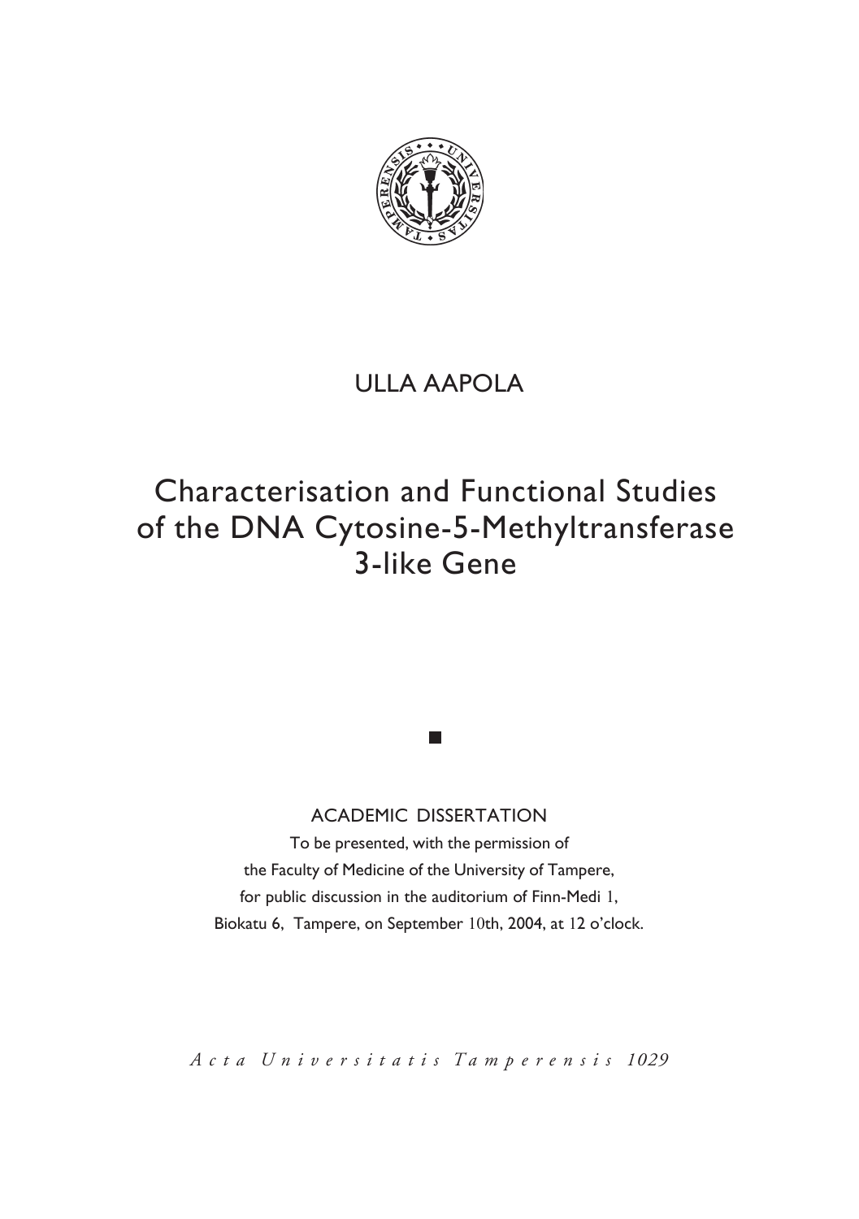ULLA AAPOLA

# Characterisation and Functional Studies of the DNA Cytosine-5-Methyltransferase 3-like Gene

ACADEMIC DISSERTATION

To be presented, with the permission of
the Faculty of Medicine of the University of Tampere,
for public discussion in the auditorium of Finn-Medi 1,
Biokatu 6, Tampere, on September 10th, 2004, at 12 o'clock.

*Acta Universitatis Tamperensis 1029*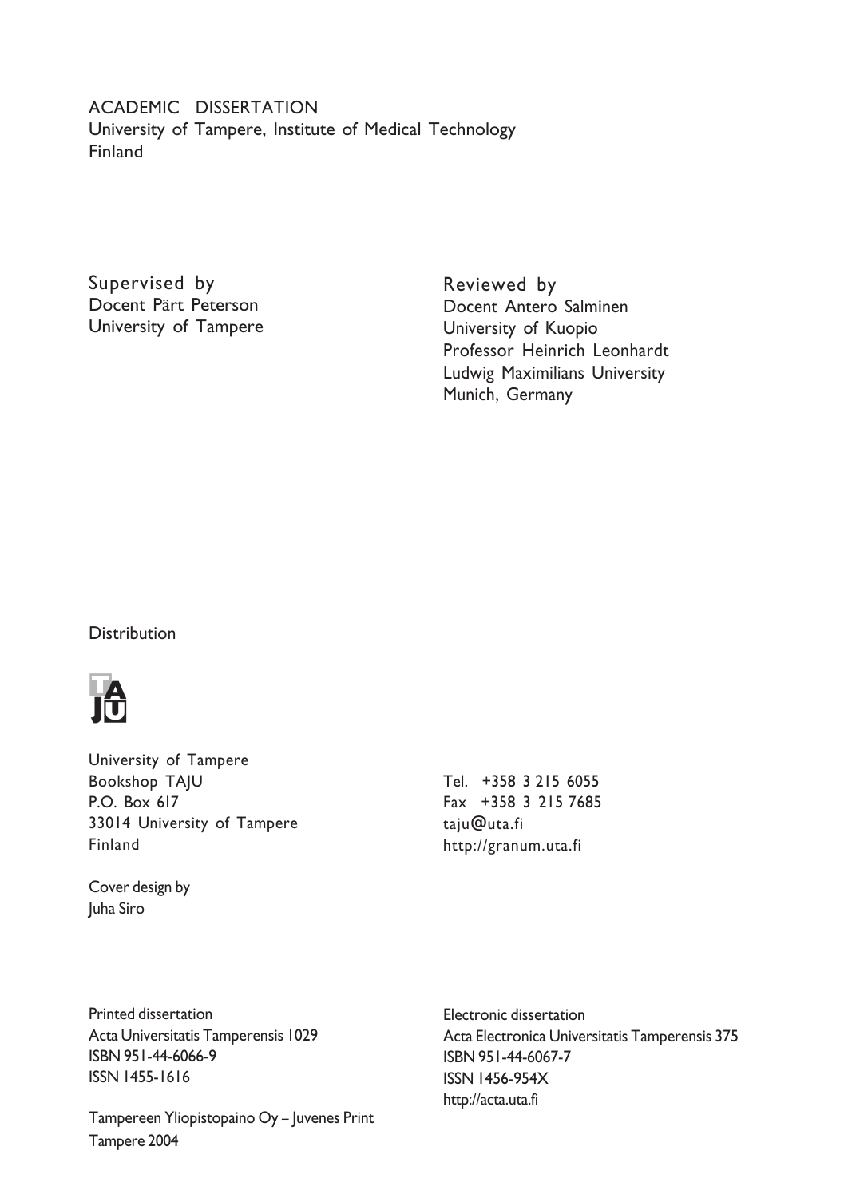ACADEMIC DISSERTATION
University of Tampere, Institute of Medical Technology
Finland

Supervised by
Docent Pärt Peterson
University of Tampere

Reviewed by
Docent Antero Salminen
University of Kuopio
Professor Heinrich Leonhardt
Ludwig Maximilians University
Munich, Germany

Distribution

University of Tampere
Bookshop TAJU
P.O. Box 617
33014 University of Tampere
Finland

Tel. +358 3 215 6055
Fax +358 3 215 7685
taju@uta.fi
http://granum.uta.fi

Cover design by
Juha Siro

Printed dissertation
Acta Universitatis Tamperensis 1029
ISBN 951-44-6066-9
ISSN 1455-1616

Electronic dissertation
Acta Electronica Universitatis Tamperensis 375
ISBN 951-44-6067-7
ISSN 1456-954X
http://acta.uta.fi

Tampereen Yliopistopaino Oy – Juvenes Print
Tampere 2004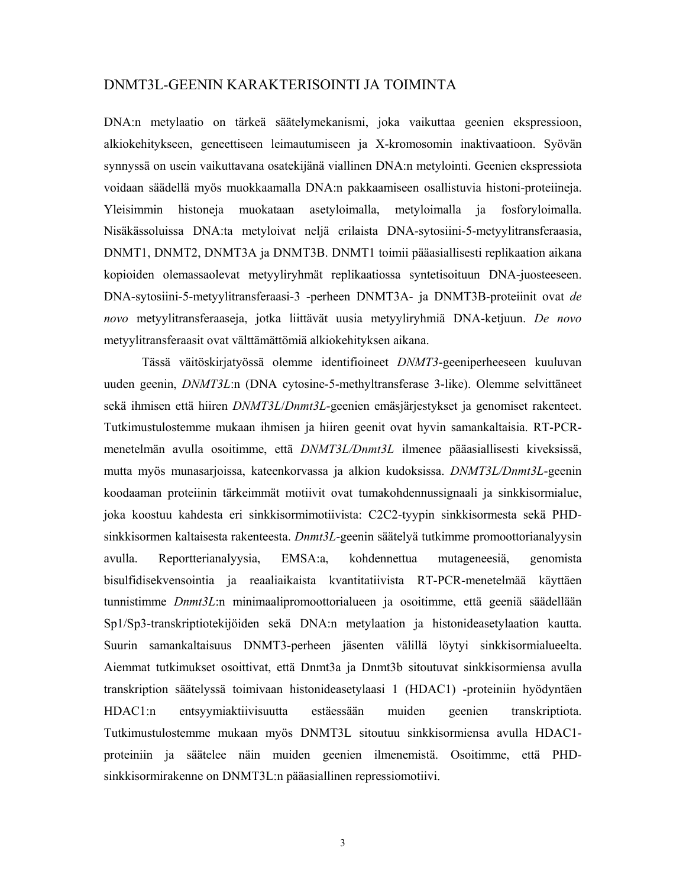# DNMT3L-GEENIN KARAKTERISOINTI JA TOIMINTA

DNA:n metylaatio on tärkeä säätelymekanismi, joka vaikuttaa geenien ekspressioon, alkiokehitykseen, geneettiseen leimautumiseen ja X-kromosomin inaktivaatioon. Syövän synnyssä on usein vaikuttavana osatekijänä viallinen DNA:n metylointi. Geenien ekspressiota voidaan säädellä myös muokkaamalla DNA:n pakkaamiseen osallistuvia histoni-proteiineja. Yleisimmin histoneja muokataan asetyloimalla, metyloimalla ja fosforyloimalla. Nisäkässoluissa DNA:ta metyloivat neljä erilaista DNA-sytosiini-5-metyylitransferaasia, DNMT1, DNMT2, DNMT3A ja DNMT3B. DNMT1 toimii pääasiallisesti replikaation aikana kopioiden olemassaolevat metyyliryhmät replikaatiossa syntetisoituun DNA-juosteeseen. DNA-sytosiini-5-metyylitransferaasi-3 -perheen DNMT3A- ja DNMT3B-proteiinit ovat *de novo* metyylitransferaaseja, jotka liittävät uusia metyyliryhmiä DNA-ketjuun. *De novo* metyylitransferaasit ovat välttämättömiä alkiokehityksen aikana.

Tässä väitöskirjatyössä olemme identifioineet *DNMT3*-geeniperheeseen kuuluvan uuden geenin, *DNMT3L*:n (DNA cytosine-5-methyltransferase 3-like). Olemme selvittäneet sekä ihmisen että hiiren *DNMT3L*/*Dnmt3L*-geenien emäsjärjestykset ja genomiset rakenteet. Tutkimustulostemme mukaan ihmisen ja hiiren geenit ovat hyvin samankaltaisia. RT-PCR-menetelmän avulla osoitimme, että *DNMT3L/Dnmt3L* ilmenee pääasiallisesti kiveksissä, mutta myös munasarjoissa, kateenkorvassa ja alkion kudoksissa. *DNMT3L/Dnmt3L*-geenin koodaaman proteiinin tärkeimmät motiivit ovat tumakohdennussignaali ja sinkkisormialue, joka koostuu kahdesta eri sinkkisormimotiivista: C2C2-tyypin sinkkisormesta sekä PHD-sinkkisormen kaltaisesta rakenteesta. *Dnmt3L*-geenin säätelyä tutkimme promoottorianalyysin avulla. Reportterianalyysia, EMSA:a, kohdennettua mutageneesiä, genomista bisulfidisekvensointia ja reaaliaikaista kvantitatiivista RT-PCR-menetelmää käyttäen tunnistimme *Dnmt3L*:n minimaalipromoottorialueen ja osoitimme, että geeniä säädellään Sp1/Sp3-transkriptiotekijöiden sekä DNA:n metylaation ja histonideasetylaation kautta. Suurin samankaltaisuus DNMT3-perheen jäsenten välillä löytyi sinkkisormialueelta. Aiemmat tutkimukset osoittivat, että Dnmt3a ja Dnmt3b sitoutuvat sinkkisormiensa avulla transkription säätelyssä toimivaan histonideasetylaasi 1 (HDAC1) -proteiiniin hyödyntäen HDAC1:n entsyymiaktiivisuutta estäessään muiden geenien transkriptiota. Tutkimustulostemme mukaan myös DNMT3L sitoutuu sinkkisormiensa avulla HDAC1-proteiiniin ja säätelee näin muiden geenien ilmenemistä. Osoitimme, että PHD-sinkkisormirakenne on DNMT3L:n pääasiallinen repressiomotiivi.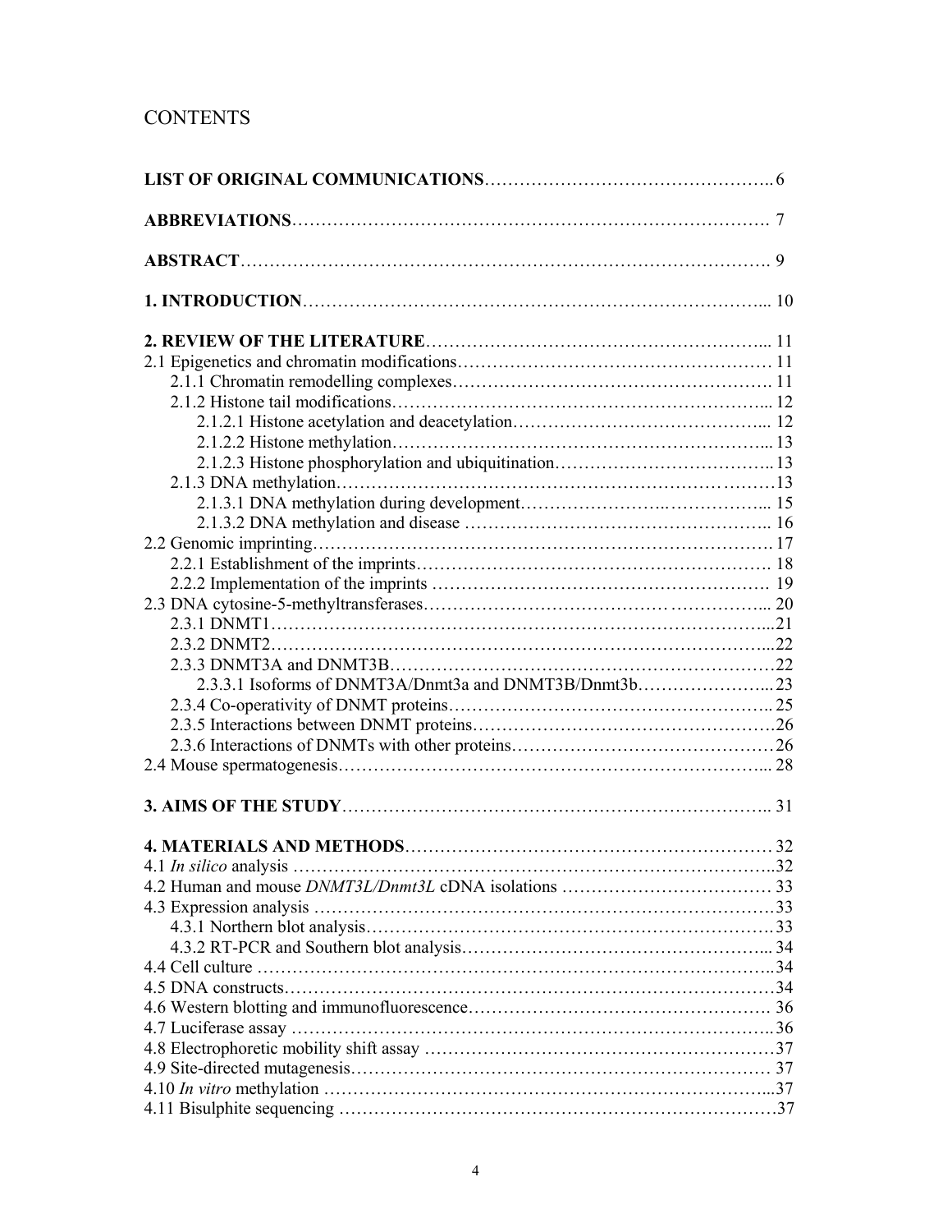# CONTENTS

**LIST OF ORIGINAL COMMUNICATIONS**.............................................. 6

**ABBREVIATIONS**........................................................................ 7

**ABSTRACT**.................................................................................. 9

**1. INTRODUCTION**....................................................................... 10

**2. REVIEW OF THE LITERATURE**.................................................... 11

2.1 Epigenetics and chromatin modifications.............................................. 11

- 2.1.1 Chromatin remodelling complexes.............................................. 11
- 2.1.2 Histone tail modifications.......................................................... 12
  - 2.1.2.1 Histone acetylation and deacetylation.................................... 12
  - 2.1.2.2 Histone methylation.......................................................... 13
  - 2.1.2.3 Histone phosphorylation and ubiquitination............................. 13
- 2.1.3 DNA methylation...................................................................... 13
  - 2.1.3.1 DNA methylation during development.................................... 15
  - 2.1.3.2 DNA methylation and disease ............................................. 16

2.2 Genomic imprinting...................................................................... 17

- 2.2.1 Establishment of the imprints.................................................... 18
- 2.2.2 Implementation of the imprints ................................................. 19

2.3 DNA cytosine-5-methyltransferases................................................... 20

- 2.3.1 DNMT1.................................................................................. 21
- 2.3.2 DNMT2.................................................................................. 22
- 2.3.3 DNMT3A and DNMT3B.............................................................. 22
  - 2.3.3.1 Isoforms of DNMT3A/Dnmt3a and DNMT3B/Dnmt3b.................. 23
- 2.3.4 Co-operativity of DNMT proteins................................................ 25
- 2.3.5 Interactions between DNMT proteins........................................... 26
- 2.3.6 Interactions of DNMTs with other proteins.................................... 26

2.4 Mouse spermatogenesis.................................................................. 28

**3. AIMS OF THE STUDY**................................................................... 31

**4. MATERIALS AND METHODS**......................................................... 32

4.1 *In silico* analysis .......................................................................... 32

4.2 Human and mouse *DNMT3L/Dnmt3L* cDNA isolations ................................ 33

4.3 Expression analysis ....................................................................... 33

- 4.3.1 Northern blot analysis.............................................................. 33
- 4.3.2 RT-PCR and Southern blot analysis............................................. 34

4.4 Cell culture ................................................................................. 34

4.5 DNA constructs............................................................................. 34

4.6 Western blotting and immunofluorescence............................................. 36

4.7 Luciferase assay ........................................................................... 36

4.8 Electrophoretic mobility shift assay ..................................................... 37

4.9 Site-directed mutagenesis................................................................ 37

4.10 *In vitro* methylation ..................................................................... 37

4.11 Bisulphite sequencing ................................................................... 37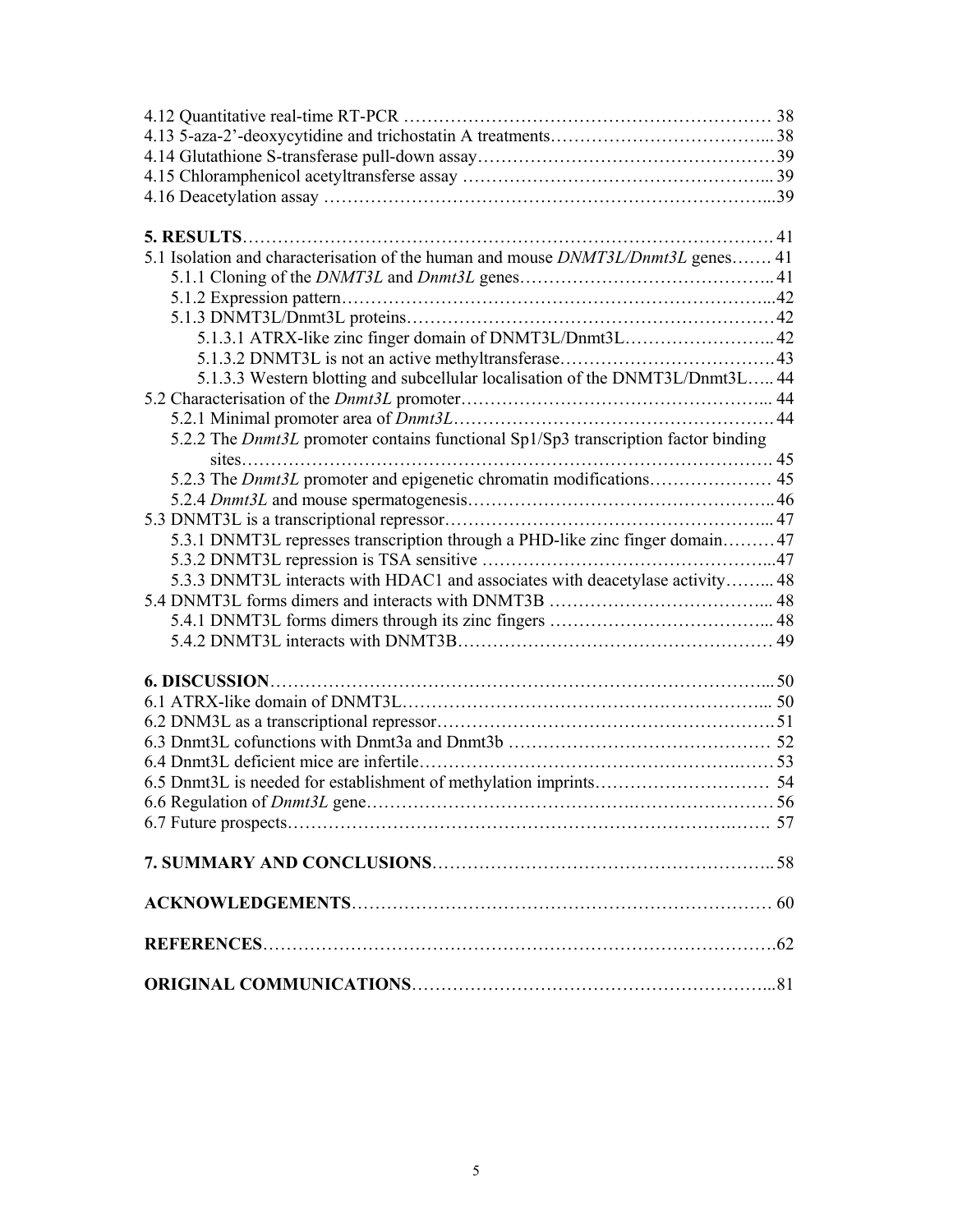4.12 Quantitative real-time RT-PCR ........................................................ 38
4.13 5-aza-2'-deoxycytidine and trichostatin A treatments.................................... 38
4.14 Glutathione S-transferase pull-down assay................................................ 39
4.15 Chloramphenicol acetyltransferse assay ................................................... 39
4.16 Deacetylation assay ....................................................................39

**5. RESULTS**................................................................................ 41
5.1 Isolation and characterisation of the human and mouse *DNMT3L/Dnmt3L* genes....... 41
  5.1.1 Cloning of the *DNMT3L* and *Dnmt3L* genes........................................ 41
  5.1.2 Expression pattern...................................................................42
  5.1.3 DNMT3L/Dnmt3L proteins............................................................ 42
    5.1.3.1 ATRX-like zinc finger domain of DNMT3L/Dnmt3L.............................. 42
    5.1.3.2 DNMT3L is not an active methyltransferase...................................... 43
    5.1.3.3 Western blotting and subcellular localisation of the DNMT3L/Dnmt3L..... 44
5.2 Characterisation of the *Dnmt3L* promoter............................................... 44
  5.2.1 Minimal promoter area of *Dnmt3L*.................................................. 44
  5.2.2 The *Dnmt3L* promoter contains functional Sp1/Sp3 transcription factor binding sites................................................................................. 45
  5.2.3 The *Dnmt3L* promoter and epigenetic chromatin modifications..................... 45
  5.2.4 *Dnmt3L* and mouse spermatogenesis................................................ 46
5.3 DNMT3L is a transcriptional repressor.................................................... 47
  5.3.1 DNMT3L represses transcription through a PHD-like zinc finger domain......... 47
  5.3.2 DNMT3L repression is TSA sensitive ..............................................47
  5.3.3 DNMT3L interacts with HDAC1 and associates with deacetylase activity........ 48
5.4 DNMT3L forms dimers and interacts with DNMT3B ........................................ 48
  5.4.1 DNMT3L forms dimers through its zinc fingers ....................................... 48
  5.4.2 DNMT3L interacts with DNMT3B.................................................... 49

**6. DISCUSSION**.............................................................................. 50
6.1 ATRX-like domain of DNMT3L............................................................. 50
6.2 DNM3L as a transcriptional repressor.....................................................51
6.3 Dnmt3L cofunctions with Dnmt3a and Dnmt3b ........................................... 52
6.4 Dnmt3L deficient mice are infertile........................................................ 53
6.5 Dnmt3L is needed for establishment of methylation imprints............................. 54
6.6 Regulation of *Dnmt3L* gene............................................................... 56
6.7 Future prospects............................................................................. 57

**7. SUMMARY AND CONCLUSIONS**.......................................................... 58

**ACKNOWLEDGEMENTS**.................................................................... 60

**REFERENCES**..............................................................................62

**ORIGINAL COMMUNICATIONS**............................................................81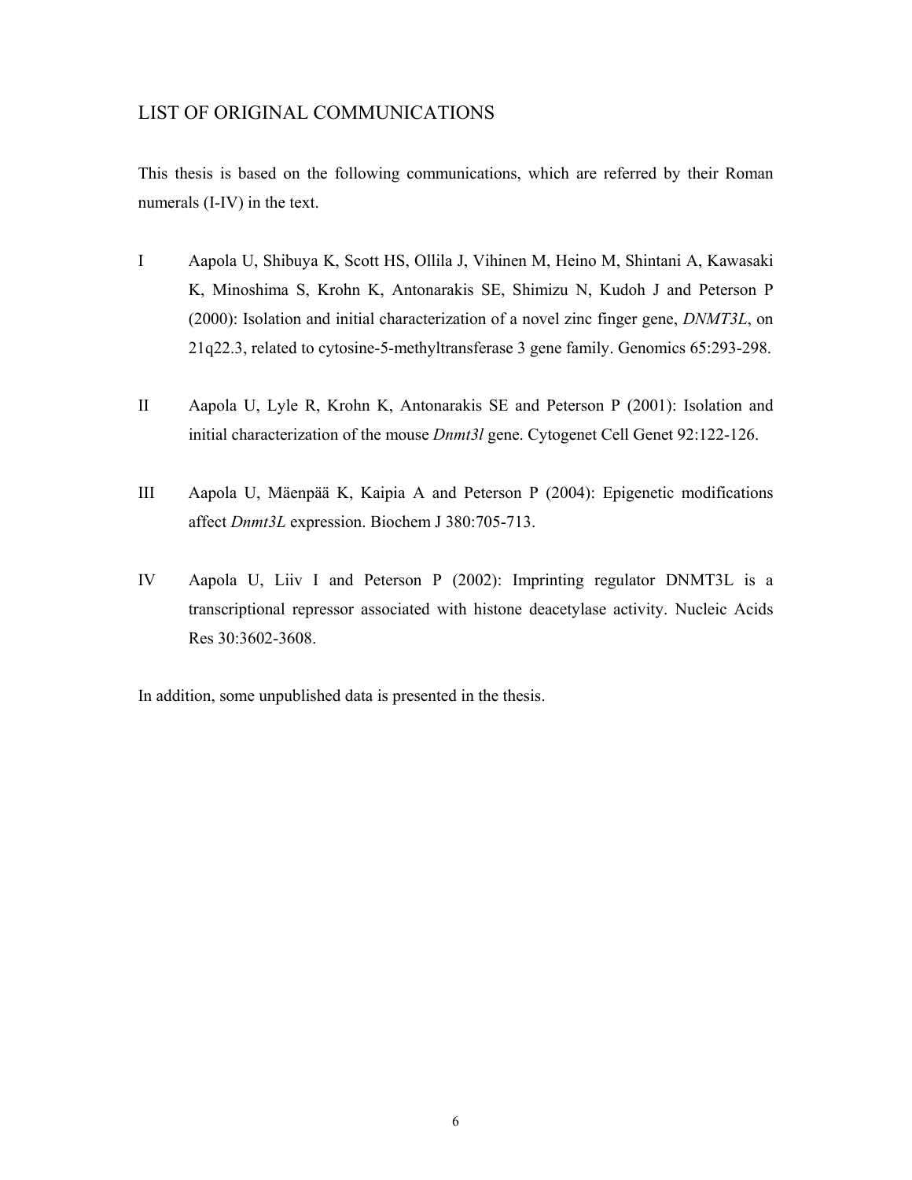## LIST OF ORIGINAL COMMUNICATIONS

This thesis is based on the following communications, which are referred by their Roman numerals (I-IV) in the text.

I Aapola U, Shibuya K, Scott HS, Ollila J, Vihinen M, Heino M, Shintani A, Kawasaki K, Minoshima S, Krohn K, Antonarakis SE, Shimizu N, Kudoh J and Peterson P (2000): Isolation and initial characterization of a novel zinc finger gene, *DNMT3L*, on 21q22.3, related to cytosine-5-methyltransferase 3 gene family. Genomics 65:293-298.

II Aapola U, Lyle R, Krohn K, Antonarakis SE and Peterson P (2001): Isolation and initial characterization of the mouse *Dnmt3l* gene. Cytogenet Cell Genet 92:122-126.

III Aapola U, Mäenpää K, Kaipia A and Peterson P (2004): Epigenetic modifications affect *Dnmt3L* expression. Biochem J 380:705-713.

IV Aapola U, Liiv I and Peterson P (2002): Imprinting regulator DNMT3L is a transcriptional repressor associated with histone deacetylase activity. Nucleic Acids Res 30:3602-3608.

In addition, some unpublished data is presented in the thesis.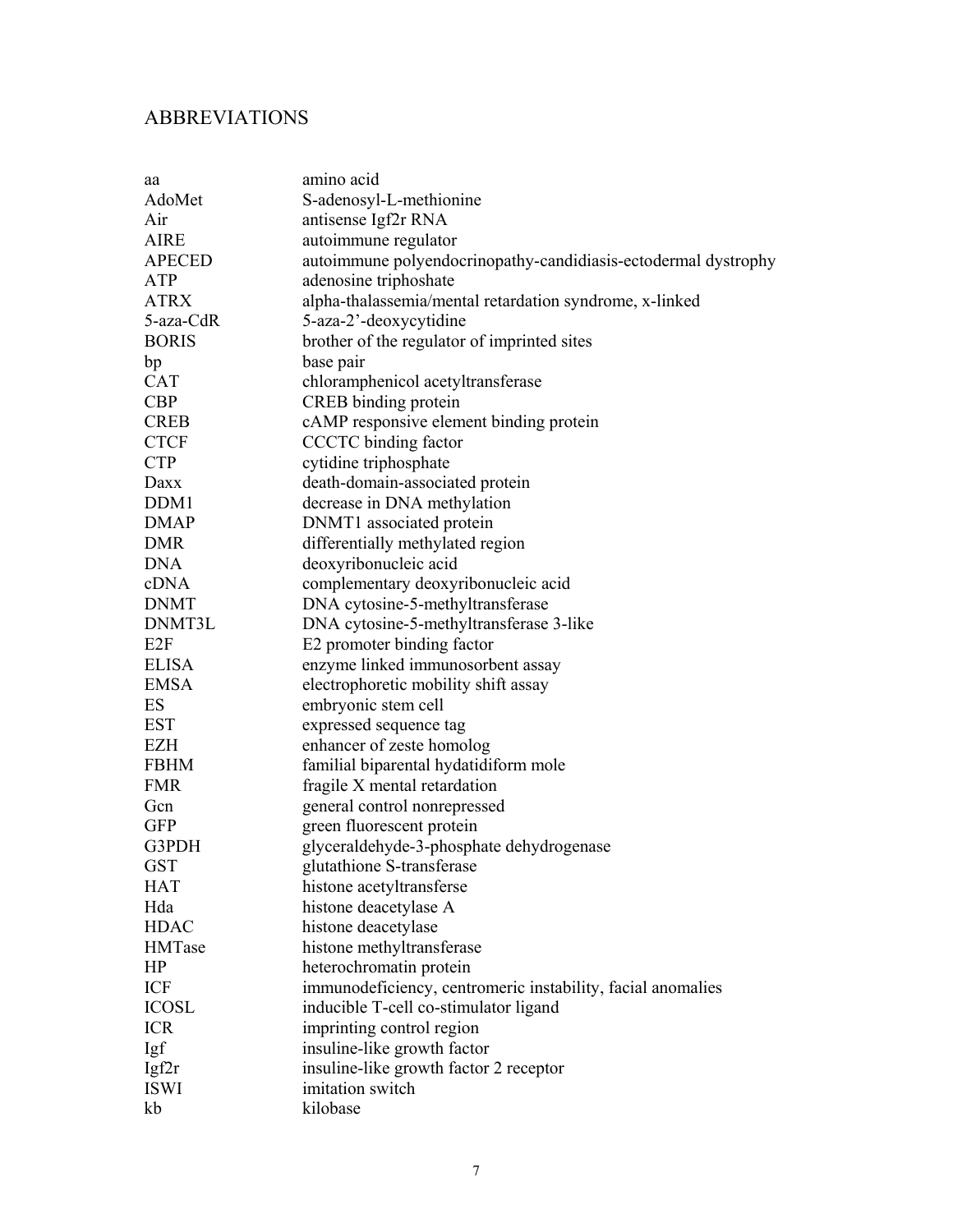# ABBREVIATIONS

| | |
|---|---|
| aa | amino acid |
| AdoMet | S-adenosyl-L-methionine |
| Air | antisense Igf2r RNA |
| AIRE | autoimmune regulator |
| APECED | autoimmune polyendocrinopathy-candidiasis-ectodermal dystrophy |
| ATP | adenosine triphoshate |
| ATRX | alpha-thalassemia/mental retardation syndrome, x-linked |
| 5-aza-CdR | 5-aza-2'-deoxycytidine |
| BORIS | brother of the regulator of imprinted sites |
| bp | base pair |
| CAT | chloramphenicol acetyltransferase |
| CBP | CREB binding protein |
| CREB | cAMP responsive element binding protein |
| CTCF | CCCTC binding factor |
| CTP | cytidine triphosphate |
| Daxx | death-domain-associated protein |
| DDM1 | decrease in DNA methylation |
| DMAP | DNMT1 associated protein |
| DMR | differentially methylated region |
| DNA | deoxyribonucleic acid |
| cDNA | complementary deoxyribonucleic acid |
| DNMT | DNA cytosine-5-methyltransferase |
| DNMT3L | DNA cytosine-5-methyltransferase 3-like |
| E2F | E2 promoter binding factor |
| ELISA | enzyme linked immunosorbent assay |
| EMSA | electrophoretic mobility shift assay |
| ES | embryonic stem cell |
| EST | expressed sequence tag |
| EZH | enhancer of zeste homolog |
| FBHM | familial biparental hydatidiform mole |
| FMR | fragile X mental retardation |
| Gcn | general control nonrepressed |
| GFP | green fluorescent protein |
| G3PDH | glyceraldehyde-3-phosphate dehydrogenase |
| GST | glutathione S-transferase |
| HAT | histone acetyltransferse |
| Hda | histone deacetylase A |
| HDAC | histone deacetylase |
| HMTase | histone methyltransferase |
| HP | heterochromatin protein |
| ICF | immunodeficiency, centromeric instability, facial anomalies |
| ICOSL | inducible T-cell co-stimulator ligand |
| ICR | imprinting control region |
| Igf | insuline-like growth factor |
| Igf2r | insuline-like growth factor 2 receptor |
| ISWI | imitation switch |
| kb | kilobase |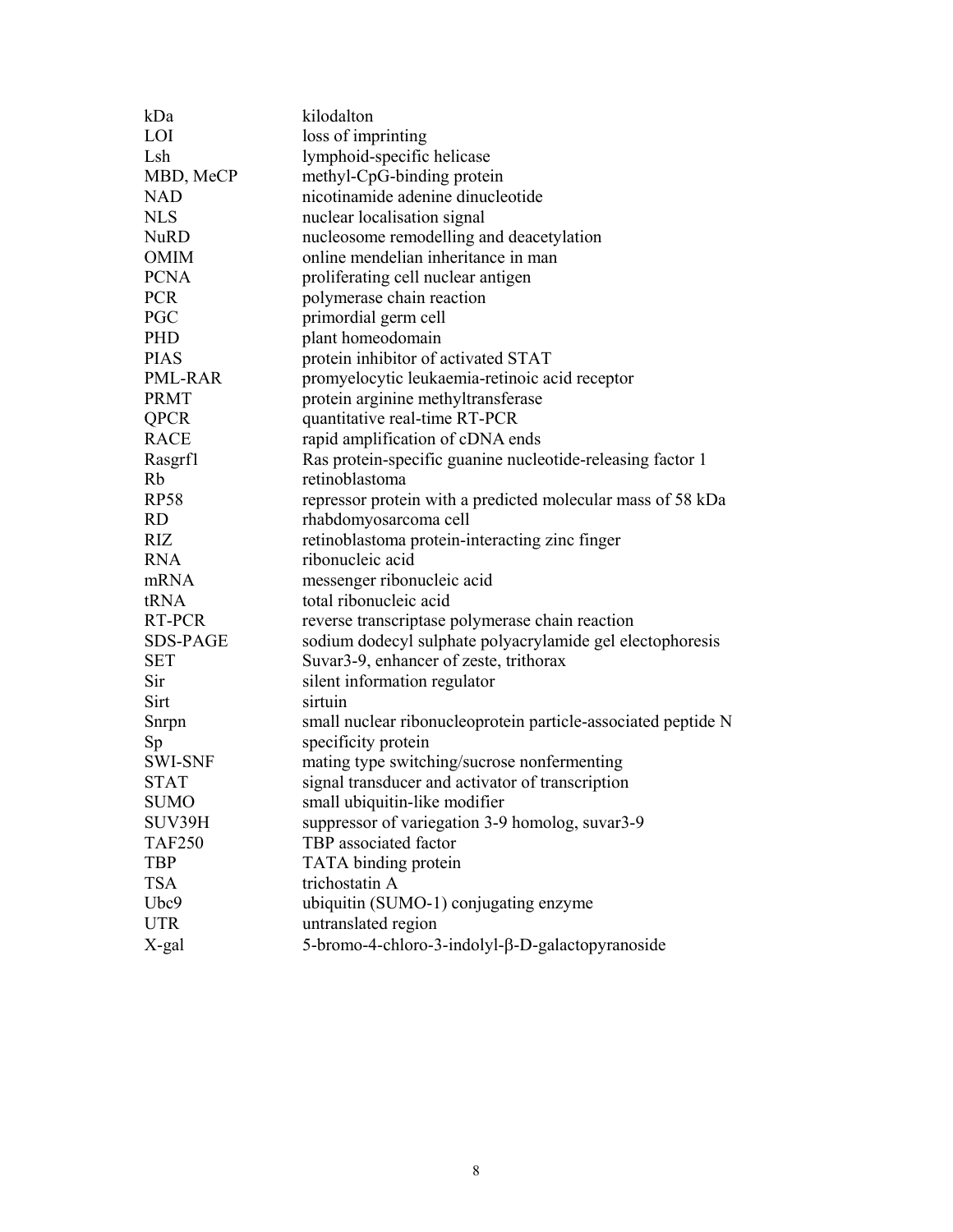| | |
|---|---|
| kDa | kilodalton |
| LOI | loss of imprinting |
| Lsh | lymphoid-specific helicase |
| MBD, MeCP | methyl-CpG-binding protein |
| NAD | nicotinamide adenine dinucleotide |
| NLS | nuclear localisation signal |
| NuRD | nucleosome remodelling and deacetylation |
| OMIM | online mendelian inheritance in man |
| PCNA | proliferating cell nuclear antigen |
| PCR | polymerase chain reaction |
| PGC | primordial germ cell |
| PHD | plant homeodomain |
| PIAS | protein inhibitor of activated STAT |
| PML-RAR | promyelocytic leukaemia-retinoic acid receptor |
| PRMT | protein arginine methyltransferase |
| QPCR | quantitative real-time RT-PCR |
| RACE | rapid amplification of cDNA ends |
| Rasgrf1 | Ras protein-specific guanine nucleotide-releasing factor 1 |
| Rb | retinoblastoma |
| RP58 | repressor protein with a predicted molecular mass of 58 kDa |
| RD | rhabdomyosarcoma cell |
| RIZ | retinoblastoma protein-interacting zinc finger |
| RNA | ribonucleic acid |
| mRNA | messenger ribonucleic acid |
| tRNA | total ribonucleic acid |
| RT-PCR | reverse transcriptase polymerase chain reaction |
| SDS-PAGE | sodium dodecyl sulphate polyacrylamide gel electophoresis |
| SET | Suvar3-9, enhancer of zeste, trithorax |
| Sir | silent information regulator |
| Sirt | sirtuin |
| Snrpn | small nuclear ribonucleoprotein particle-associated peptide N |
| Sp | specificity protein |
| SWI-SNF | mating type switching/sucrose nonfermenting |
| STAT | signal transducer and activator of transcription |
| SUMO | small ubiquitin-like modifier |
| SUV39H | suppressor of variegation 3-9 homolog, suvar3-9 |
| TAF250 | TBP associated factor |
| TBP | TATA binding protein |
| TSA | trichostatin A |
| Ubc9 | ubiquitin (SUMO-1) conjugating enzyme |
| UTR | untranslated region |
| X-gal | 5-bromo-4-chloro-3-indolyl-β-D-galactopyranoside |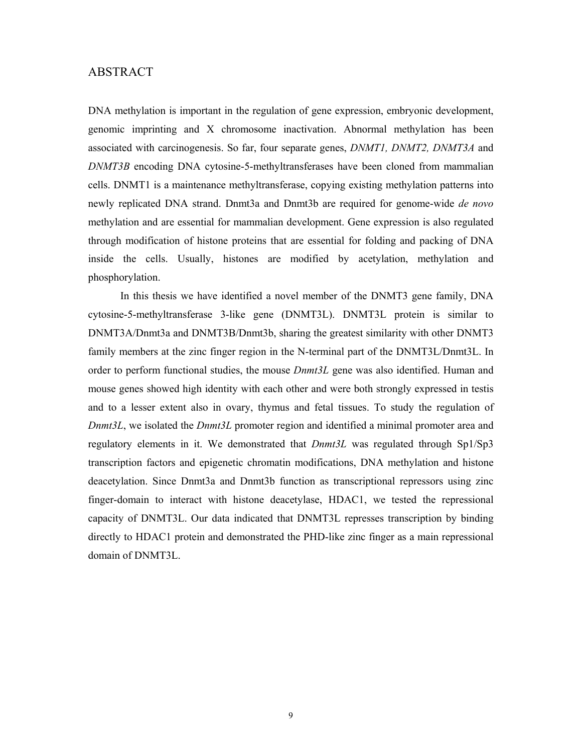## ABSTRACT

DNA methylation is important in the regulation of gene expression, embryonic development, genomic imprinting and X chromosome inactivation. Abnormal methylation has been associated with carcinogenesis. So far, four separate genes, *DNMT1, DNMT2, DNMT3A* and *DNMT3B* encoding DNA cytosine-5-methyltransferases have been cloned from mammalian cells. DNMT1 is a maintenance methyltransferase, copying existing methylation patterns into newly replicated DNA strand. Dnmt3a and Dnmt3b are required for genome-wide *de novo* methylation and are essential for mammalian development. Gene expression is also regulated through modification of histone proteins that are essential for folding and packing of DNA inside the cells. Usually, histones are modified by acetylation, methylation and phosphorylation.

In this thesis we have identified a novel member of the DNMT3 gene family, DNA cytosine-5-methyltransferase 3-like gene (DNMT3L). DNMT3L protein is similar to DNMT3A/Dnmt3a and DNMT3B/Dnmt3b, sharing the greatest similarity with other DNMT3 family members at the zinc finger region in the N-terminal part of the DNMT3L/Dnmt3L. In order to perform functional studies, the mouse *Dnmt3L* gene was also identified. Human and mouse genes showed high identity with each other and were both strongly expressed in testis and to a lesser extent also in ovary, thymus and fetal tissues. To study the regulation of *Dnmt3L*, we isolated the *Dnmt3L* promoter region and identified a minimal promoter area and regulatory elements in it. We demonstrated that *Dnmt3L* was regulated through Sp1/Sp3 transcription factors and epigenetic chromatin modifications, DNA methylation and histone deacetylation. Since Dnmt3a and Dnmt3b function as transcriptional repressors using zinc finger-domain to interact with histone deacetylase, HDAC1, we tested the repressional capacity of DNMT3L. Our data indicated that DNMT3L represses transcription by binding directly to HDAC1 protein and demonstrated the PHD-like zinc finger as a main repressional domain of DNMT3L.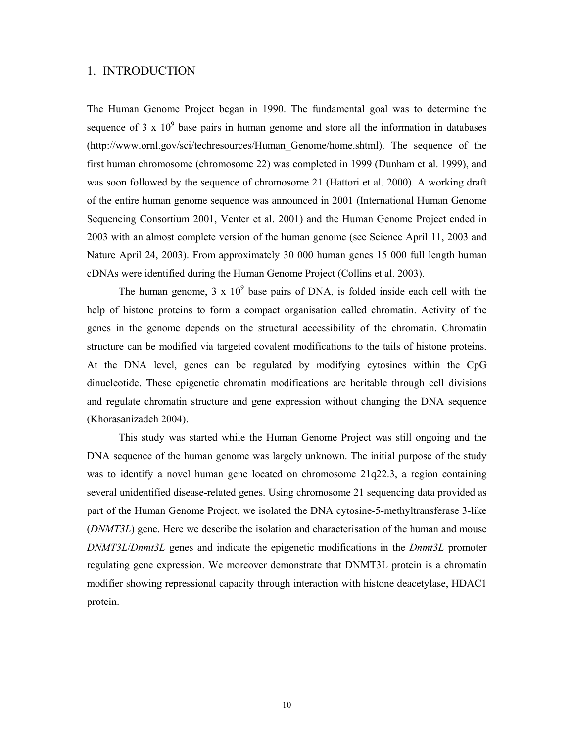# 1. INTRODUCTION

The Human Genome Project began in 1990. The fundamental goal was to determine the sequence of $3 \times 10^9$ base pairs in human genome and store all the information in databases (http://www.ornl.gov/sci/techresources/Human_Genome/home.shtml). The sequence of the first human chromosome (chromosome 22) was completed in 1999 (Dunham et al. 1999), and was soon followed by the sequence of chromosome 21 (Hattori et al. 2000). A working draft of the entire human genome sequence was announced in 2001 (International Human Genome Sequencing Consortium 2001, Venter et al. 2001) and the Human Genome Project ended in 2003 with an almost complete version of the human genome (see Science April 11, 2003 and Nature April 24, 2003). From approximately 30 000 human genes 15 000 full length human cDNAs were identified during the Human Genome Project (Collins et al. 2003).

The human genome, $3 \times 10^9$ base pairs of DNA, is folded inside each cell with the help of histone proteins to form a compact organisation called chromatin. Activity of the genes in the genome depends on the structural accessibility of the chromatin. Chromatin structure can be modified via targeted covalent modifications to the tails of histone proteins. At the DNA level, genes can be regulated by modifying cytosines within the CpG dinucleotide. These epigenetic chromatin modifications are heritable through cell divisions and regulate chromatin structure and gene expression without changing the DNA sequence (Khorasanizadeh 2004).

This study was started while the Human Genome Project was still ongoing and the DNA sequence of the human genome was largely unknown. The initial purpose of the study was to identify a novel human gene located on chromosome 21q22.3, a region containing several unidentified disease-related genes. Using chromosome 21 sequencing data provided as part of the Human Genome Project, we isolated the DNA cytosine-5-methyltransferase 3-like (*DNMT3L*) gene. Here we describe the isolation and characterisation of the human and mouse *DNMT3L*/*Dnmt3L* genes and indicate the epigenetic modifications in the *Dnmt3L* promoter regulating gene expression. We moreover demonstrate that DNMT3L protein is a chromatin modifier showing repressional capacity through interaction with histone deacetylase, HDAC1 protein.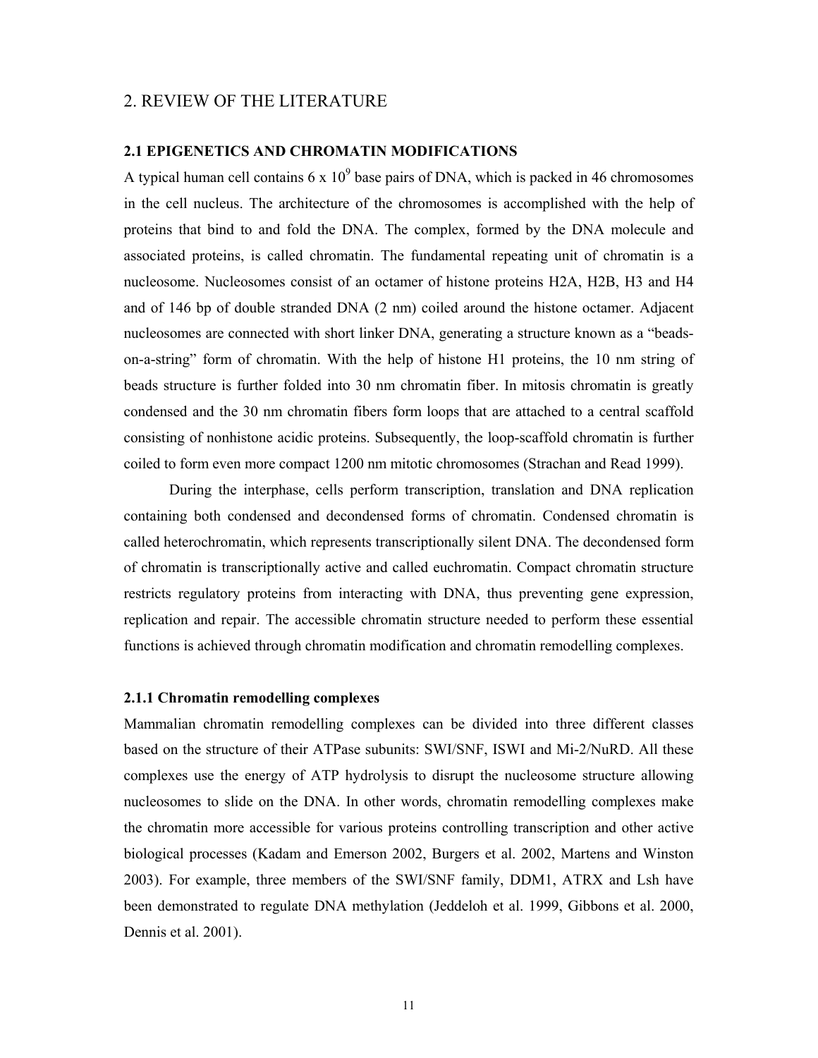# 2. REVIEW OF THE LITERATURE

## 2.1 EPIGENETICS AND CHROMATIN MODIFICATIONS

A typical human cell contains 6 x $10^9$ base pairs of DNA, which is packed in 46 chromosomes in the cell nucleus. The architecture of the chromosomes is accomplished with the help of proteins that bind to and fold the DNA. The complex, formed by the DNA molecule and associated proteins, is called chromatin. The fundamental repeating unit of chromatin is a nucleosome. Nucleosomes consist of an octamer of histone proteins H2A, H2B, H3 and H4 and of 146 bp of double stranded DNA (2 nm) coiled around the histone octamer. Adjacent nucleosomes are connected with short linker DNA, generating a structure known as a "beads-on-a-string" form of chromatin. With the help of histone H1 proteins, the 10 nm string of beads structure is further folded into 30 nm chromatin fiber. In mitosis chromatin is greatly condensed and the 30 nm chromatin fibers form loops that are attached to a central scaffold consisting of nonhistone acidic proteins. Subsequently, the loop-scaffold chromatin is further coiled to form even more compact 1200 nm mitotic chromosomes (Strachan and Read 1999).

During the interphase, cells perform transcription, translation and DNA replication containing both condensed and decondensed forms of chromatin. Condensed chromatin is called heterochromatin, which represents transcriptionally silent DNA. The decondensed form of chromatin is transcriptionally active and called euchromatin. Compact chromatin structure restricts regulatory proteins from interacting with DNA, thus preventing gene expression, replication and repair. The accessible chromatin structure needed to perform these essential functions is achieved through chromatin modification and chromatin remodelling complexes.

### 2.1.1 Chromatin remodelling complexes

Mammalian chromatin remodelling complexes can be divided into three different classes based on the structure of their ATPase subunits: SWI/SNF, ISWI and Mi-2/NuRD. All these complexes use the energy of ATP hydrolysis to disrupt the nucleosome structure allowing nucleosomes to slide on the DNA. In other words, chromatin remodelling complexes make the chromatin more accessible for various proteins controlling transcription and other active biological processes (Kadam and Emerson 2002, Burgers et al. 2002, Martens and Winston 2003). For example, three members of the SWI/SNF family, DDM1, ATRX and Lsh have been demonstrated to regulate DNA methylation (Jeddeloh et al. 1999, Gibbons et al. 2000, Dennis et al. 2001).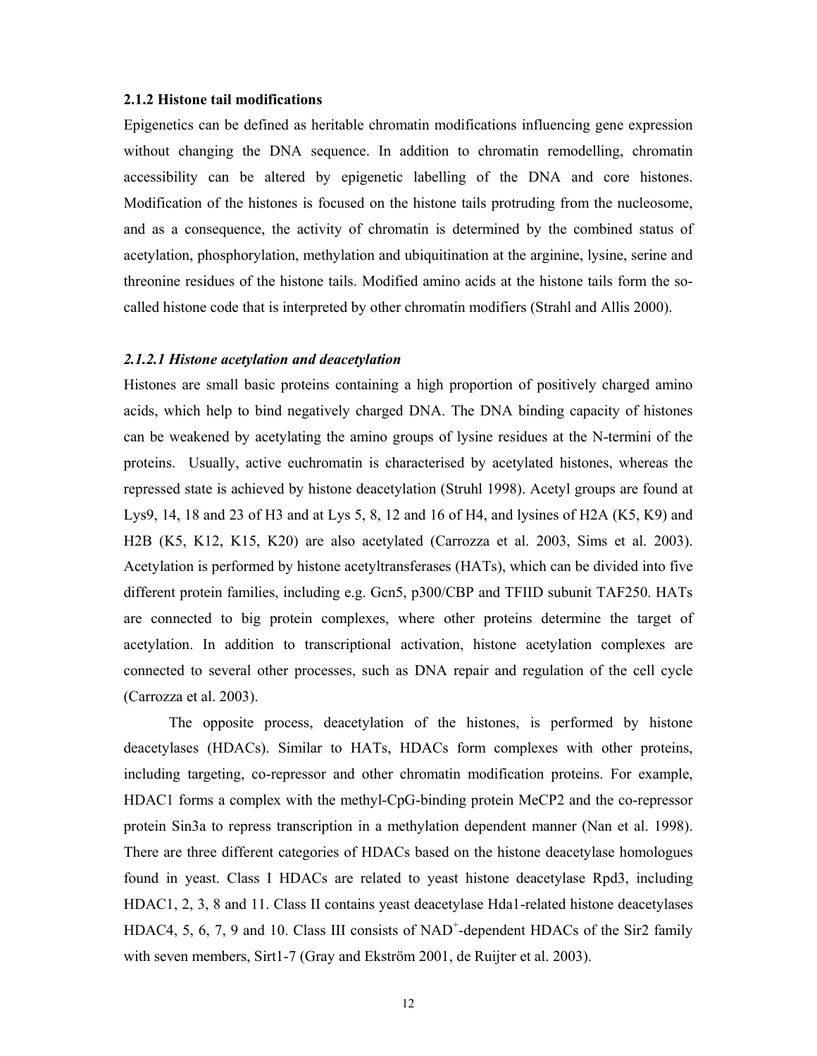### 2.1.2 Histone tail modifications

Epigenetics can be defined as heritable chromatin modifications influencing gene expression without changing the DNA sequence. In addition to chromatin remodelling, chromatin accessibility can be altered by epigenetic labelling of the DNA and core histones. Modification of the histones is focused on the histone tails protruding from the nucleosome, and as a consequence, the activity of chromatin is determined by the combined status of acetylation, phosphorylation, methylation and ubiquitination at the arginine, lysine, serine and threonine residues of the histone tails. Modified amino acids at the histone tails form the so-called histone code that is interpreted by other chromatin modifiers (Strahl and Allis 2000).

#### *2.1.2.1 Histone acetylation and deacetylation*

Histones are small basic proteins containing a high proportion of positively charged amino acids, which help to bind negatively charged DNA. The DNA binding capacity of histones can be weakened by acetylating the amino groups of lysine residues at the N-termini of the proteins. Usually, active euchromatin is characterised by acetylated histones, whereas the repressed state is achieved by histone deacetylation (Struhl 1998). Acetyl groups are found at Lys9, 14, 18 and 23 of H3 and at Lys 5, 8, 12 and 16 of H4, and lysines of H2A (K5, K9) and H2B (K5, K12, K15, K20) are also acetylated (Carrozza et al. 2003, Sims et al. 2003). Acetylation is performed by histone acetyltransferases (HATs), which can be divided into five different protein families, including e.g. Gcn5, p300/CBP and TFIID subunit TAF250. HATs are connected to big protein complexes, where other proteins determine the target of acetylation. In addition to transcriptional activation, histone acetylation complexes are connected to several other processes, such as DNA repair and regulation of the cell cycle (Carrozza et al. 2003).

The opposite process, deacetylation of the histones, is performed by histone deacetylases (HDACs). Similar to HATs, HDACs form complexes with other proteins, including targeting, co-repressor and other chromatin modification proteins. For example, HDAC1 forms a complex with the methyl-CpG-binding protein MeCP2 and the co-repressor protein Sin3a to repress transcription in a methylation dependent manner (Nan et al. 1998). There are three different categories of HDACs based on the histone deacetylase homologues found in yeast. Class I HDACs are related to yeast histone deacetylase Rpd3, including HDAC1, 2, 3, 8 and 11. Class II contains yeast deacetylase Hda1-related histone deacetylases HDAC4, 5, 6, 7, 9 and 10. Class III consists of $NAD^+$-dependent HDACs of the Sir2 family with seven members, Sirt1-7 (Gray and Ekström 2001, de Ruijter et al. 2003).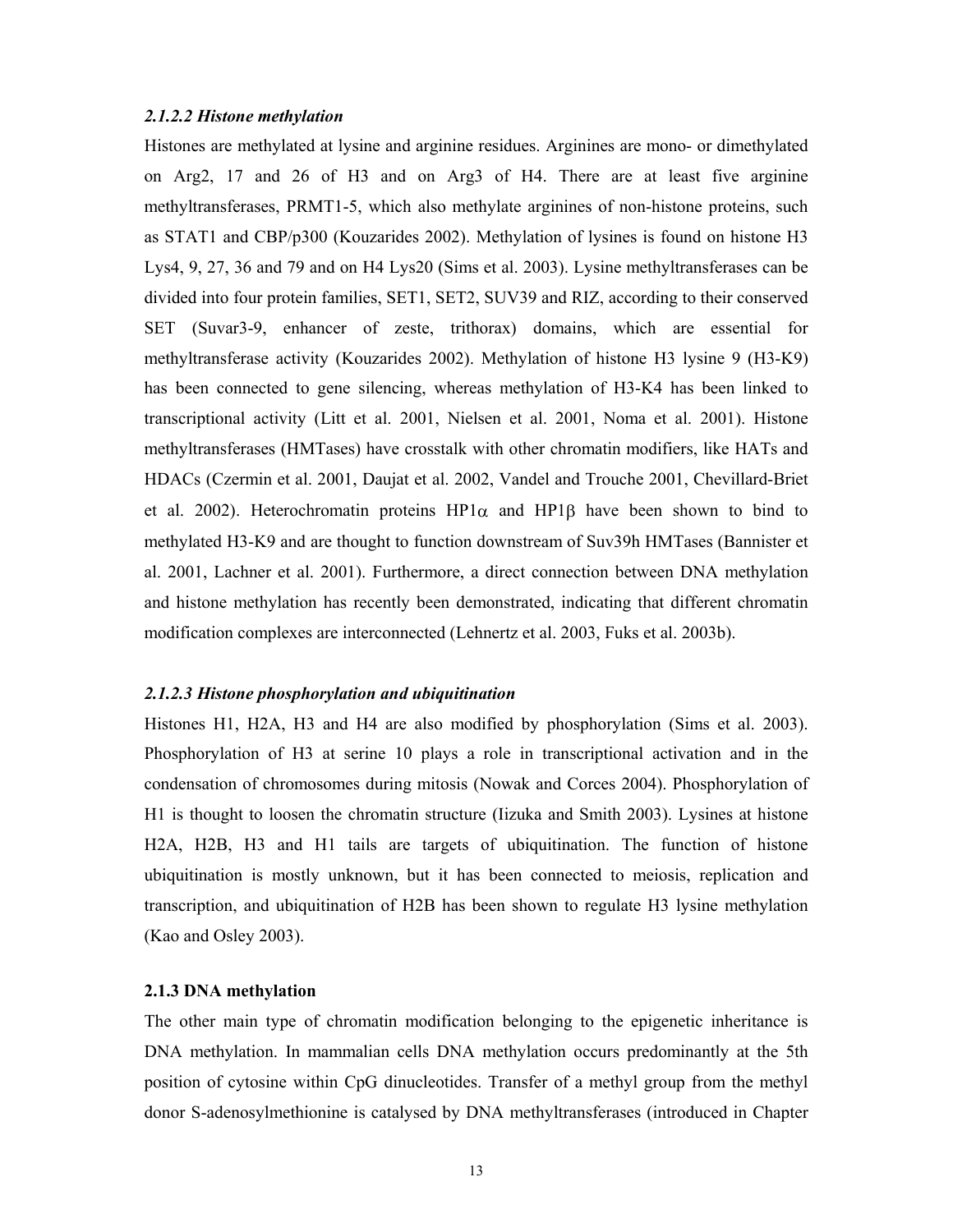#### *2.1.2.2 Histone methylation*

Histones are methylated at lysine and arginine residues. Arginines are mono- or dimethylated on Arg2, 17 and 26 of H3 and on Arg3 of H4. There are at least five arginine methyltransferases, PRMT1-5, which also methylate arginines of non-histone proteins, such as STAT1 and CBP/p300 (Kouzarides 2002). Methylation of lysines is found on histone H3 Lys4, 9, 27, 36 and 79 and on H4 Lys20 (Sims et al. 2003). Lysine methyltransferases can be divided into four protein families, SET1, SET2, SUV39 and RIZ, according to their conserved SET (Suvar3-9, enhancer of zeste, trithorax) domains, which are essential for methyltransferase activity (Kouzarides 2002). Methylation of histone H3 lysine 9 (H3-K9) has been connected to gene silencing, whereas methylation of H3-K4 has been linked to transcriptional activity (Litt et al. 2001, Nielsen et al. 2001, Noma et al. 2001). Histone methyltransferases (HMTases) have crosstalk with other chromatin modifiers, like HATs and HDACs (Czermin et al. 2001, Daujat et al. 2002, Vandel and Trouche 2001, Chevillard-Briet et al. 2002). Heterochromatin proteins HP1$\alpha$ and HP1$\beta$ have been shown to bind to methylated H3-K9 and are thought to function downstream of Suv39h HMTases (Bannister et al. 2001, Lachner et al. 2001). Furthermore, a direct connection between DNA methylation and histone methylation has recently been demonstrated, indicating that different chromatin modification complexes are interconnected (Lehnertz et al. 2003, Fuks et al. 2003b).

#### *2.1.2.3 Histone phosphorylation and ubiquitination*

Histones H1, H2A, H3 and H4 are also modified by phosphorylation (Sims et al. 2003). Phosphorylation of H3 at serine 10 plays a role in transcriptional activation and in the condensation of chromosomes during mitosis (Nowak and Corces 2004). Phosphorylation of H1 is thought to loosen the chromatin structure (Iizuka and Smith 2003). Lysines at histone H2A, H2B, H3 and H1 tails are targets of ubiquitination. The function of histone ubiquitination is mostly unknown, but it has been connected to meiosis, replication and transcription, and ubiquitination of H2B has been shown to regulate H3 lysine methylation (Kao and Osley 2003).

### **2.1.3 DNA methylation**

The other main type of chromatin modification belonging to the epigenetic inheritance is DNA methylation. In mammalian cells DNA methylation occurs predominantly at the 5th position of cytosine within CpG dinucleotides. Transfer of a methyl group from the methyl donor S-adenosylmethionine is catalysed by DNA methyltransferases (introduced in Chapter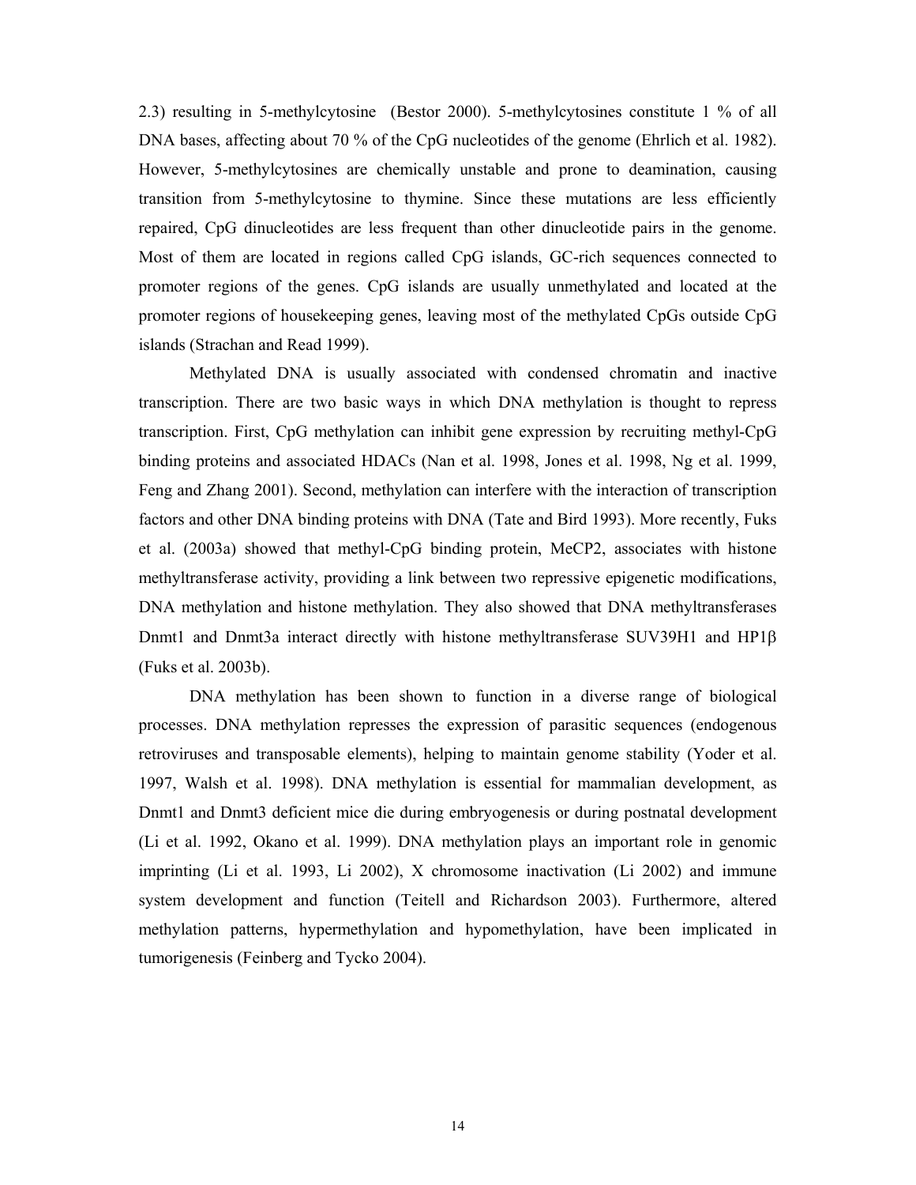2.3) resulting in 5-methylcytosine (Bestor 2000). 5-methylcytosines constitute 1 % of all DNA bases, affecting about 70 % of the CpG nucleotides of the genome (Ehrlich et al. 1982). However, 5-methylcytosines are chemically unstable and prone to deamination, causing transition from 5-methylcytosine to thymine. Since these mutations are less efficiently repaired, CpG dinucleotides are less frequent than other dinucleotide pairs in the genome. Most of them are located in regions called CpG islands, GC-rich sequences connected to promoter regions of the genes. CpG islands are usually unmethylated and located at the promoter regions of housekeeping genes, leaving most of the methylated CpGs outside CpG islands (Strachan and Read 1999).

Methylated DNA is usually associated with condensed chromatin and inactive transcription. There are two basic ways in which DNA methylation is thought to repress transcription. First, CpG methylation can inhibit gene expression by recruiting methyl-CpG binding proteins and associated HDACs (Nan et al. 1998, Jones et al. 1998, Ng et al. 1999, Feng and Zhang 2001). Second, methylation can interfere with the interaction of transcription factors and other DNA binding proteins with DNA (Tate and Bird 1993). More recently, Fuks et al. (2003a) showed that methyl-CpG binding protein, MeCP2, associates with histone methyltransferase activity, providing a link between two repressive epigenetic modifications, DNA methylation and histone methylation. They also showed that DNA methyltransferases Dnmt1 and Dnmt3a interact directly with histone methyltransferase SUV39H1 and HP1β (Fuks et al. 2003b).

DNA methylation has been shown to function in a diverse range of biological processes. DNA methylation represses the expression of parasitic sequences (endogenous retroviruses and transposable elements), helping to maintain genome stability (Yoder et al. 1997, Walsh et al. 1998). DNA methylation is essential for mammalian development, as Dnmt1 and Dnmt3 deficient mice die during embryogenesis or during postnatal development (Li et al. 1992, Okano et al. 1999). DNA methylation plays an important role in genomic imprinting (Li et al. 1993, Li 2002), X chromosome inactivation (Li 2002) and immune system development and function (Teitell and Richardson 2003). Furthermore, altered methylation patterns, hypermethylation and hypomethylation, have been implicated in tumorigenesis (Feinberg and Tycko 2004).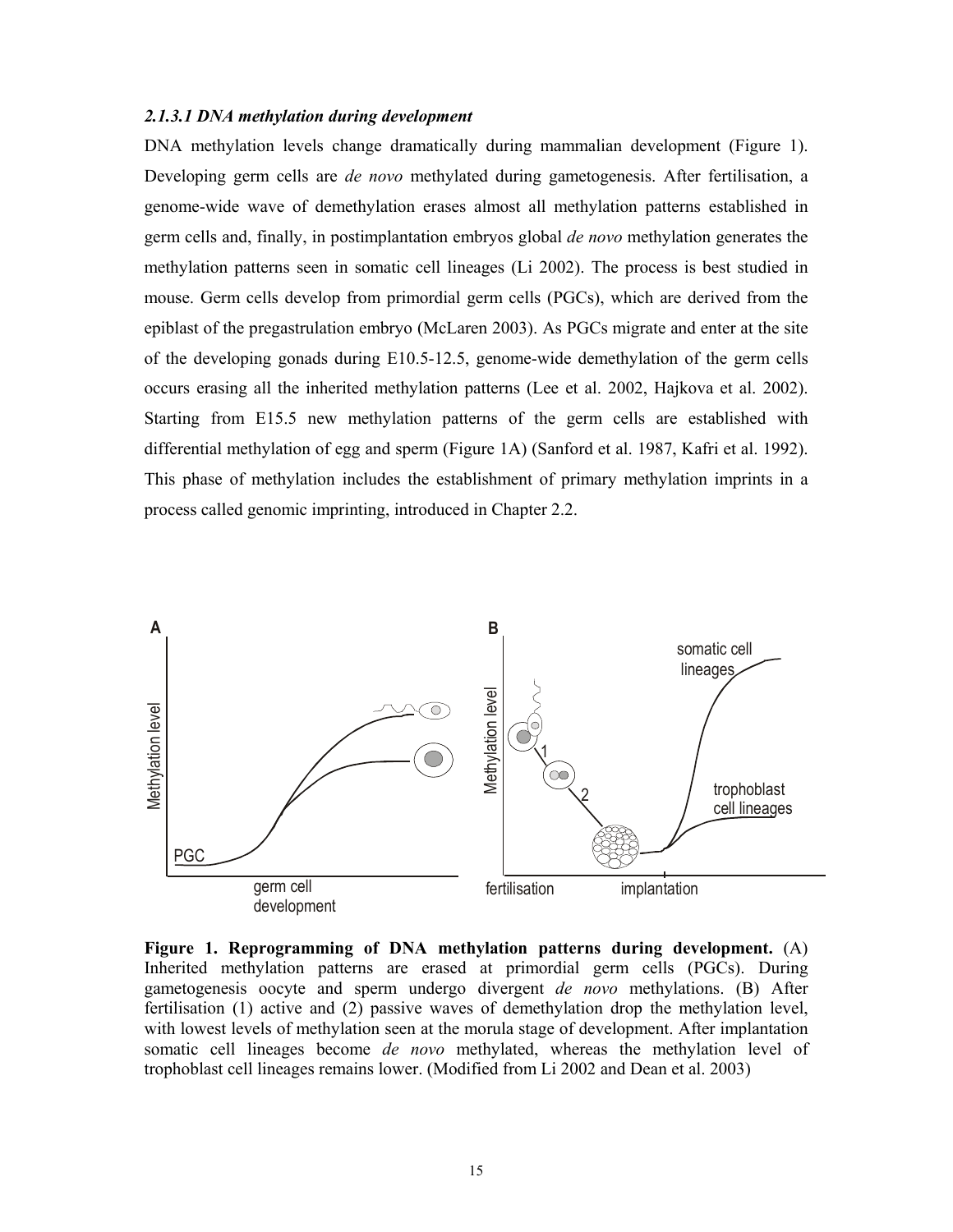#### *2.1.3.1 DNA methylation during development*

DNA methylation levels change dramatically during mammalian development (Figure 1). Developing germ cells are *de novo* methylated during gametogenesis. After fertilisation, a genome-wide wave of demethylation erases almost all methylation patterns established in germ cells and, finally, in postimplantation embryos global *de novo* methylation generates the methylation patterns seen in somatic cell lineages (Li 2002). The process is best studied in mouse. Germ cells develop from primordial germ cells (PGCs), which are derived from the epiblast of the pregastrulation embryo (McLaren 2003). As PGCs migrate and enter at the site of the developing gonads during E10.5-12.5, genome-wide demethylation of the germ cells occurs erasing all the inherited methylation patterns (Lee et al. 2002, Hajkova et al. 2002). Starting from E15.5 new methylation patterns of the germ cells are established with differential methylation of egg and sperm (Figure 1A) (Sanford et al. 1987, Kafri et al. 1992). This phase of methylation includes the establishment of primary methylation imprints in a process called genomic imprinting, introduced in Chapter 2.2.

**Figure 1. Reprogramming of DNA methylation patterns during development.** (A) Inherited methylation patterns are erased at primordial germ cells (PGCs). During gametogenesis oocyte and sperm undergo divergent *de novo* methylations. (B) After fertilisation (1) active and (2) passive waves of demethylation drop the methylation level, with lowest levels of methylation seen at the morula stage of development. After implantation somatic cell lineages become *de novo* methylated, whereas the methylation level of trophoblast cell lineages remains lower. (Modified from Li 2002 and Dean et al. 2003)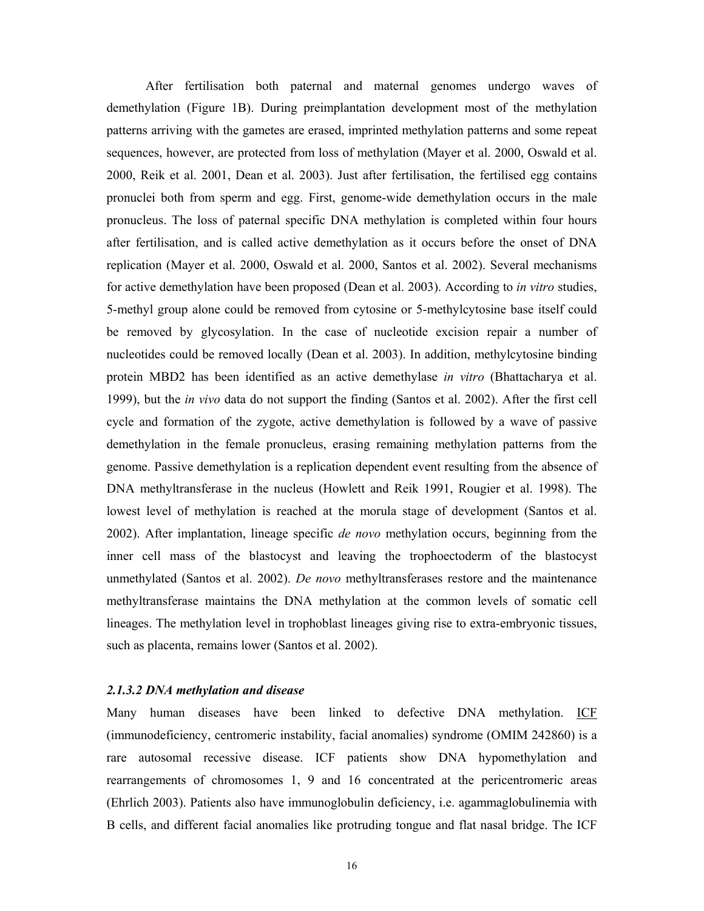After fertilisation both paternal and maternal genomes undergo waves of demethylation (Figure 1B). During preimplantation development most of the methylation patterns arriving with the gametes are erased, imprinted methylation patterns and some repeat sequences, however, are protected from loss of methylation (Mayer et al. 2000, Oswald et al. 2000, Reik et al. 2001, Dean et al. 2003). Just after fertilisation, the fertilised egg contains pronuclei both from sperm and egg. First, genome-wide demethylation occurs in the male pronucleus. The loss of paternal specific DNA methylation is completed within four hours after fertilisation, and is called active demethylation as it occurs before the onset of DNA replication (Mayer et al. 2000, Oswald et al. 2000, Santos et al. 2002). Several mechanisms for active demethylation have been proposed (Dean et al. 2003). According to *in vitro* studies, 5-methyl group alone could be removed from cytosine or 5-methylcytosine base itself could be removed by glycosylation. In the case of nucleotide excision repair a number of nucleotides could be removed locally (Dean et al. 2003). In addition, methylcytosine binding protein MBD2 has been identified as an active demethylase *in vitro* (Bhattacharya et al. 1999), but the *in vivo* data do not support the finding (Santos et al. 2002). After the first cell cycle and formation of the zygote, active demethylation is followed by a wave of passive demethylation in the female pronucleus, erasing remaining methylation patterns from the genome. Passive demethylation is a replication dependent event resulting from the absence of DNA methyltransferase in the nucleus (Howlett and Reik 1991, Rougier et al. 1998). The lowest level of methylation is reached at the morula stage of development (Santos et al. 2002). After implantation, lineage specific *de novo* methylation occurs, beginning from the inner cell mass of the blastocyst and leaving the trophoectoderm of the blastocyst unmethylated (Santos et al. 2002). *De novo* methyltransferases restore and the maintenance methyltransferase maintains the DNA methylation at the common levels of somatic cell lineages. The methylation level in trophoblast lineages giving rise to extra-embryonic tissues, such as placenta, remains lower (Santos et al. 2002).

#### *2.1.3.2 DNA methylation and disease*

Many human diseases have been linked to defective DNA methylation. ICF (immunodeficiency, centromeric instability, facial anomalies) syndrome (OMIM 242860) is a rare autosomal recessive disease. ICF patients show DNA hypomethylation and rearrangements of chromosomes 1, 9 and 16 concentrated at the pericentromeric areas (Ehrlich 2003). Patients also have immunoglobulin deficiency, i.e. agammaglobulinemia with B cells, and different facial anomalies like protruding tongue and flat nasal bridge. The ICF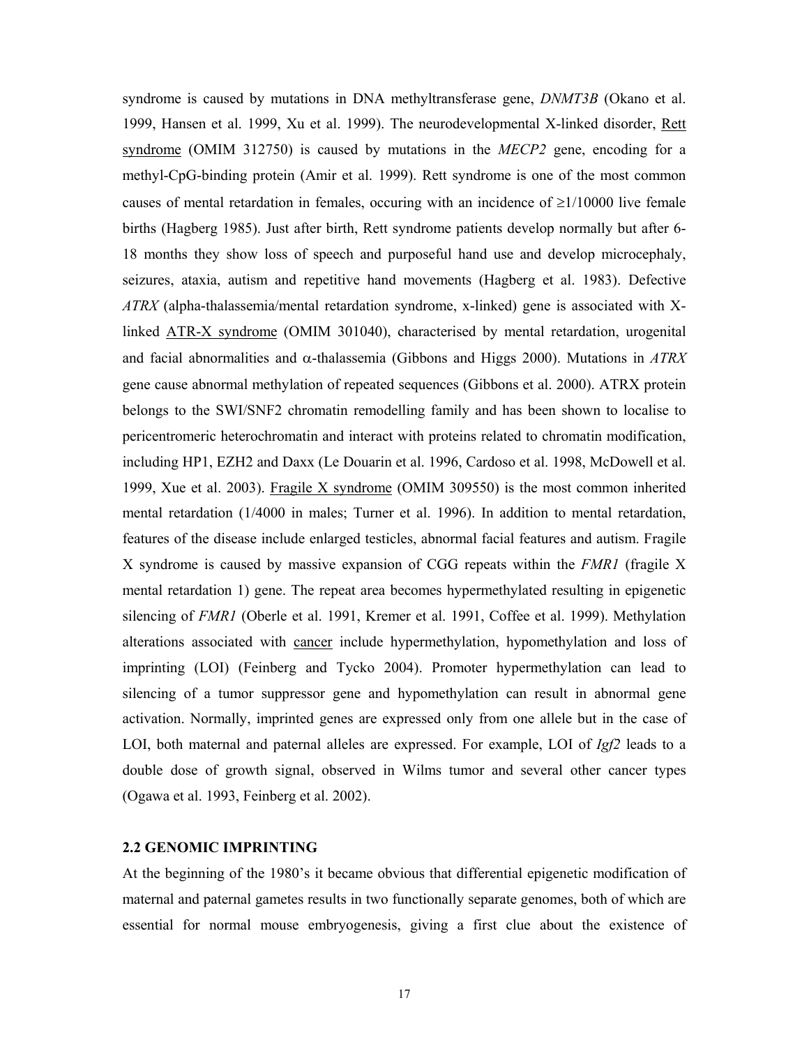syndrome is caused by mutations in DNA methyltransferase gene, *DNMT3B* (Okano et al. 1999, Hansen et al. 1999, Xu et al. 1999). The neurodevelopmental X-linked disorder, Rett syndrome (OMIM 312750) is caused by mutations in the *MECP2* gene, encoding for a methyl-CpG-binding protein (Amir et al. 1999). Rett syndrome is one of the most common causes of mental retardation in females, occuring with an incidence of ≥1/10000 live female births (Hagberg 1985). Just after birth, Rett syndrome patients develop normally but after 6-18 months they show loss of speech and purposeful hand use and develop microcephaly, seizures, ataxia, autism and repetitive hand movements (Hagberg et al. 1983). Defective *ATRX* (alpha-thalassemia/mental retardation syndrome, x-linked) gene is associated with X-linked ATR-X syndrome (OMIM 301040), characterised by mental retardation, urogenital and facial abnormalities and α-thalassemia (Gibbons and Higgs 2000). Mutations in *ATRX* gene cause abnormal methylation of repeated sequences (Gibbons et al. 2000). ATRX protein belongs to the SWI/SNF2 chromatin remodelling family and has been shown to localise to pericentromeric heterochromatin and interact with proteins related to chromatin modification, including HP1, EZH2 and Daxx (Le Douarin et al. 1996, Cardoso et al. 1998, McDowell et al. 1999, Xue et al. 2003). Fragile X syndrome (OMIM 309550) is the most common inherited mental retardation (1/4000 in males; Turner et al. 1996). In addition to mental retardation, features of the disease include enlarged testicles, abnormal facial features and autism. Fragile X syndrome is caused by massive expansion of CGG repeats within the *FMR1* (fragile X mental retardation 1) gene. The repeat area becomes hypermethylated resulting in epigenetic silencing of *FMR1* (Oberle et al. 1991, Kremer et al. 1991, Coffee et al. 1999). Methylation alterations associated with cancer include hypermethylation, hypomethylation and loss of imprinting (LOI) (Feinberg and Tycko 2004). Promoter hypermethylation can lead to silencing of a tumor suppressor gene and hypomethylation can result in abnormal gene activation. Normally, imprinted genes are expressed only from one allele but in the case of LOI, both maternal and paternal alleles are expressed. For example, LOI of *Igf2* leads to a double dose of growth signal, observed in Wilms tumor and several other cancer types (Ogawa et al. 1993, Feinberg et al. 2002).

## 2.2 GENOMIC IMPRINTING

At the beginning of the 1980's it became obvious that differential epigenetic modification of maternal and paternal gametes results in two functionally separate genomes, both of which are essential for normal mouse embryogenesis, giving a first clue about the existence of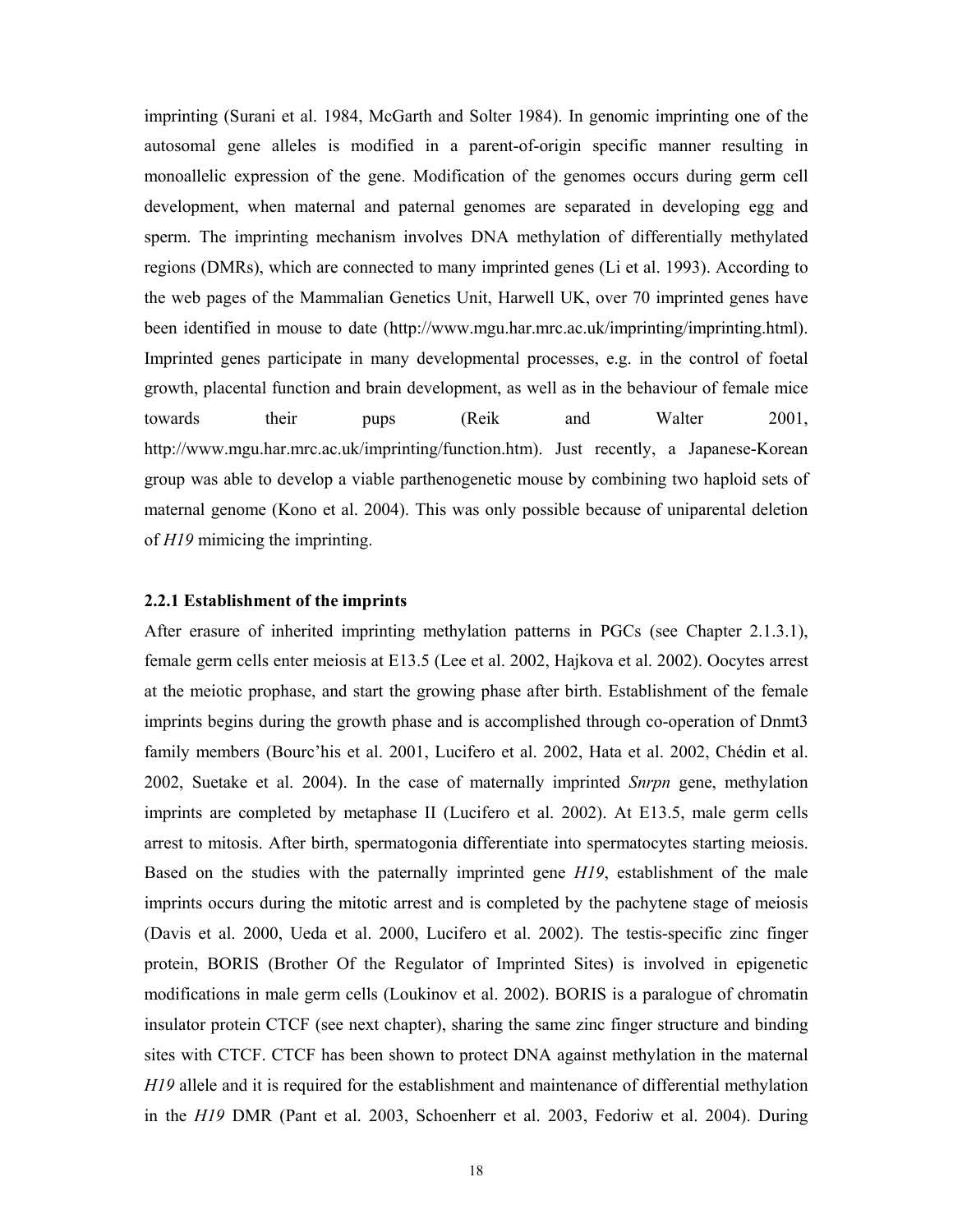imprinting (Surani et al. 1984, McGarth and Solter 1984). In genomic imprinting one of the autosomal gene alleles is modified in a parent-of-origin specific manner resulting in monoallelic expression of the gene. Modification of the genomes occurs during germ cell development, when maternal and paternal genomes are separated in developing egg and sperm. The imprinting mechanism involves DNA methylation of differentially methylated regions (DMRs), which are connected to many imprinted genes (Li et al. 1993). According to the web pages of the Mammalian Genetics Unit, Harwell UK, over 70 imprinted genes have been identified in mouse to date (http://www.mgu.har.mrc.ac.uk/imprinting/imprinting.html). Imprinted genes participate in many developmental processes, e.g. in the control of foetal growth, placental function and brain development, as well as in the behaviour of female mice towards their pups (Reik and Walter 2001, http://www.mgu.har.mrc.ac.uk/imprinting/function.htm). Just recently, a Japanese-Korean group was able to develop a viable parthenogenetic mouse by combining two haploid sets of maternal genome (Kono et al. 2004). This was only possible because of uniparental deletion of *H19* mimicing the imprinting.

### 2.2.1 Establishment of the imprints

After erasure of inherited imprinting methylation patterns in PGCs (see Chapter 2.1.3.1), female germ cells enter meiosis at E13.5 (Lee et al. 2002, Hajkova et al. 2002). Oocytes arrest at the meiotic prophase, and start the growing phase after birth. Establishment of the female imprints begins during the growth phase and is accomplished through co-operation of Dnmt3 family members (Bourc'his et al. 2001, Lucifero et al. 2002, Hata et al. 2002, Chédin et al. 2002, Suetake et al. 2004). In the case of maternally imprinted *Snrpn* gene, methylation imprints are completed by metaphase II (Lucifero et al. 2002). At E13.5, male germ cells arrest to mitosis. After birth, spermatogonia differentiate into spermatocytes starting meiosis. Based on the studies with the paternally imprinted gene *H19*, establishment of the male imprints occurs during the mitotic arrest and is completed by the pachytene stage of meiosis (Davis et al. 2000, Ueda et al. 2000, Lucifero et al. 2002). The testis-specific zinc finger protein, BORIS (Brother Of the Regulator of Imprinted Sites) is involved in epigenetic modifications in male germ cells (Loukinov et al. 2002). BORIS is a paralogue of chromatin insulator protein CTCF (see next chapter), sharing the same zinc finger structure and binding sites with CTCF. CTCF has been shown to protect DNA against methylation in the maternal *H19* allele and it is required for the establishment and maintenance of differential methylation in the *H19* DMR (Pant et al. 2003, Schoenherr et al. 2003, Fedoriw et al. 2004). During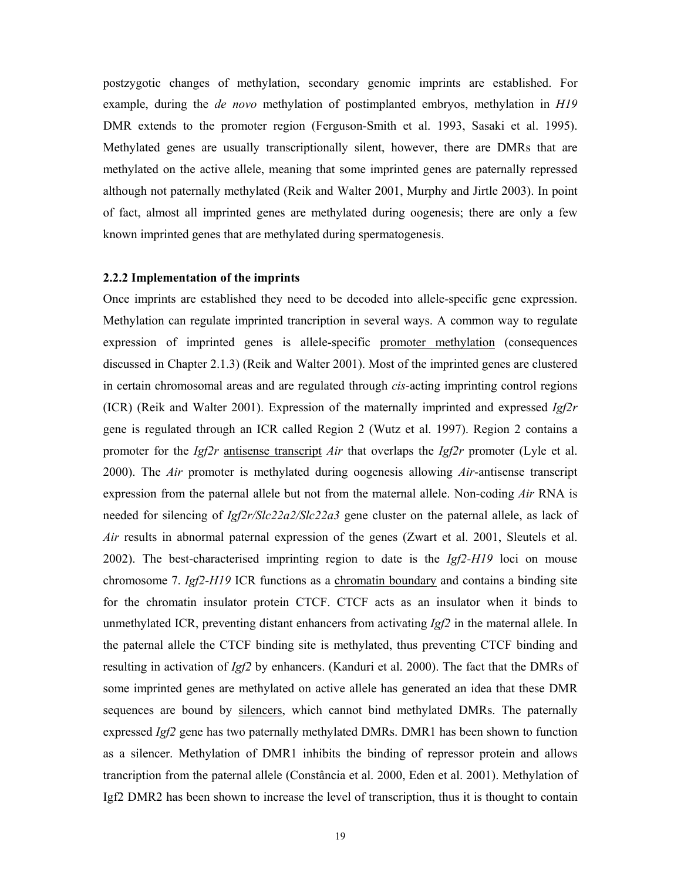postzygotic changes of methylation, secondary genomic imprints are established. For example, during the *de novo* methylation of postimplanted embryos, methylation in *H19* DMR extends to the promoter region (Ferguson-Smith et al. 1993, Sasaki et al. 1995). Methylated genes are usually transcriptionally silent, however, there are DMRs that are methylated on the active allele, meaning that some imprinted genes are paternally repressed although not paternally methylated (Reik and Walter 2001, Murphy and Jirtle 2003). In point of fact, almost all imprinted genes are methylated during oogenesis; there are only a few known imprinted genes that are methylated during spermatogenesis.

### 2.2.2 Implementation of the imprints

Once imprints are established they need to be decoded into allele-specific gene expression. Methylation can regulate imprinted trancription in several ways. A common way to regulate expression of imprinted genes is allele-specific <u>promoter methylation</u> (consequences discussed in Chapter 2.1.3) (Reik and Walter 2001). Most of the imprinted genes are clustered in certain chromosomal areas and are regulated through *cis*-acting imprinting control regions (ICR) (Reik and Walter 2001). Expression of the maternally imprinted and expressed *Igf2r* gene is regulated through an ICR called Region 2 (Wutz et al. 1997). Region 2 contains a promoter for the *Igf2r* <u>antisense transcript</u> *Air* that overlaps the *Igf2r* promoter (Lyle et al. 2000). The *Air* promoter is methylated during oogenesis allowing *Air*-antisense transcript expression from the paternal allele but not from the maternal allele. Non-coding *Air* RNA is needed for silencing of *Igf2r/Slc22a2/Slc22a3* gene cluster on the paternal allele, as lack of *Air* results in abnormal paternal expression of the genes (Zwart et al. 2001, Sleutels et al. 2002). The best-characterised imprinting region to date is the *Igf2-H19* loci on mouse chromosome 7. *Igf2-H19* ICR functions as a <u>chromatin boundary</u> and contains a binding site for the chromatin insulator protein CTCF. CTCF acts as an insulator when it binds to unmethylated ICR, preventing distant enhancers from activating *Igf2* in the maternal allele. In the paternal allele the CTCF binding site is methylated, thus preventing CTCF binding and resulting in activation of *Igf2* by enhancers. (Kanduri et al. 2000). The fact that the DMRs of some imprinted genes are methylated on active allele has generated an idea that these DMR sequences are bound by <u>silencers</u>, which cannot bind methylated DMRs. The paternally expressed *Igf2* gene has two paternally methylated DMRs. DMR1 has been shown to function as a silencer. Methylation of DMR1 inhibits the binding of repressor protein and allows trancription from the paternal allele (Constância et al. 2000, Eden et al. 2001). Methylation of Igf2 DMR2 has been shown to increase the level of transcription, thus it is thought to contain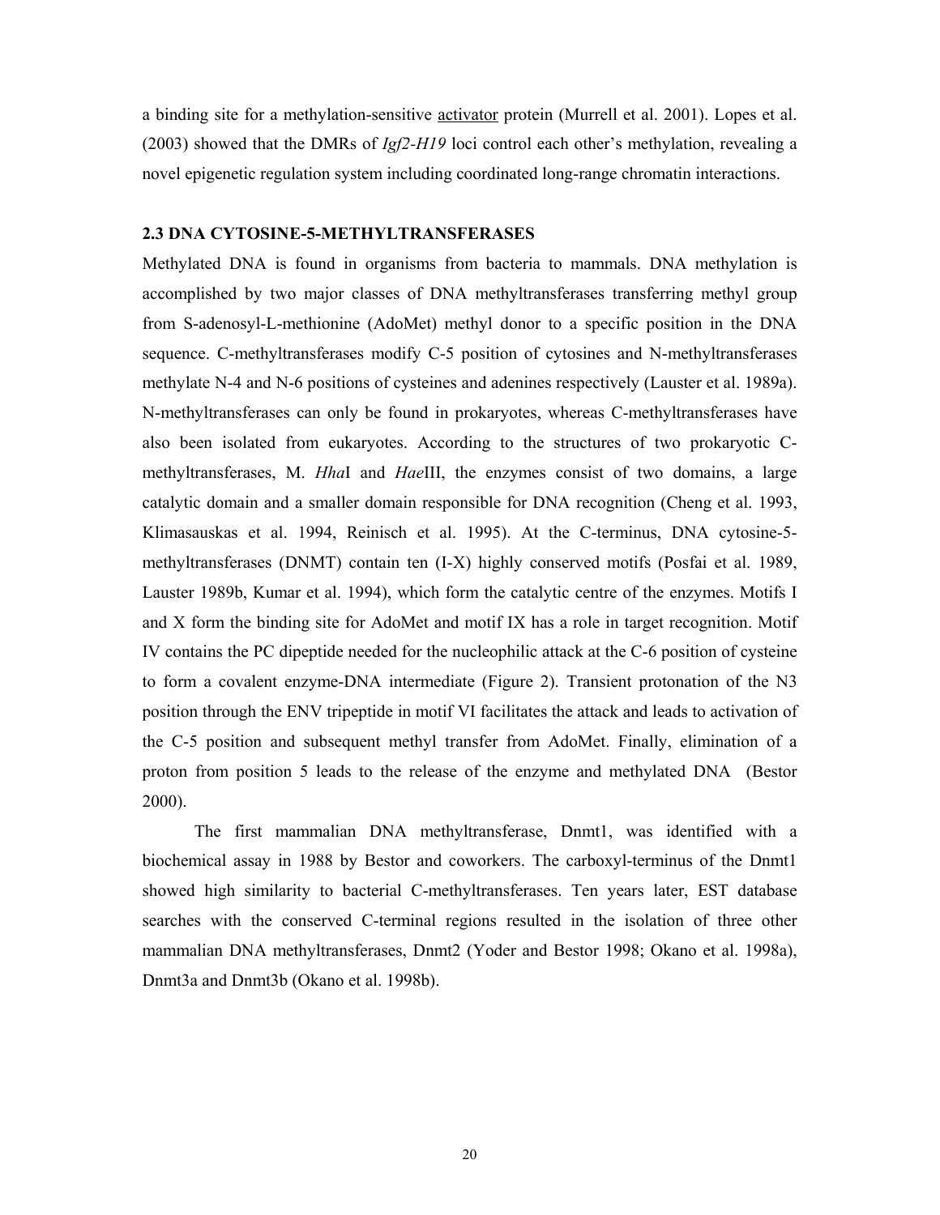a binding site for a methylation-sensitive <u>activator</u> protein (Murrell et al. 2001). Lopes et al. (2003) showed that the DMRs of *Igf2-H19* loci control each other's methylation, revealing a novel epigenetic regulation system including coordinated long-range chromatin interactions.

### 2.3 DNA CYTOSINE-5-METHYLTRANSFERASES

Methylated DNA is found in organisms from bacteria to mammals. DNA methylation is accomplished by two major classes of DNA methyltransferases transferring methyl group from S-adenosyl-L-methionine (AdoMet) methyl donor to a specific position in the DNA sequence. C-methyltransferases modify C-5 position of cytosines and N-methyltransferases methylate N-4 and N-6 positions of cysteines and adenines respectively (Lauster et al. 1989a). N-methyltransferases can only be found in prokaryotes, whereas C-methyltransferases have also been isolated from eukaryotes. According to the structures of two prokaryotic C-methyltransferases, M. *Hha*I and *Hae*III, the enzymes consist of two domains, a large catalytic domain and a smaller domain responsible for DNA recognition (Cheng et al. 1993, Klimasauskas et al. 1994, Reinisch et al. 1995). At the C-terminus, DNA cytosine-5-methyltransferases (DNMT) contain ten (I-X) highly conserved motifs (Posfai et al. 1989, Lauster 1989b, Kumar et al. 1994), which form the catalytic centre of the enzymes. Motifs I and X form the binding site for AdoMet and motif IX has a role in target recognition. Motif IV contains the PC dipeptide needed for the nucleophilic attack at the C-6 position of cysteine to form a covalent enzyme-DNA intermediate (Figure 2). Transient protonation of the N3 position through the ENV tripeptide in motif VI facilitates the attack and leads to activation of the C-5 position and subsequent methyl transfer from AdoMet. Finally, elimination of a proton from position 5 leads to the release of the enzyme and methylated DNA (Bestor 2000).

The first mammalian DNA methyltransferase, Dnmt1, was identified with a biochemical assay in 1988 by Bestor and coworkers. The carboxyl-terminus of the Dnmt1 showed high similarity to bacterial C-methyltransferases. Ten years later, EST database searches with the conserved C-terminal regions resulted in the isolation of three other mammalian DNA methyltransferases, Dnmt2 (Yoder and Bestor 1998; Okano et al. 1998a), Dnmt3a and Dnmt3b (Okano et al. 1998b).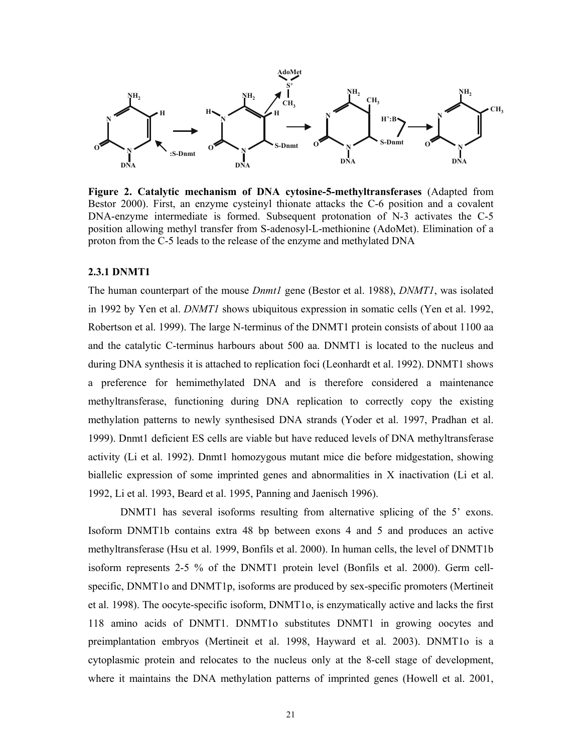**Figure 2. Catalytic mechanism of DNA cytosine-5-methyltransferases** (Adapted from Bestor 2000). First, an enzyme cysteinyl thionate attacks the C-6 position and a covalent DNA-enzyme intermediate is formed. Subsequent protonation of N-3 activates the C-5 position allowing methyl transfer from S-adenosyl-L-methionine (AdoMet). Elimination of a proton from the C-5 leads to the release of the enzyme and methylated DNA

### 2.3.1 DNMT1

The human counterpart of the mouse *Dnmt1* gene (Bestor et al. 1988), *DNMT1*, was isolated in 1992 by Yen et al. *DNMT1* shows ubiquitous expression in somatic cells (Yen et al. 1992, Robertson et al. 1999). The large N-terminus of the DNMT1 protein consists of about 1100 aa and the catalytic C-terminus harbours about 500 aa. DNMT1 is located to the nucleus and during DNA synthesis it is attached to replication foci (Leonhardt et al. 1992). DNMT1 shows a preference for hemimethylated DNA and is therefore considered a maintenance methyltransferase, functioning during DNA replication to correctly copy the existing methylation patterns to newly synthesised DNA strands (Yoder et al. 1997, Pradhan et al. 1999). Dnmt1 deficient ES cells are viable but have reduced levels of DNA methyltransferase activity (Li et al. 1992). Dnmt1 homozygous mutant mice die before midgestation, showing biallelic expression of some imprinted genes and abnormalities in X inactivation (Li et al. 1992, Li et al. 1993, Beard et al. 1995, Panning and Jaenisch 1996).

DNMT1 has several isoforms resulting from alternative splicing of the 5' exons. Isoform DNMT1b contains extra 48 bp between exons 4 and 5 and produces an active methyltransferase (Hsu et al. 1999, Bonfils et al. 2000). In human cells, the level of DNMT1b isoform represents 2-5 % of the DNMT1 protein level (Bonfils et al. 2000). Germ cell-specific, DNMT1o and DNMT1p, isoforms are produced by sex-specific promoters (Mertineit et al. 1998). The oocyte-specific isoform, DNMT1o, is enzymatically active and lacks the first 118 amino acids of DNMT1. DNMT1o substitutes DNMT1 in growing oocytes and preimplantation embryos (Mertineit et al. 1998, Hayward et al. 2003). DNMT1o is a cytoplasmic protein and relocates to the nucleus only at the 8-cell stage of development, where it maintains the DNA methylation patterns of imprinted genes (Howell et al. 2001,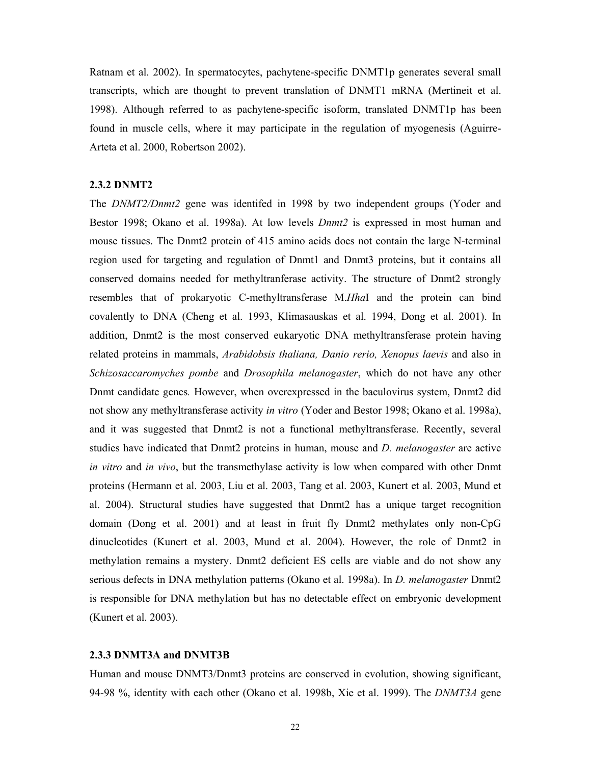Ratnam et al. 2002). In spermatocytes, pachytene-specific DNMT1p generates several small transcripts, which are thought to prevent translation of DNMT1 mRNA (Mertineit et al. 1998). Although referred to as pachytene-specific isoform, translated DNMT1p has been found in muscle cells, where it may participate in the regulation of myogenesis (Aguirre-Arteta et al. 2000, Robertson 2002).

### 2.3.2 DNMT2

The *DNMT2/Dnmt2* gene was identifed in 1998 by two independent groups (Yoder and Bestor 1998; Okano et al. 1998a). At low levels *Dnmt2* is expressed in most human and mouse tissues. The Dnmt2 protein of 415 amino acids does not contain the large N-terminal region used for targeting and regulation of Dnmt1 and Dnmt3 proteins, but it contains all conserved domains needed for methyltranferase activity. The structure of Dnmt2 strongly resembles that of prokaryotic C-methyltransferase M.*Hha*I and the protein can bind covalently to DNA (Cheng et al. 1993, Klimasauskas et al. 1994, Dong et al. 2001). In addition, Dnmt2 is the most conserved eukaryotic DNA methyltransferase protein having related proteins in mammals, *Arabidobsis thaliana, Danio rerio, Xenopus laevis* and also in *Schizosaccaromyches pombe* and *Drosophila melanogaster*, which do not have any other Dnmt candidate genes*.* However, when overexpressed in the baculovirus system, Dnmt2 did not show any methyltransferase activity *in vitro* (Yoder and Bestor 1998; Okano et al. 1998a), and it was suggested that Dnmt2 is not a functional methyltransferase. Recently, several studies have indicated that Dnmt2 proteins in human, mouse and *D. melanogaster* are active *in vitro* and *in vivo*, but the transmethylase activity is low when compared with other Dnmt proteins (Hermann et al. 2003, Liu et al. 2003, Tang et al. 2003, Kunert et al. 2003, Mund et al. 2004). Structural studies have suggested that Dnmt2 has a unique target recognition domain (Dong et al. 2001) and at least in fruit fly Dnmt2 methylates only non-CpG dinucleotides (Kunert et al. 2003, Mund et al. 2004). However, the role of Dnmt2 in methylation remains a mystery. Dnmt2 deficient ES cells are viable and do not show any serious defects in DNA methylation patterns (Okano et al. 1998a). In *D. melanogaster* Dnmt2 is responsible for DNA methylation but has no detectable effect on embryonic development (Kunert et al. 2003).

### 2.3.3 DNMT3A and DNMT3B

Human and mouse DNMT3/Dnmt3 proteins are conserved in evolution, showing significant, 94-98 %, identity with each other (Okano et al. 1998b, Xie et al. 1999). The *DNMT3A* gene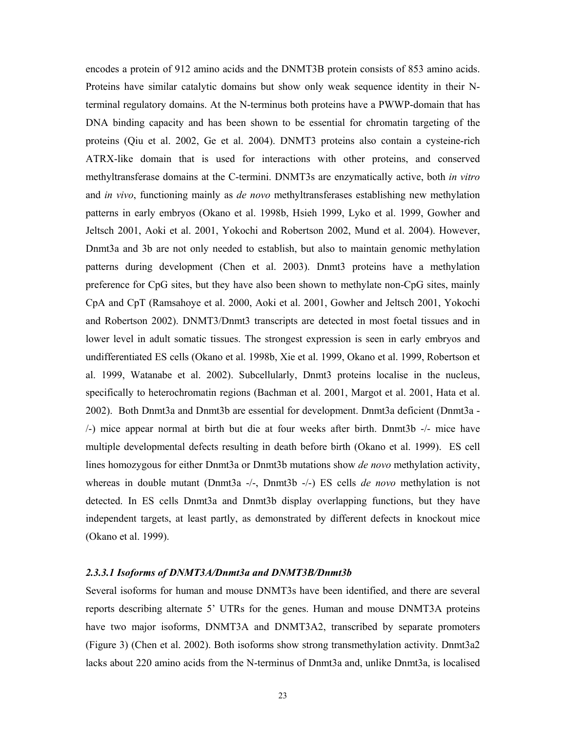encodes a protein of 912 amino acids and the DNMT3B protein consists of 853 amino acids. Proteins have similar catalytic domains but show only weak sequence identity in their N-terminal regulatory domains. At the N-terminus both proteins have a PWWP-domain that has DNA binding capacity and has been shown to be essential for chromatin targeting of the proteins (Qiu et al. 2002, Ge et al. 2004). DNMT3 proteins also contain a cysteine-rich ATRX-like domain that is used for interactions with other proteins, and conserved methyltransferase domains at the C-termini. DNMT3s are enzymatically active, both *in vitro* and *in vivo*, functioning mainly as *de novo* methyltransferases establishing new methylation patterns in early embryos (Okano et al. 1998b, Hsieh 1999, Lyko et al. 1999, Gowher and Jeltsch 2001, Aoki et al. 2001, Yokochi and Robertson 2002, Mund et al. 2004). However, Dnmt3a and 3b are not only needed to establish, but also to maintain genomic methylation patterns during development (Chen et al. 2003). Dnmt3 proteins have a methylation preference for CpG sites, but they have also been shown to methylate non-CpG sites, mainly CpA and CpT (Ramsahoye et al. 2000, Aoki et al. 2001, Gowher and Jeltsch 2001, Yokochi and Robertson 2002). DNMT3/Dnmt3 transcripts are detected in most foetal tissues and in lower level in adult somatic tissues. The strongest expression is seen in early embryos and undifferentiated ES cells (Okano et al. 1998b, Xie et al. 1999, Okano et al. 1999, Robertson et al. 1999, Watanabe et al. 2002). Subcellularly, Dnmt3 proteins localise in the nucleus, specifically to heterochromatin regions (Bachman et al. 2001, Margot et al. 2001, Hata et al. 2002). Both Dnmt3a and Dnmt3b are essential for development. Dnmt3a deficient (Dnmt3a -/-) mice appear normal at birth but die at four weeks after birth. Dnmt3b -/- mice have multiple developmental defects resulting in death before birth (Okano et al. 1999). ES cell lines homozygous for either Dnmt3a or Dnmt3b mutations show *de novo* methylation activity, whereas in double mutant (Dnmt3a -/-, Dnmt3b -/-) ES cells *de novo* methylation is not detected. In ES cells Dnmt3a and Dnmt3b display overlapping functions, but they have independent targets, at least partly, as demonstrated by different defects in knockout mice (Okano et al. 1999).

#### *2.3.3.1 Isoforms of DNMT3A/Dnmt3a and DNMT3B/Dnmt3b*

Several isoforms for human and mouse DNMT3s have been identified, and there are several reports describing alternate 5' UTRs for the genes. Human and mouse DNMT3A proteins have two major isoforms, DNMT3A and DNMT3A2, transcribed by separate promoters (Figure 3) (Chen et al. 2002). Both isoforms show strong transmethylation activity. Dnmt3a2 lacks about 220 amino acids from the N-terminus of Dnmt3a and, unlike Dnmt3a, is localised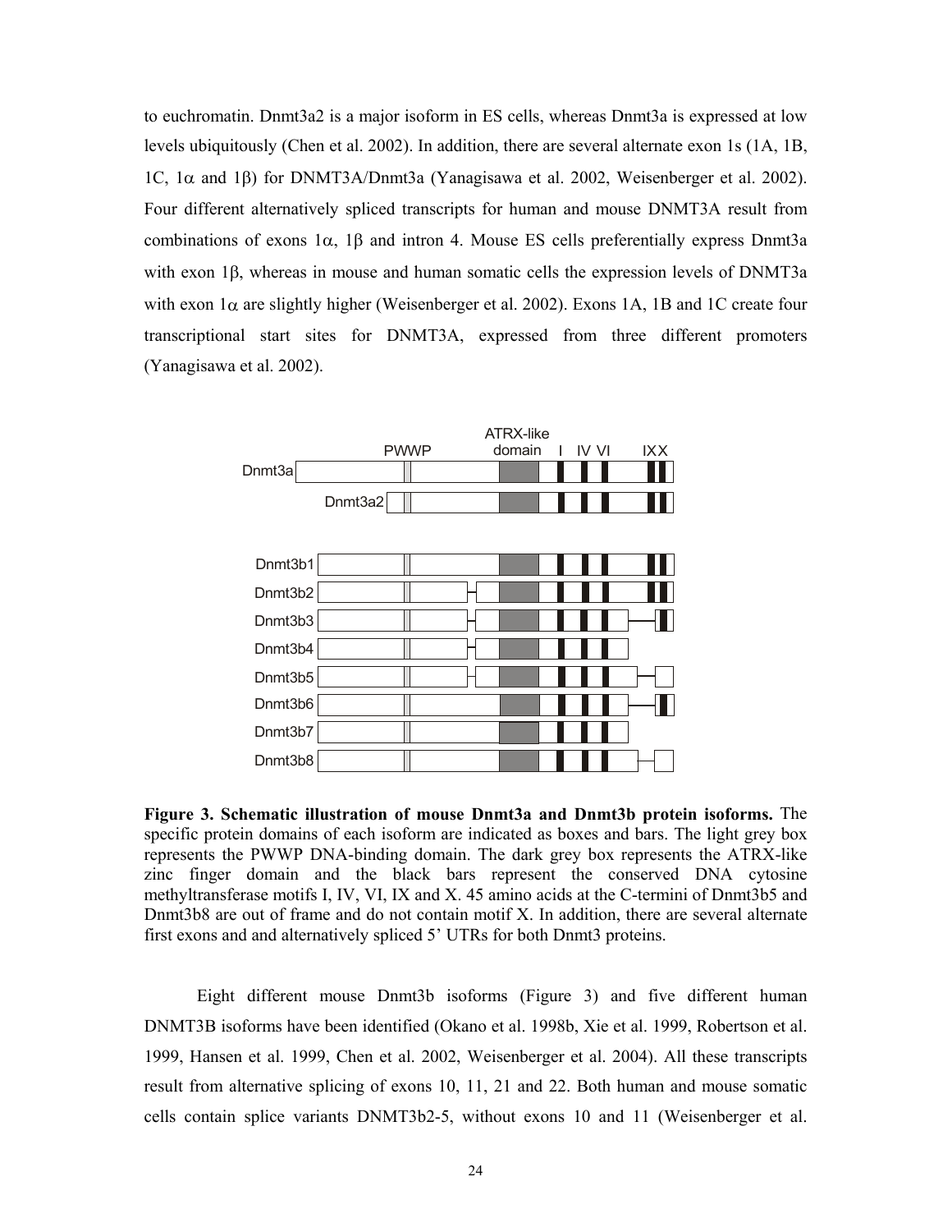to euchromatin. Dnmt3a2 is a major isoform in ES cells, whereas Dnmt3a is expressed at low levels ubiquitously (Chen et al. 2002). In addition, there are several alternate exon 1s (1A, 1B, 1C, 1α and 1β) for DNMT3A/Dnmt3a (Yanagisawa et al. 2002, Weisenberger et al. 2002). Four different alternatively spliced transcripts for human and mouse DNMT3A result from combinations of exons 1α, 1β and intron 4. Mouse ES cells preferentially express Dnmt3a with exon 1β, whereas in mouse and human somatic cells the expression levels of DNMT3a with exon 1α are slightly higher (Weisenberger et al. 2002). Exons 1A, 1B and 1C create four transcriptional start sites for DNMT3A, expressed from three different promoters (Yanagisawa et al. 2002).

**Figure 3. Schematic illustration of mouse Dnmt3a and Dnmt3b protein isoforms.** The specific protein domains of each isoform are indicated as boxes and bars. The light grey box represents the PWWP DNA-binding domain. The dark grey box represents the ATRX-like zinc finger domain and the black bars represent the conserved DNA cytosine methyltransferase motifs I, IV, VI, IX and X. 45 amino acids at the C-termini of Dnmt3b5 and Dnmt3b8 are out of frame and do not contain motif X. In addition, there are several alternate first exons and and alternatively spliced 5' UTRs for both Dnmt3 proteins.

Eight different mouse Dnmt3b isoforms (Figure 3) and five different human DNMT3B isoforms have been identified (Okano et al. 1998b, Xie et al. 1999, Robertson et al. 1999, Hansen et al. 1999, Chen et al. 2002, Weisenberger et al. 2004). All these transcripts result from alternative splicing of exons 10, 11, 21 and 22. Both human and mouse somatic cells contain splice variants DNMT3b2-5, without exons 10 and 11 (Weisenberger et al.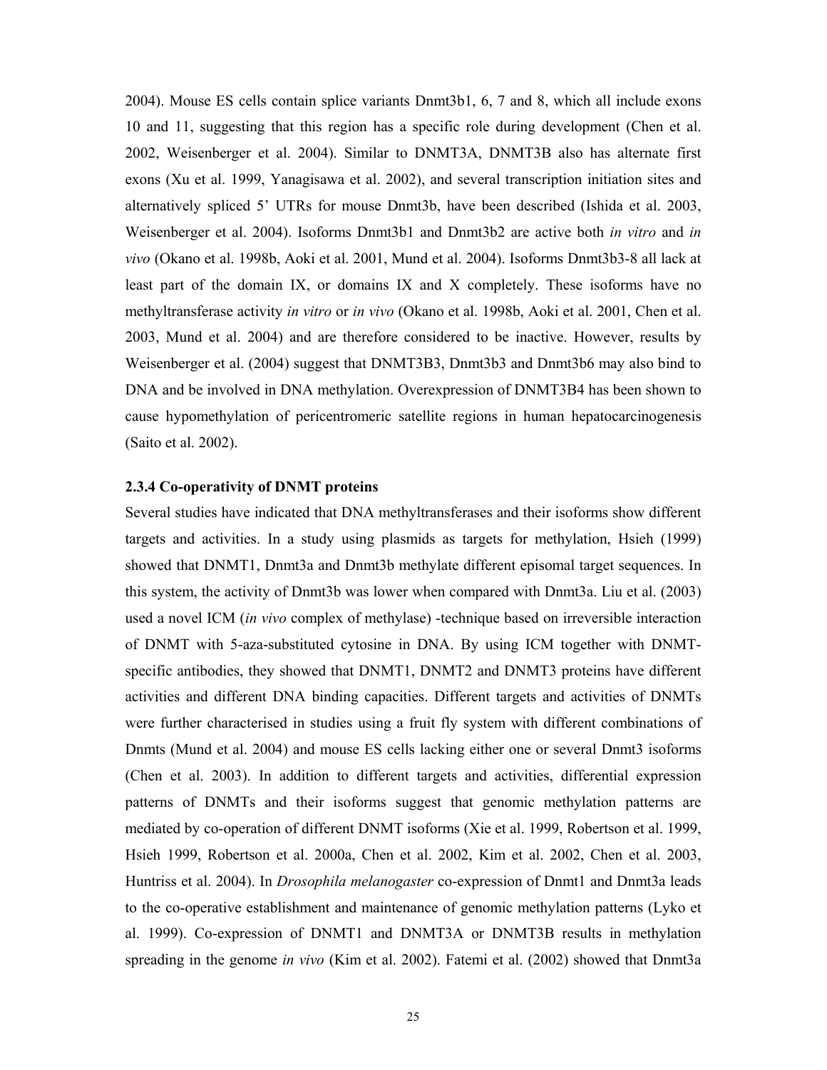2004). Mouse ES cells contain splice variants Dnmt3b1, 6, 7 and 8, which all include exons 10 and 11, suggesting that this region has a specific role during development (Chen et al. 2002, Weisenberger et al. 2004). Similar to DNMT3A, DNMT3B also has alternate first exons (Xu et al. 1999, Yanagisawa et al. 2002), and several transcription initiation sites and alternatively spliced 5' UTRs for mouse Dnmt3b, have been described (Ishida et al. 2003, Weisenberger et al. 2004). Isoforms Dnmt3b1 and Dnmt3b2 are active both *in vitro* and *in vivo* (Okano et al. 1998b, Aoki et al. 2001, Mund et al. 2004). Isoforms Dnmt3b3-8 all lack at least part of the domain IX, or domains IX and X completely. These isoforms have no methyltransferase activity *in vitro* or *in vivo* (Okano et al. 1998b, Aoki et al. 2001, Chen et al. 2003, Mund et al. 2004) and are therefore considered to be inactive. However, results by Weisenberger et al. (2004) suggest that DNMT3B3, Dnmt3b3 and Dnmt3b6 may also bind to DNA and be involved in DNA methylation. Overexpression of DNMT3B4 has been shown to cause hypomethylation of pericentromeric satellite regions in human hepatocarcinogenesis (Saito et al. 2002).

### 2.3.4 Co-operativity of DNMT proteins

Several studies have indicated that DNA methyltransferases and their isoforms show different targets and activities. In a study using plasmids as targets for methylation, Hsieh (1999) showed that DNMT1, Dnmt3a and Dnmt3b methylate different episomal target sequences. In this system, the activity of Dnmt3b was lower when compared with Dnmt3a. Liu et al. (2003) used a novel ICM (*in vivo* complex of methylase) -technique based on irreversible interaction of DNMT with 5-aza-substituted cytosine in DNA. By using ICM together with DNMT-specific antibodies, they showed that DNMT1, DNMT2 and DNMT3 proteins have different activities and different DNA binding capacities. Different targets and activities of DNMTs were further characterised in studies using a fruit fly system with different combinations of Dnmts (Mund et al. 2004) and mouse ES cells lacking either one or several Dnmt3 isoforms (Chen et al. 2003). In addition to different targets and activities, differential expression patterns of DNMTs and their isoforms suggest that genomic methylation patterns are mediated by co-operation of different DNMT isoforms (Xie et al. 1999, Robertson et al. 1999, Hsieh 1999, Robertson et al. 2000a, Chen et al. 2002, Kim et al. 2002, Chen et al. 2003, Huntriss et al. 2004). In *Drosophila melanogaster* co-expression of Dnmt1 and Dnmt3a leads to the co-operative establishment and maintenance of genomic methylation patterns (Lyko et al. 1999). Co-expression of DNMT1 and DNMT3A or DNMT3B results in methylation spreading in the genome *in vivo* (Kim et al. 2002). Fatemi et al. (2002) showed that Dnmt3a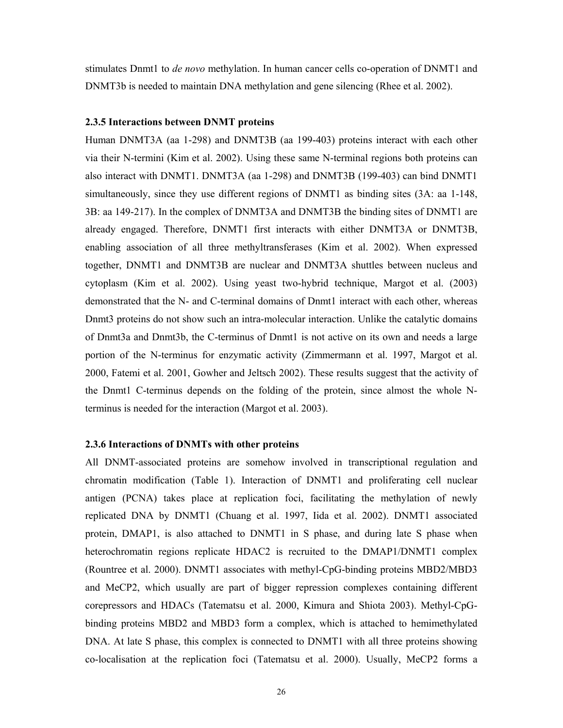stimulates Dnmt1 to *de novo* methylation. In human cancer cells co-operation of DNMT1 and DNMT3b is needed to maintain DNA methylation and gene silencing (Rhee et al. 2002).

### 2.3.5 Interactions between DNMT proteins

Human DNMT3A (aa 1-298) and DNMT3B (aa 199-403) proteins interact with each other via their N-termini (Kim et al. 2002). Using these same N-terminal regions both proteins can also interact with DNMT1. DNMT3A (aa 1-298) and DNMT3B (199-403) can bind DNMT1 simultaneously, since they use different regions of DNMT1 as binding sites (3A: aa 1-148, 3B: aa 149-217). In the complex of DNMT3A and DNMT3B the binding sites of DNMT1 are already engaged. Therefore, DNMT1 first interacts with either DNMT3A or DNMT3B, enabling association of all three methyltransferases (Kim et al. 2002). When expressed together, DNMT1 and DNMT3B are nuclear and DNMT3A shuttles between nucleus and cytoplasm (Kim et al. 2002). Using yeast two-hybrid technique, Margot et al. (2003) demonstrated that the N- and C-terminal domains of Dnmt1 interact with each other, whereas Dnmt3 proteins do not show such an intra-molecular interaction. Unlike the catalytic domains of Dnmt3a and Dnmt3b, the C-terminus of Dnmt1 is not active on its own and needs a large portion of the N-terminus for enzymatic activity (Zimmermann et al. 1997, Margot et al. 2000, Fatemi et al. 2001, Gowher and Jeltsch 2002). These results suggest that the activity of the Dnmt1 C-terminus depends on the folding of the protein, since almost the whole N-terminus is needed for the interaction (Margot et al. 2003).

### 2.3.6 Interactions of DNMTs with other proteins

All DNMT-associated proteins are somehow involved in transcriptional regulation and chromatin modification (Table 1). Interaction of DNMT1 and proliferating cell nuclear antigen (PCNA) takes place at replication foci, facilitating the methylation of newly replicated DNA by DNMT1 (Chuang et al. 1997, Iida et al. 2002). DNMT1 associated protein, DMAP1, is also attached to DNMT1 in S phase, and during late S phase when heterochromatin regions replicate HDAC2 is recruited to the DMAP1/DNMT1 complex (Rountree et al. 2000). DNMT1 associates with methyl-CpG-binding proteins MBD2/MBD3 and MeCP2, which usually are part of bigger repression complexes containing different corepressors and HDACs (Tatematsu et al. 2000, Kimura and Shiota 2003). Methyl-CpG-binding proteins MBD2 and MBD3 form a complex, which is attached to hemimethylated DNA. At late S phase, this complex is connected to DNMT1 with all three proteins showing co-localisation at the replication foci (Tatematsu et al. 2000). Usually, MeCP2 forms a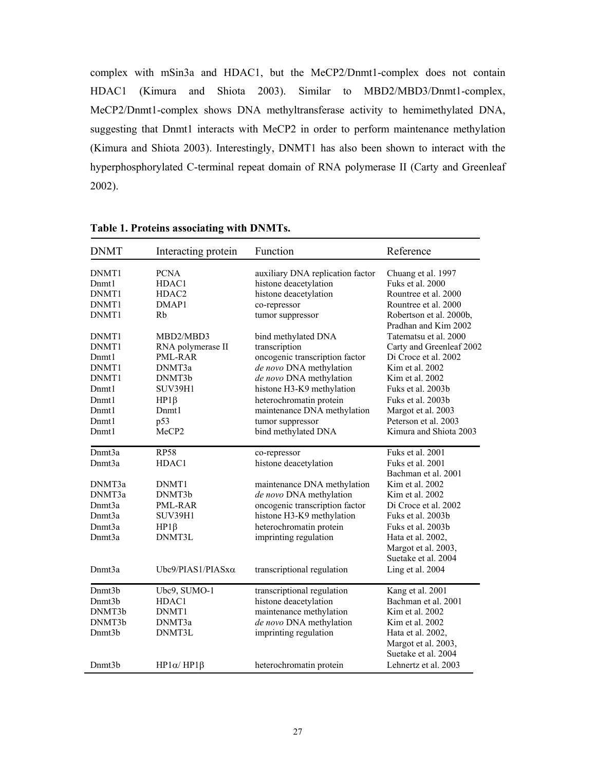complex with mSin3a and HDAC1, but the MeCP2/Dnmt1-complex does not contain HDAC1 (Kimura and Shiota 2003). Similar to MBD2/MBD3/Dnmt1-complex, MeCP2/Dnmt1-complex shows DNA methyltransferase activity to hemimethylated DNA, suggesting that Dnmt1 interacts with MeCP2 in order to perform maintenance methylation (Kimura and Shiota 2003). Interestingly, DNMT1 has also been shown to interact with the hyperphosphorylated C-terminal repeat domain of RNA polymerase II (Carty and Greenleaf 2002).

**Table 1. Proteins associating with DNMTs.**

| DNMT | Interacting protein | Function | Reference |
|---|---|---|---|
| DNMT1 | PCNA | auxiliary DNA replication factor | Chuang et al. 1997 |
| Dnmt1 | HDAC1 | histone deacetylation | Fuks et al. 2000 |
| DNMT1 | HDAC2 | histone deacetylation | Rountree et al. 2000 |
| DNMT1 | DMAP1 | co-repressor | Rountree et al. 2000 |
| DNMT1 | Rb | tumor suppressor | Robertson et al. 2000b, Pradhan and Kim 2002 |
| DNMT1 | MBD2/MBD3 | bind methylated DNA | Tatematsu et al. 2000 |
| DNMT1 | RNA polymerase II | transcription | Carty and Greenleaf 2002 |
| Dnmt1 | PML-RAR | oncogenic transcription factor | Di Croce et al. 2002 |
| DNMT1 | DNMT3a | *de novo* DNA methylation | Kim et al. 2002 |
| DNMT1 | DNMT3b | *de novo* DNA methylation | Kim et al. 2002 |
| Dnmt1 | SUV39H1 | histone H3-K9 methylation | Fuks et al. 2003b |
| Dnmt1 | HP1β | heterochromatin protein | Fuks et al. 2003b |
| Dnmt1 | Dnmt1 | maintenance DNA methylation | Margot et al. 2003 |
| Dnmt1 | p53 | tumor suppressor | Peterson et al. 2003 |
| Dnmt1 | MeCP2 | bind methylated DNA | Kimura and Shiota 2003 |
| Dnmt3a | RP58 | co-repressor | Fuks et al. 2001 |
| Dnmt3a | HDAC1 | histone deacetylation | Fuks et al. 2001, Bachman et al. 2001 |
| DNMT3a | DNMT1 | maintenance DNA methylation | Kim et al. 2002 |
| DNMT3a | DNMT3b | *de novo* DNA methylation | Kim et al. 2002 |
| Dnmt3a | PML-RAR | oncogenic transcription factor | Di Croce et al. 2002 |
| Dnmt3a | SUV39H1 | histone H3-K9 methylation | Fuks et al. 2003b |
| Dnmt3a | HP1β | heterochromatin protein | Fuks et al. 2003b |
| Dnmt3a | DNMT3L | imprinting regulation | Hata et al. 2002, Margot et al. 2003, Suetake et al. 2004 |
| Dnmt3a | Ubc9/PIAS1/PIASxα | transcriptional regulation | Ling et al. 2004 |
| Dnmt3b | Ubc9, SUMO-1 | transcriptional regulation | Kang et al. 2001 |
| Dnmt3b | HDAC1 | histone deacetylation | Bachman et al. 2001 |
| DNMT3b | DNMT1 | maintenance methylation | Kim et al. 2002 |
| DNMT3b | DNMT3a | *de novo* DNA methylation | Kim et al. 2002 |
| Dnmt3b | DNMT3L | imprinting regulation | Hata et al. 2002, Margot et al. 2003, Suetake et al. 2004 |
| Dnmt3b | HP1α/ HP1β | heterochromatin protein | Lehnertz et al. 2003 |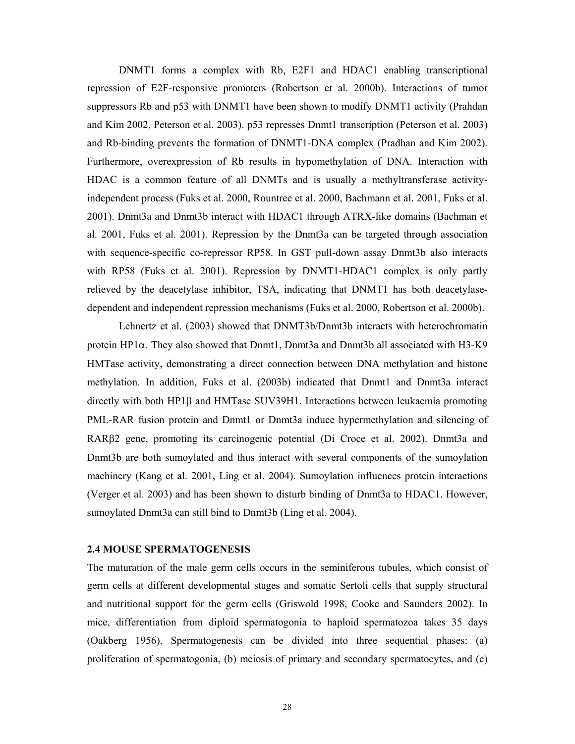DNMT1 forms a complex with Rb, E2F1 and HDAC1 enabling transcriptional repression of E2F-responsive promoters (Robertson et al. 2000b). Interactions of tumor suppressors Rb and p53 with DNMT1 have been shown to modify DNMT1 activity (Prahdan and Kim 2002, Peterson et al. 2003). p53 represses Dnmt1 transcription (Peterson et al. 2003) and Rb-binding prevents the formation of DNMT1-DNA complex (Pradhan and Kim 2002). Furthermore, overexpression of Rb results in hypomethylation of DNA. Interaction with HDAC is a common feature of all DNMTs and is usually a methyltransferase activity-independent process (Fuks et al. 2000, Rountree et al. 2000, Bachmann et al. 2001, Fuks et al. 2001). Dnmt3a and Dnmt3b interact with HDAC1 through ATRX-like domains (Bachman et al. 2001, Fuks et al. 2001). Repression by the Dnmt3a can be targeted through association with sequence-specific co-repressor RP58. In GST pull-down assay Dnmt3b also interacts with RP58 (Fuks et al. 2001). Repression by DNMT1-HDAC1 complex is only partly relieved by the deacetylase inhibitor, TSA, indicating that DNMT1 has both deacetylase-dependent and independent repression mechanisms (Fuks et al. 2000, Robertson et al. 2000b).

Lehnertz et al. (2003) showed that DNMT3b/Dnmt3b interacts with heterochromatin protein HP1α. They also showed that Dnmt1, Dnmt3a and Dnmt3b all associated with H3-K9 HMTase activity, demonstrating a direct connection between DNA methylation and histone methylation. In addition, Fuks et al. (2003b) indicated that Dnmt1 and Dnmt3a interact directly with both HP1β and HMTase SUV39H1. Interactions between leukaemia promoting PML-RAR fusion protein and Dnmt1 or Dnmt3a induce hypermethylation and silencing of RARβ2 gene, promoting its carcinogenic potential (Di Croce et al. 2002). Dnmt3a and Dnmt3b are both sumoylated and thus interact with several components of the sumoylation machinery (Kang et al. 2001, Ling et al. 2004). Sumoylation influences protein interactions (Verger et al. 2003) and has been shown to disturb binding of Dnmt3a to HDAC1. However, sumoylated Dnmt3a can still bind to Dnmt3b (Ling et al. 2004).

## 2.4 MOUSE SPERMATOGENESIS

The maturation of the male germ cells occurs in the seminiferous tubules, which consist of germ cells at different developmental stages and somatic Sertoli cells that supply structural and nutritional support for the germ cells (Griswold 1998, Cooke and Saunders 2002). In mice, differentiation from diploid spermatogonia to haploid spermatozoa takes 35 days (Oakberg 1956). Spermatogenesis can be divided into three sequential phases: (a) proliferation of spermatogonia, (b) meiosis of primary and secondary spermatocytes, and (c)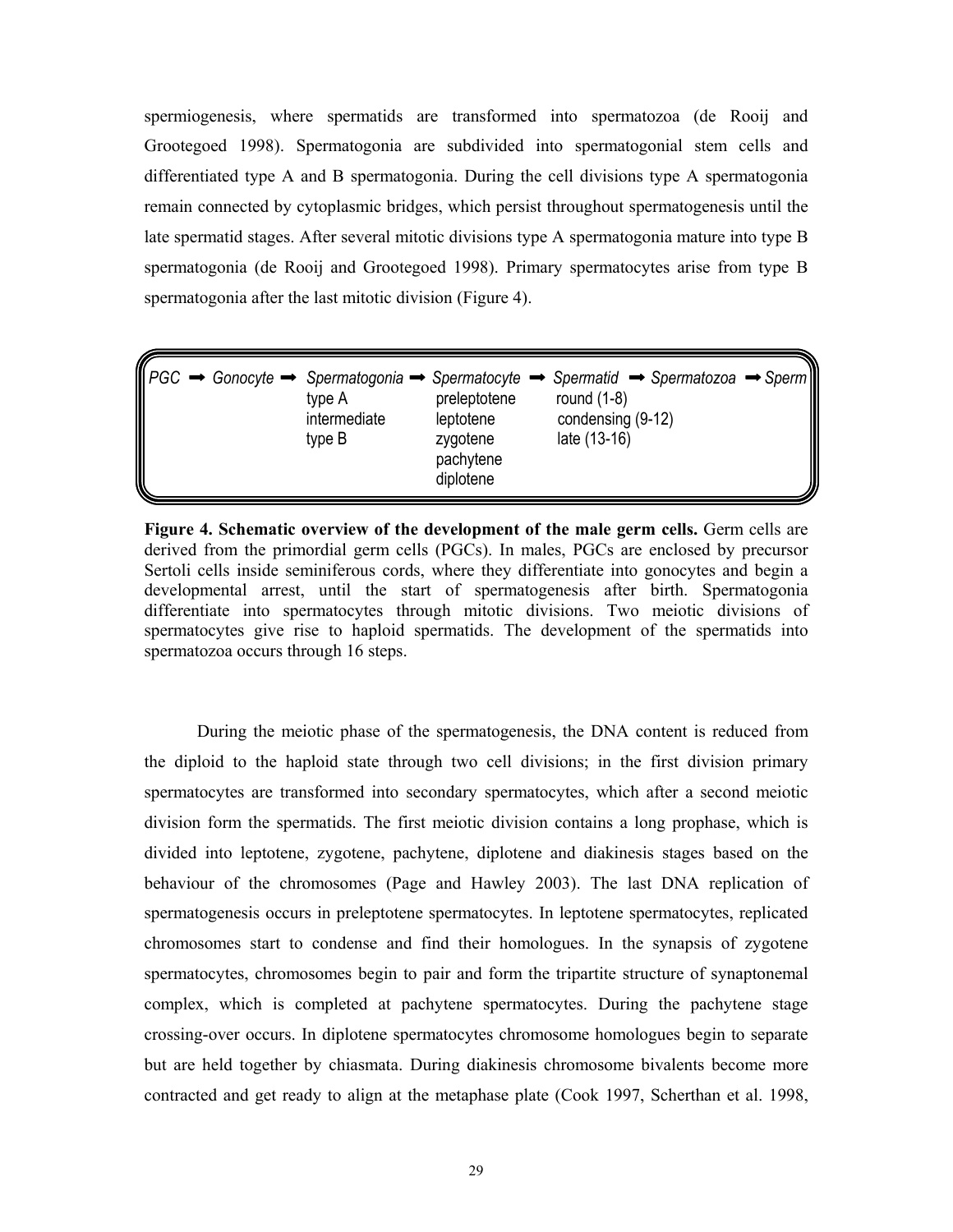spermiogenesis, where spermatids are transformed into spermatozoa (de Rooij and Grootegoed 1998). Spermatogonia are subdivided into spermatogonial stem cells and differentiated type A and B spermatogonia. During the cell divisions type A spermatogonia remain connected by cytoplasmic bridges, which persist throughout spermatogenesis until the late spermatid stages. After several mitotic divisions type A spermatogonia mature into type B spermatogonia (de Rooij and Grootegoed 1998). Primary spermatocytes arise from type B spermatogonia after the last mitotic division (Figure 4).

| *PGC* ➡ | *Gonocyte* ➡ | *Spermatogonia* ➡ | *Spermatocyte* ➡ | *Spermatid* ➡ | *Spermatozoa* ➡ | *Sperm* |
|---|---|---|---|---|---|---|
| | | type A | preleptotene | round (1-8) | | |
| | | intermediate | leptotene | condensing (9-12) | | |
| | | type B | zygotene | late (13-16) | | |
| | | | pachytene | | | |
| | | | diplotene | | | |

**Figure 4. Schematic overview of the development of the male germ cells.** Germ cells are derived from the primordial germ cells (PGCs). In males, PGCs are enclosed by precursor Sertoli cells inside seminiferous cords, where they differentiate into gonocytes and begin a developmental arrest, until the start of spermatogenesis after birth. Spermatogonia differentiate into spermatocytes through mitotic divisions. Two meiotic divisions of spermatocytes give rise to haploid spermatids. The development of the spermatids into spermatozoa occurs through 16 steps.

During the meiotic phase of the spermatogenesis, the DNA content is reduced from the diploid to the haploid state through two cell divisions; in the first division primary spermatocytes are transformed into secondary spermatocytes, which after a second meiotic division form the spermatids. The first meiotic division contains a long prophase, which is divided into leptotene, zygotene, pachytene, diplotene and diakinesis stages based on the behaviour of the chromosomes (Page and Hawley 2003). The last DNA replication of spermatogenesis occurs in preleptotene spermatocytes. In leptotene spermatocytes, replicated chromosomes start to condense and find their homologues. In the synapsis of zygotene spermatocytes, chromosomes begin to pair and form the tripartite structure of synaptonemal complex, which is completed at pachytene spermatocytes. During the pachytene stage crossing-over occurs. In diplotene spermatocytes chromosome homologues begin to separate but are held together by chiasmata. During diakinesis chromosome bivalents become more contracted and get ready to align at the metaphase plate (Cook 1997, Scherthan et al. 1998,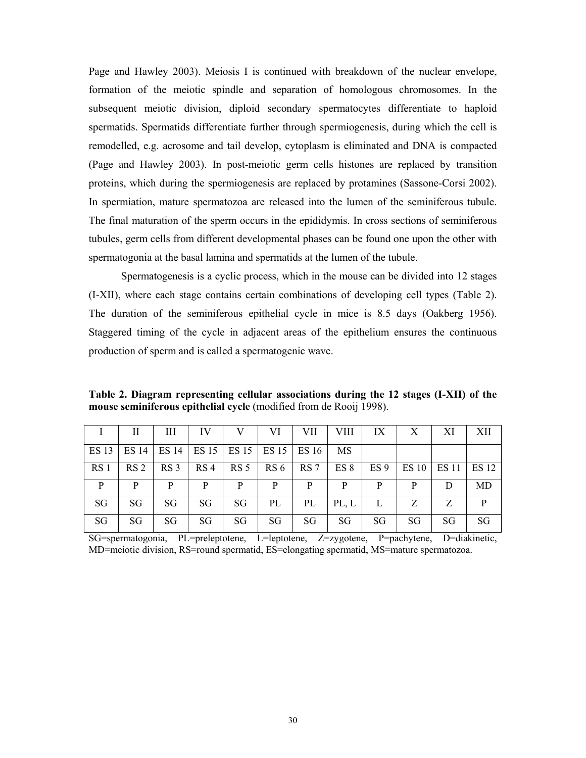Page and Hawley 2003). Meiosis I is continued with breakdown of the nuclear envelope, formation of the meiotic spindle and separation of homologous chromosomes. In the subsequent meiotic division, diploid secondary spermatocytes differentiate to haploid spermatids. Spermatids differentiate further through spermiogenesis, during which the cell is remodelled, e.g. acrosome and tail develop, cytoplasm is eliminated and DNA is compacted (Page and Hawley 2003). In post-meiotic germ cells histones are replaced by transition proteins, which during the spermiogenesis are replaced by protamines (Sassone-Corsi 2002). In spermiation, mature spermatozoa are released into the lumen of the seminiferous tubule. The final maturation of the sperm occurs in the epididymis. In cross sections of seminiferous tubules, germ cells from different developmental phases can be found one upon the other with spermatogonia at the basal lamina and spermatids at the lumen of the tubule.

Spermatogenesis is a cyclic process, which in the mouse can be divided into 12 stages (I-XII), where each stage contains certain combinations of developing cell types (Table 2). The duration of the seminiferous epithelial cycle in mice is 8.5 days (Oakberg 1956). Staggered timing of the cycle in adjacent areas of the epithelium ensures the continuous production of sperm and is called a spermatogenic wave.

**Table 2. Diagram representing cellular associations during the 12 stages (I-XII) of the mouse seminiferous epithelial cycle** (modified from de Rooij 1998).

| I | II | III | IV | V | VI | VII | VIII | IX | X | XI | XII |
|---|---|---|---|---|---|---|---|---|---|---|---|
| ES 13 | ES 14 | ES 14 | ES 15 | ES 15 | ES 15 | ES 16 | MS | | | | |
| RS 1 | RS 2 | RS 3 | RS 4 | RS 5 | RS 6 | RS 7 | ES 8 | ES 9 | ES 10 | ES 11 | ES 12 |
| P | P | P | P | P | P | P | P | P | P | D | MD |
| SG | SG | SG | SG | SG | PL | PL | PL, L | L | Z | Z | P |
| SG | SG | SG | SG | SG | SG | SG | SG | SG | SG | SG | SG |

SG=spermatogonia, PL=preleptotene, L=leptotene, Z=zygotene, P=pachytene, D=diakinetic, MD=meiotic division, RS=round spermatid, ES=elongating spermatid, MS=mature spermatozoa.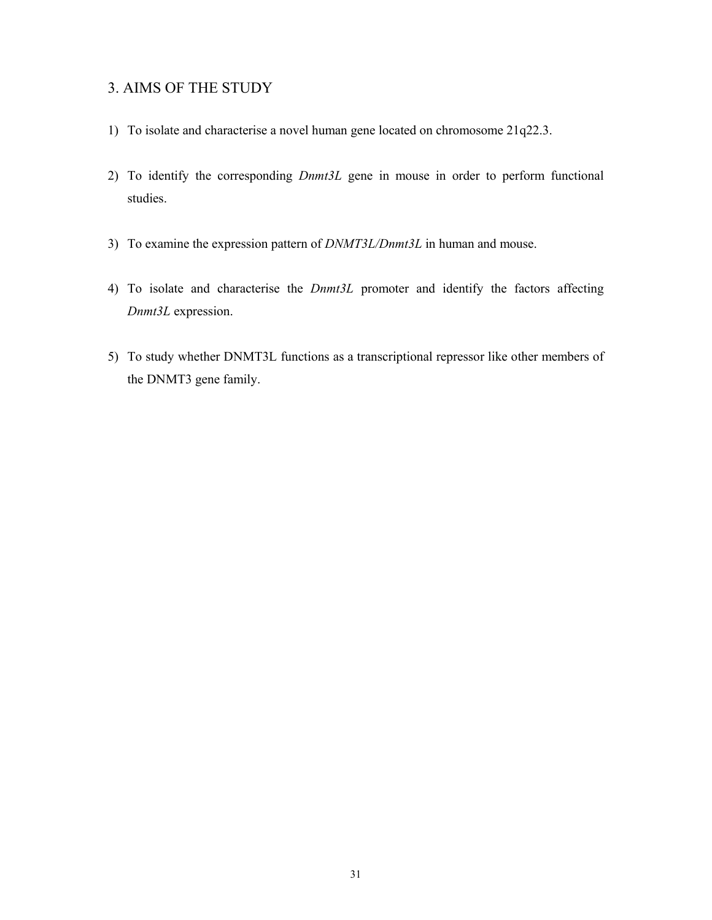# 3. AIMS OF THE STUDY

1) To isolate and characterise a novel human gene located on chromosome 21q22.3.

2) To identify the corresponding *Dnmt3L* gene in mouse in order to perform functional studies.

3) To examine the expression pattern of *DNMT3L/Dnmt3L* in human and mouse.

4) To isolate and characterise the *Dnmt3L* promoter and identify the factors affecting *Dnmt3L* expression.

5) To study whether DNMT3L functions as a transcriptional repressor like other members of the DNMT3 gene family.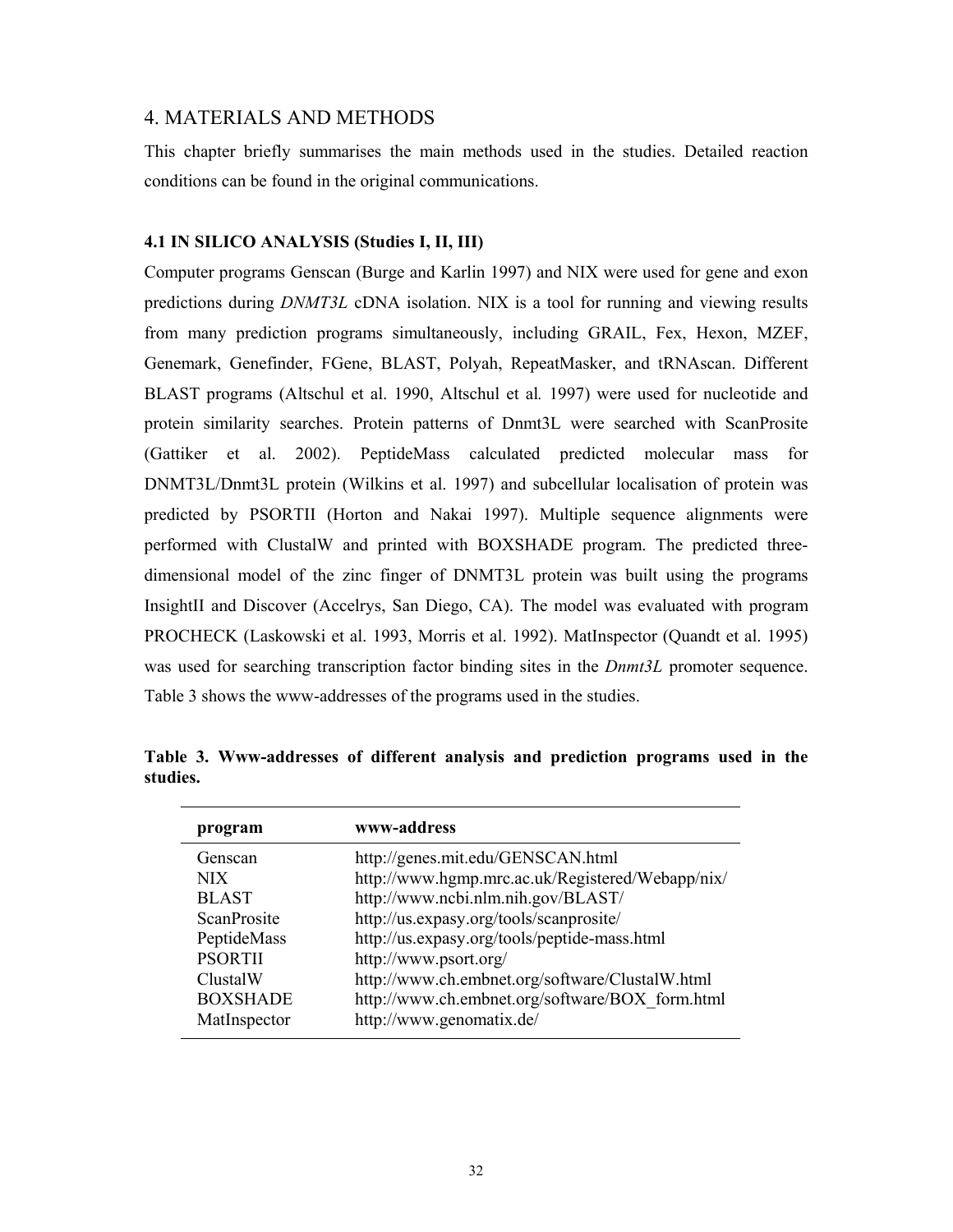# 4. MATERIALS AND METHODS

This chapter briefly summarises the main methods used in the studies. Detailed reaction conditions can be found in the original communications.

### 4.1 IN SILICO ANALYSIS (Studies I, II, III)

Computer programs Genscan (Burge and Karlin 1997) and NIX were used for gene and exon predictions during *DNMT3L* cDNA isolation. NIX is a tool for running and viewing results from many prediction programs simultaneously, including GRAIL, Fex, Hexon, MZEF, Genemark, Genefinder, FGene, BLAST, Polyah, RepeatMasker, and tRNAscan. Different BLAST programs (Altschul et al. 1990, Altschul et al*.* 1997) were used for nucleotide and protein similarity searches. Protein patterns of Dnmt3L were searched with ScanProsite (Gattiker et al. 2002). PeptideMass calculated predicted molecular mass for DNMT3L/Dnmt3L protein (Wilkins et al. 1997) and subcellular localisation of protein was predicted by PSORTII (Horton and Nakai 1997). Multiple sequence alignments were performed with ClustalW and printed with BOXSHADE program. The predicted three-dimensional model of the zinc finger of DNMT3L protein was built using the programs InsightII and Discover (Accelrys, San Diego, CA). The model was evaluated with program PROCHECK (Laskowski et al. 1993, Morris et al. 1992). MatInspector (Quandt et al. 1995) was used for searching transcription factor binding sites in the *Dnmt3L* promoter sequence. Table 3 shows the www-addresses of the programs used in the studies.

**Table 3. Www-addresses of different analysis and prediction programs used in the studies.**

| program | www-address |
|---|---|
| Genscan | http://genes.mit.edu/GENSCAN.html |
| NIX | http://www.hgmp.mrc.ac.uk/Registered/Webapp/nix/ |
| BLAST | http://www.ncbi.nlm.nih.gov/BLAST/ |
| ScanProsite | http://us.expasy.org/tools/scanprosite/ |
| PeptideMass | http://us.expasy.org/tools/peptide-mass.html |
| PSORTII | http://www.psort.org/ |
| ClustalW | http://www.ch.embnet.org/software/ClustalW.html |
| BOXSHADE | http://www.ch.embnet.org/software/BOX_form.html |
| MatInspector | http://www.genomatix.de/ |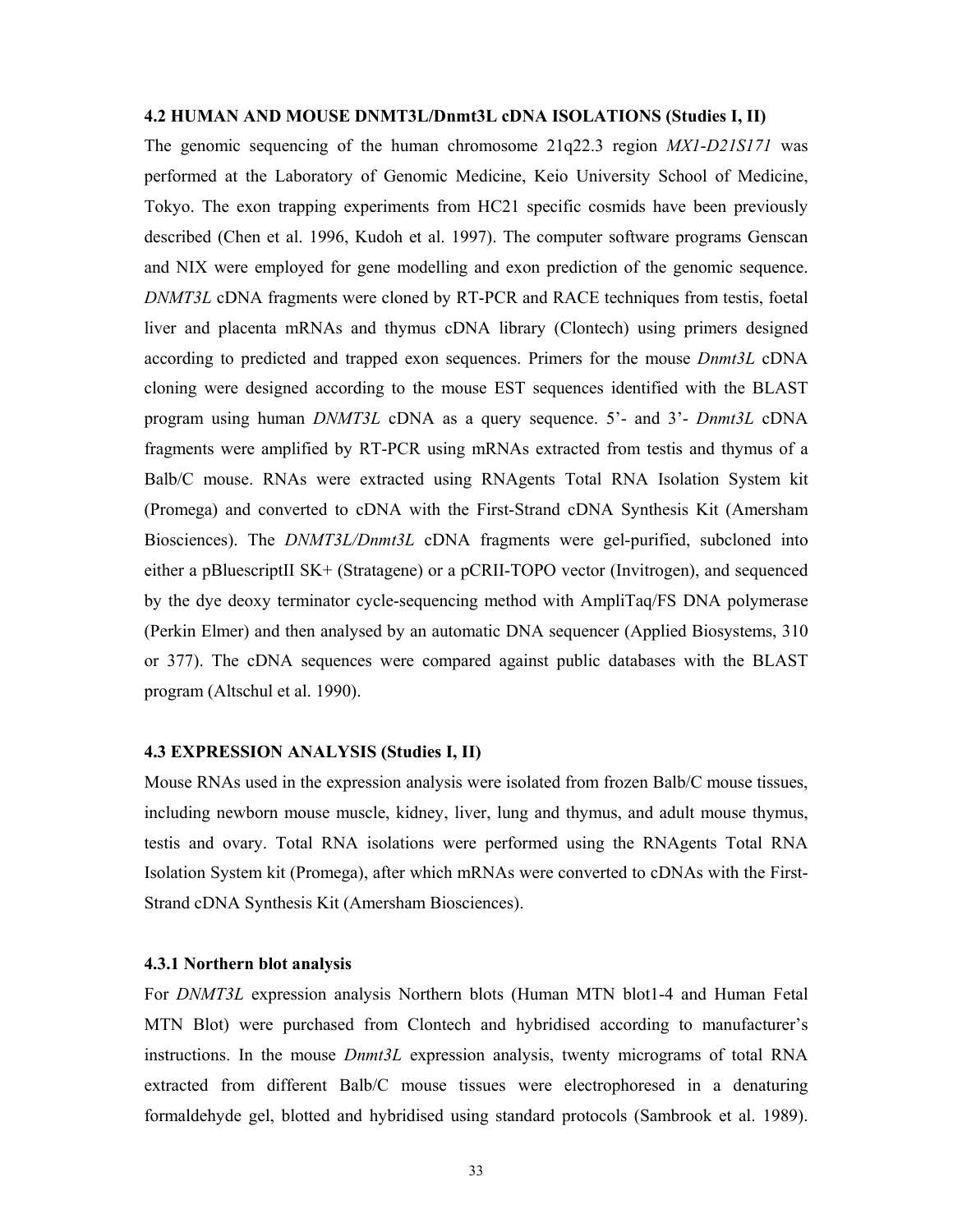## 4.2 HUMAN AND MOUSE DNMT3L/Dnmt3L cDNA ISOLATIONS (Studies I, II)

The genomic sequencing of the human chromosome 21q22.3 region *MX1-D21S171* was performed at the Laboratory of Genomic Medicine, Keio University School of Medicine, Tokyo. The exon trapping experiments from HC21 specific cosmids have been previously described (Chen et al. 1996, Kudoh et al. 1997). The computer software programs Genscan and NIX were employed for gene modelling and exon prediction of the genomic sequence. *DNMT3L* cDNA fragments were cloned by RT-PCR and RACE techniques from testis, foetal liver and placenta mRNAs and thymus cDNA library (Clontech) using primers designed according to predicted and trapped exon sequences. Primers for the mouse *Dnmt3L* cDNA cloning were designed according to the mouse EST sequences identified with the BLAST program using human *DNMT3L* cDNA as a query sequence. 5'- and 3'- *Dnmt3L* cDNA fragments were amplified by RT-PCR using mRNAs extracted from testis and thymus of a Balb/C mouse. RNAs were extracted using RNAgents Total RNA Isolation System kit (Promega) and converted to cDNA with the First-Strand cDNA Synthesis Kit (Amersham Biosciences). The *DNMT3L/Dnmt3L* cDNA fragments were gel-purified, subcloned into either a pBluescriptII SK+ (Stratagene) or a pCRII-TOPO vector (Invitrogen), and sequenced by the dye deoxy terminator cycle-sequencing method with AmpliTaq/FS DNA polymerase (Perkin Elmer) and then analysed by an automatic DNA sequencer (Applied Biosystems, 310 or 377). The cDNA sequences were compared against public databases with the BLAST program (Altschul et al. 1990).

## 4.3 EXPRESSION ANALYSIS (Studies I, II)

Mouse RNAs used in the expression analysis were isolated from frozen Balb/C mouse tissues, including newborn mouse muscle, kidney, liver, lung and thymus, and adult mouse thymus, testis and ovary. Total RNA isolations were performed using the RNAgents Total RNA Isolation System kit (Promega), after which mRNAs were converted to cDNAs with the First-Strand cDNA Synthesis Kit (Amersham Biosciences).

### 4.3.1 Northern blot analysis

For *DNMT3L* expression analysis Northern blots (Human MTN blot1-4 and Human Fetal MTN Blot) were purchased from Clontech and hybridised according to manufacturer's instructions. In the mouse *Dnmt3L* expression analysis, twenty micrograms of total RNA extracted from different Balb/C mouse tissues were electrophoresed in a denaturing formaldehyde gel, blotted and hybridised using standard protocols (Sambrook et al. 1989).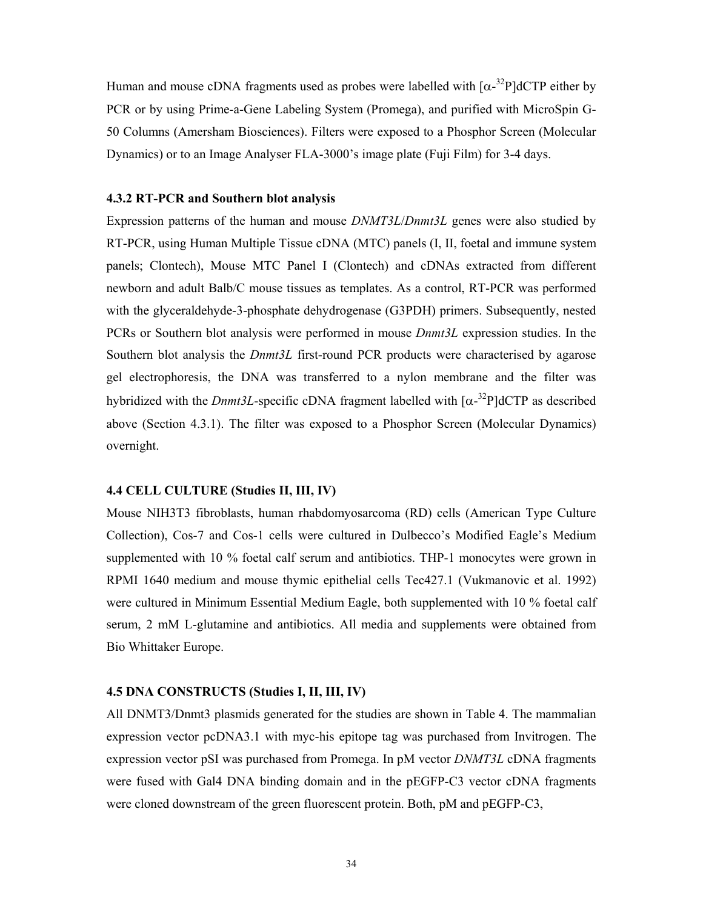Human and mouse cDNA fragments used as probes were labelled with [$\alpha$-$^{32}$P]dCTP either by PCR or by using Prime-a-Gene Labeling System (Promega), and purified with MicroSpin G-50 Columns (Amersham Biosciences). Filters were exposed to a Phosphor Screen (Molecular Dynamics) or to an Image Analyser FLA-3000's image plate (Fuji Film) for 3-4 days.

#### 4.3.2 RT-PCR and Southern blot analysis

Expression patterns of the human and mouse *DNMT3L*/*Dnmt3L* genes were also studied by RT-PCR, using Human Multiple Tissue cDNA (MTC) panels (I, II, foetal and immune system panels; Clontech), Mouse MTC Panel I (Clontech) and cDNAs extracted from different newborn and adult Balb/C mouse tissues as templates. As a control, RT-PCR was performed with the glyceraldehyde-3-phosphate dehydrogenase (G3PDH) primers. Subsequently, nested PCRs or Southern blot analysis were performed in mouse *Dnmt3L* expression studies. In the Southern blot analysis the *Dnmt3L* first-round PCR products were characterised by agarose gel electrophoresis, the DNA was transferred to a nylon membrane and the filter was hybridized with the *Dnmt3L*-specific cDNA fragment labelled with [$\alpha$-$^{32}$P]dCTP as described above (Section 4.3.1). The filter was exposed to a Phosphor Screen (Molecular Dynamics) overnight.

### 4.4 CELL CULTURE (Studies II, III, IV)

Mouse NIH3T3 fibroblasts, human rhabdomyosarcoma (RD) cells (American Type Culture Collection), Cos-7 and Cos-1 cells were cultured in Dulbecco's Modified Eagle's Medium supplemented with 10 % foetal calf serum and antibiotics. THP-1 monocytes were grown in RPMI 1640 medium and mouse thymic epithelial cells Tec427.1 (Vukmanovic et al. 1992) were cultured in Minimum Essential Medium Eagle, both supplemented with 10 % foetal calf serum, 2 mM L-glutamine and antibiotics. All media and supplements were obtained from Bio Whittaker Europe.

### 4.5 DNA CONSTRUCTS (Studies I, II, III, IV)

All DNMT3/Dnmt3 plasmids generated for the studies are shown in Table 4. The mammalian expression vector pcDNA3.1 with myc-his epitope tag was purchased from Invitrogen. The expression vector pSI was purchased from Promega. In pM vector *DNMT3L* cDNA fragments were fused with Gal4 DNA binding domain and in the pEGFP-C3 vector cDNA fragments were cloned downstream of the green fluorescent protein. Both, pM and pEGFP-C3,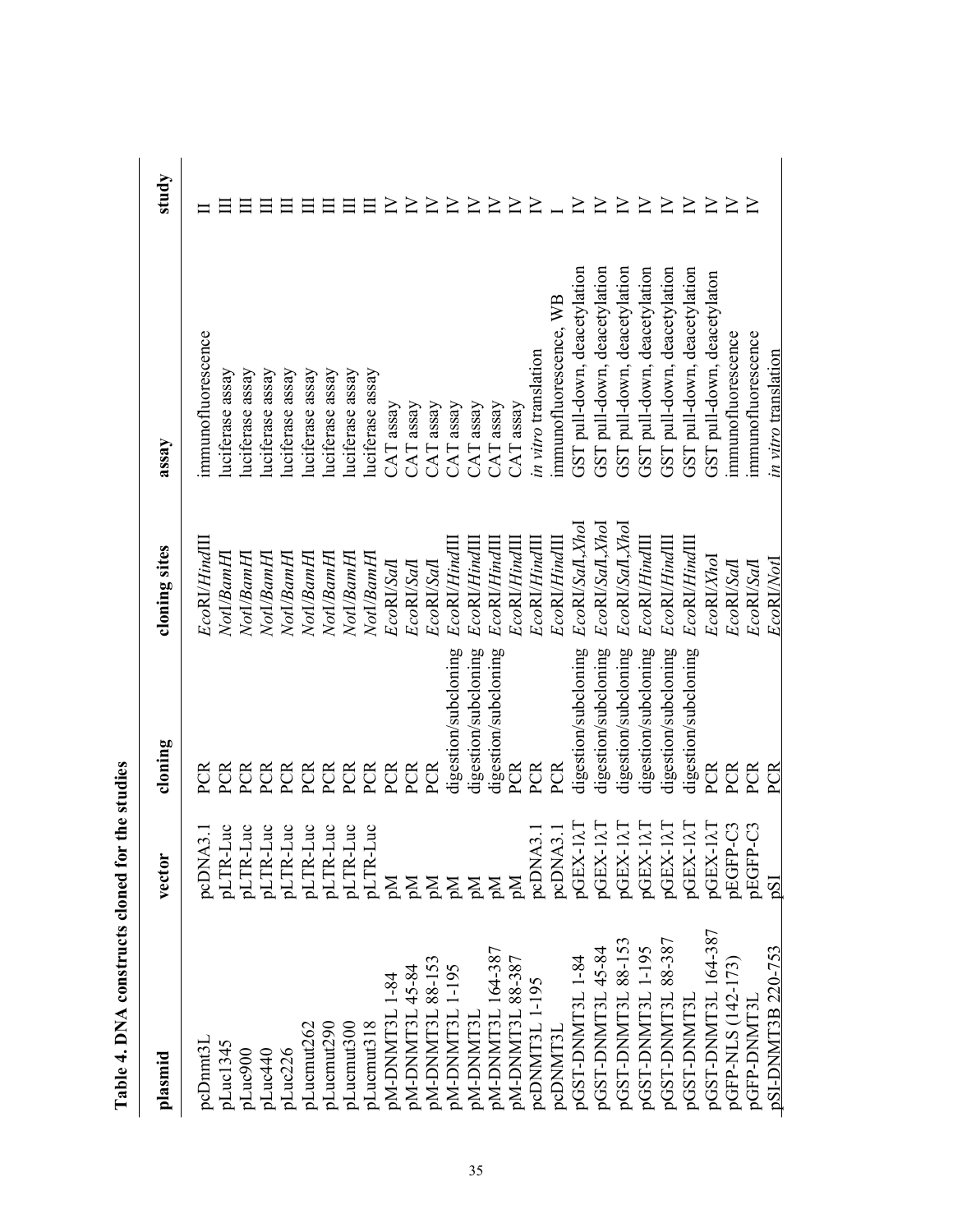**Table 4. DNA constructs cloned for the studies**

| plasmid | vector | cloning | cloning sites | assay | study |
|---|---|---|---|---|---|
| pcDnmt3L | pcDNA3.1 | PCR | *Eco*RI/*Hind*III | immunofluorescence | II |
| pLuc1345 | pLTR-Luc | PCR | *Not*I/*BamH*I | luciferase assay | III |
| pLuc900 | pLTR-Luc | PCR | *Not*I/*BamH*I | luciferase assay | III |
| pLuc440 | pLTR-Luc | PCR | *Not*I/*BamH*I | luciferase assay | III |
| pLuc226 | pLTR-Luc | PCR | *Not*I/*BamH*I | luciferase assay | III |
| pLucmut262 | pLTR-Luc | PCR | *Not*I/*BamH*I | luciferase assay | III |
| pLucmut290 | pLTR-Luc | PCR | *Not*I/*BamH*I | luciferase assay | III |
| pLucmut300 | pLTR-Luc | PCR | *Not*I/*BamH*I | luciferase assay | III |
| pLucmut318 | pLTR-Luc | PCR | *Not*I/*BamH*I | luciferase assay | III |
| pM-DNMT3L 1-84 | pM | PCR | *Eco*RI/*Sal*I | CAT assay | IV |
| pM-DNMT3L 45-84 | pM | PCR | *Eco*RI/*Sal*I | CAT assay | IV |
| pM-DNMT3L 88-153 | pM | PCR | *Eco*RI/*Sal*I | CAT assay | IV |
| pM-DNMT3L 1-195 | pM | digestion/subcloning | *Eco*RI/*Hind*III | CAT assay | IV |
| pM-DNMT3L | pM | digestion/subcloning | *Eco*RI/*Hind*III | CAT assay | IV |
| pM-DNMT3L 164-387 | pM | digestion/subcloning | *Eco*RI/*Hind*III | CAT assay | IV |
| pM-DNMT3L 88-387 | pM | PCR | *Eco*RI/*Hind*III | CAT assay | IV |
| pcDNMT3L 1-195 | pcDNA3.1 | PCR | *Eco*RI/*Hind*III | *in vitro* translation | IV |
| pcDNMT3L | pcDNA3.1 | PCR | *Eco*RI/*Hind*III | immunofluorescence, WB | I |
| pGST-DNMT3L 1-84 | pGEX-1λT | digestion/subcloning | *Eco*RI/*Sal*I,*Xho*I | GST pull-down, deacetylation | IV |
| pGST-DNMT3L 45-84 | pGEX-1λT | digestion/subcloning | *Eco*RI/*Sal*I,*Xho*I | GST pull-down, deacetylation | IV |
| pGST-DNMT3L 88-153 | pGEX-1λT | digestion/subcloning | *Eco*RI/*Sal*I,*Xho*I | GST pull-down, deacetylation | IV |
| pGST-DNMT3L 1-195 | pGEX-1λT | digestion/subcloning | *Eco*RI/*Hind*III | GST pull-down, deacetylation | IV |
| pGST-DNMT3L 88-387 | pGEX-1λT | digestion/subcloning | *Eco*RI/*Hind*III | GST pull-down, deacetylation | IV |
| pGST-DNMT3L | pGEX-1λT | digestion/subcloning | *Eco*RI/*Hind*III | GST pull-down, deacetylation | IV |
| pGST-DNMT3L 164-387 | pGEX-1λT | PCR | *Eco*RI/*Xho*I | GST pull-down, deacetylaton | IV |
| pGFP-NLS (142-173) | pEGFP-C3 | PCR | *Eco*RI/*Sal*I | immunofluorescence | IV |
| pGFP-DNMT3L | pEGFP-C3 | PCR | *Eco*RI/*Sal*I | immunofluorescence | IV |
| pSI-DNMT3B 220-753 | pSI | PCR | *Eco*RI/*Not*I | *in vitro* translation | IV |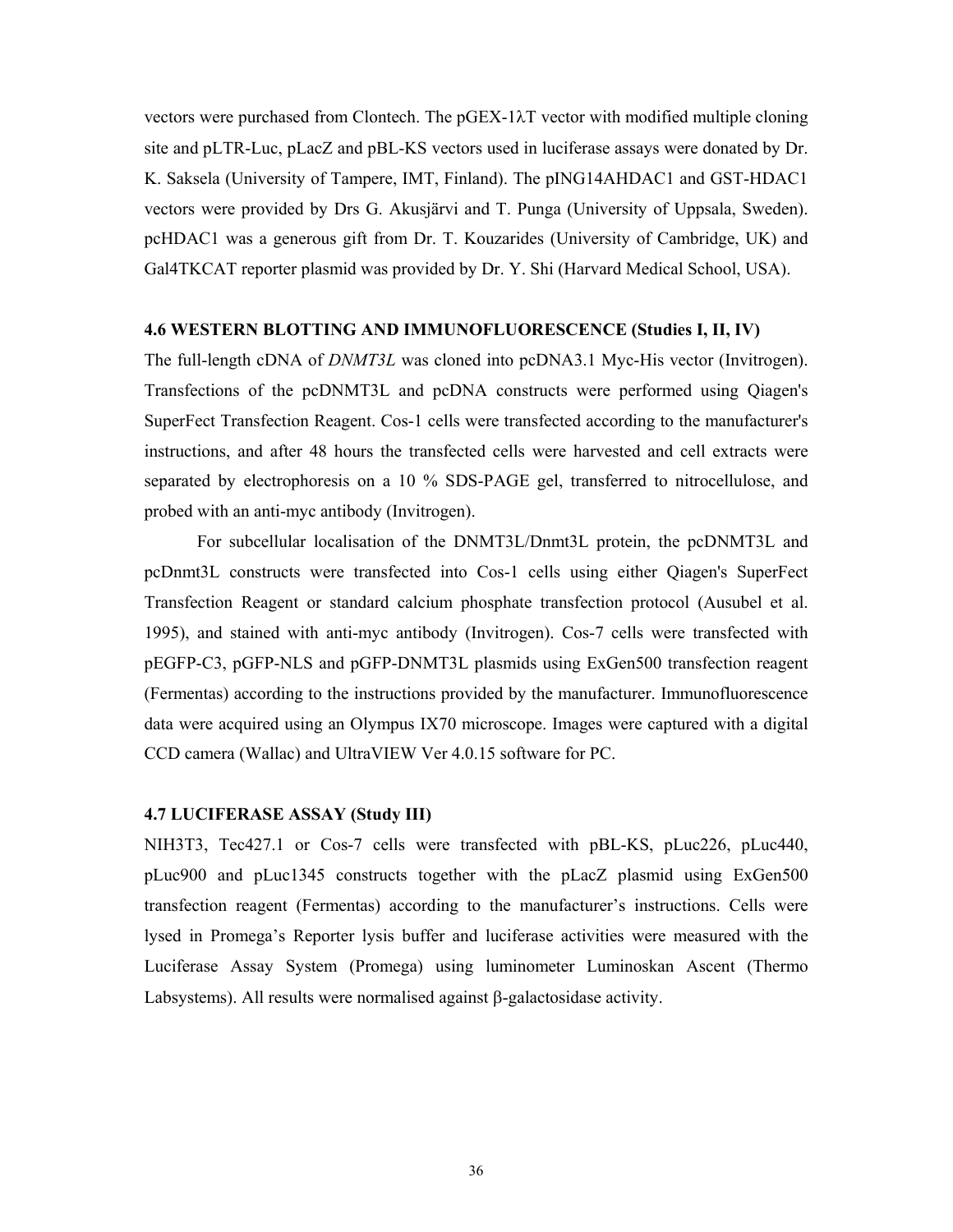vectors were purchased from Clontech. The pGEX-1λT vector with modified multiple cloning site and pLTR-Luc, pLacZ and pBL-KS vectors used in luciferase assays were donated by Dr. K. Saksela (University of Tampere, IMT, Finland). The pING14AHDAC1 and GST-HDAC1 vectors were provided by Drs G. Akusjärvi and T. Punga (University of Uppsala, Sweden). pcHDAC1 was a generous gift from Dr. T. Kouzarides (University of Cambridge, UK) and Gal4TKCAT reporter plasmid was provided by Dr. Y. Shi (Harvard Medical School, USA).

### 4.6 WESTERN BLOTTING AND IMMUNOFLUORESCENCE (Studies I, II, IV)

The full-length cDNA of *DNMT3L* was cloned into pcDNA3.1 Myc-His vector (Invitrogen). Transfections of the pcDNMT3L and pcDNA constructs were performed using Qiagen's SuperFect Transfection Reagent. Cos-1 cells were transfected according to the manufacturer's instructions, and after 48 hours the transfected cells were harvested and cell extracts were separated by electrophoresis on a 10 % SDS-PAGE gel, transferred to nitrocellulose, and probed with an anti-myc antibody (Invitrogen).

For subcellular localisation of the DNMT3L/Dnmt3L protein, the pcDNMT3L and pcDnmt3L constructs were transfected into Cos-1 cells using either Qiagen's SuperFect Transfection Reagent or standard calcium phosphate transfection protocol (Ausubel et al. 1995), and stained with anti-myc antibody (Invitrogen). Cos-7 cells were transfected with pEGFP-C3, pGFP-NLS and pGFP-DNMT3L plasmids using ExGen500 transfection reagent (Fermentas) according to the instructions provided by the manufacturer. Immunofluorescence data were acquired using an Olympus IX70 microscope. Images were captured with a digital CCD camera (Wallac) and UltraVIEW Ver 4.0.15 software for PC.

### 4.7 LUCIFERASE ASSAY (Study III)

NIH3T3, Tec427.1 or Cos-7 cells were transfected with pBL-KS, pLuc226, pLuc440, pLuc900 and pLuc1345 constructs together with the pLacZ plasmid using ExGen500 transfection reagent (Fermentas) according to the manufacturer's instructions. Cells were lysed in Promega's Reporter lysis buffer and luciferase activities were measured with the Luciferase Assay System (Promega) using luminometer Luminoskan Ascent (Thermo Labsystems). All results were normalised against β-galactosidase activity.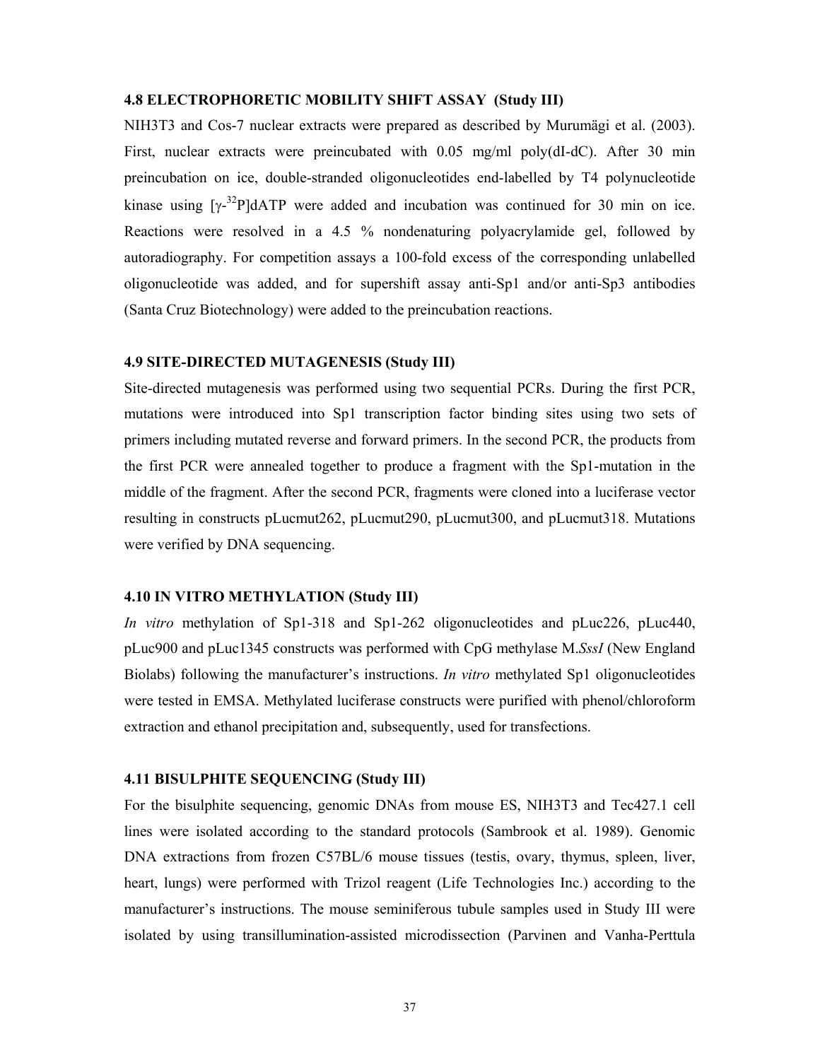### 4.8 ELECTROPHORETIC MOBILITY SHIFT ASSAY (Study III)

NIH3T3 and Cos-7 nuclear extracts were prepared as described by Murumägi et al. (2003). First, nuclear extracts were preincubated with 0.05 mg/ml poly(dI-dC). After 30 min preincubation on ice, double-stranded oligonucleotides end-labelled by T4 polynucleotide kinase using [$\gamma$-$^{32}$P]dATP were added and incubation was continued for 30 min on ice. Reactions were resolved in a 4.5 % nondenaturing polyacrylamide gel, followed by autoradiography. For competition assays a 100-fold excess of the corresponding unlabelled oligonucleotide was added, and for supershift assay anti-Sp1 and/or anti-Sp3 antibodies (Santa Cruz Biotechnology) were added to the preincubation reactions.

### 4.9 SITE-DIRECTED MUTAGENESIS (Study III)

Site-directed mutagenesis was performed using two sequential PCRs. During the first PCR, mutations were introduced into Sp1 transcription factor binding sites using two sets of primers including mutated reverse and forward primers. In the second PCR, the products from the first PCR were annealed together to produce a fragment with the Sp1-mutation in the middle of the fragment. After the second PCR, fragments were cloned into a luciferase vector resulting in constructs pLucmut262, pLucmut290, pLucmut300, and pLucmut318. Mutations were verified by DNA sequencing.

### 4.10 IN VITRO METHYLATION (Study III)

*In vitro* methylation of Sp1-318 and Sp1-262 oligonucleotides and pLuc226, pLuc440, pLuc900 and pLuc1345 constructs was performed with CpG methylase M.*SssI* (New England Biolabs) following the manufacturer's instructions. *In vitro* methylated Sp1 oligonucleotides were tested in EMSA. Methylated luciferase constructs were purified with phenol/chloroform extraction and ethanol precipitation and, subsequently, used for transfections.

### 4.11 BISULPHITE SEQUENCING (Study III)

For the bisulphite sequencing, genomic DNAs from mouse ES, NIH3T3 and Tec427.1 cell lines were isolated according to the standard protocols (Sambrook et al. 1989). Genomic DNA extractions from frozen C57BL/6 mouse tissues (testis, ovary, thymus, spleen, liver, heart, lungs) were performed with Trizol reagent (Life Technologies Inc.) according to the manufacturer's instructions. The mouse seminiferous tubule samples used in Study III were isolated by using transillumination-assisted microdissection (Parvinen and Vanha-Perttula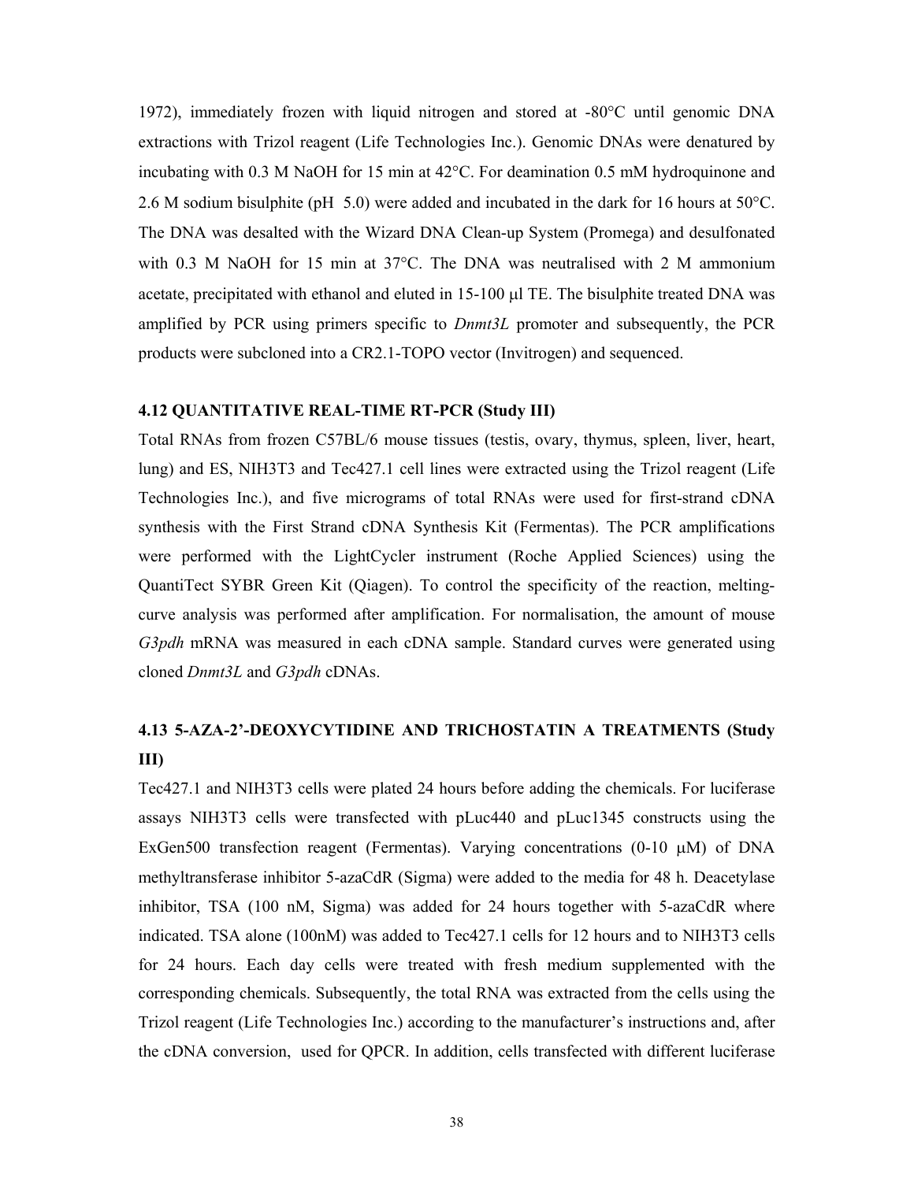1972), immediately frozen with liquid nitrogen and stored at -80°C until genomic DNA extractions with Trizol reagent (Life Technologies Inc.). Genomic DNAs were denatured by incubating with 0.3 M NaOH for 15 min at 42°C. For deamination 0.5 mM hydroquinone and 2.6 M sodium bisulphite (pH 5.0) were added and incubated in the dark for 16 hours at 50°C. The DNA was desalted with the Wizard DNA Clean-up System (Promega) and desulfonated with 0.3 M NaOH for 15 min at 37°C. The DNA was neutralised with 2 M ammonium acetate, precipitated with ethanol and eluted in 15-100 μl TE. The bisulphite treated DNA was amplified by PCR using primers specific to *Dnmt3L* promoter and subsequently, the PCR products were subcloned into a CR2.1-TOPO vector (Invitrogen) and sequenced.

### 4.12 QUANTITATIVE REAL-TIME RT-PCR (Study III)

Total RNAs from frozen C57BL/6 mouse tissues (testis, ovary, thymus, spleen, liver, heart, lung) and ES, NIH3T3 and Tec427.1 cell lines were extracted using the Trizol reagent (Life Technologies Inc.), and five micrograms of total RNAs were used for first-strand cDNA synthesis with the First Strand cDNA Synthesis Kit (Fermentas). The PCR amplifications were performed with the LightCycler instrument (Roche Applied Sciences) using the QuantiTect SYBR Green Kit (Qiagen). To control the specificity of the reaction, melting-curve analysis was performed after amplification. For normalisation, the amount of mouse *G3pdh* mRNA was measured in each cDNA sample. Standard curves were generated using cloned *Dnmt3L* and *G3pdh* cDNAs.

### 4.13 5-AZA-2'-DEOXYCYTIDINE AND TRICHOSTATIN A TREATMENTS (Study III)

Tec427.1 and NIH3T3 cells were plated 24 hours before adding the chemicals. For luciferase assays NIH3T3 cells were transfected with pLuc440 and pLuc1345 constructs using the ExGen500 transfection reagent (Fermentas). Varying concentrations (0-10 μM) of DNA methyltransferase inhibitor 5-azaCdR (Sigma) were added to the media for 48 h. Deacetylase inhibitor, TSA (100 nM, Sigma) was added for 24 hours together with 5-azaCdR where indicated. TSA alone (100nM) was added to Tec427.1 cells for 12 hours and to NIH3T3 cells for 24 hours. Each day cells were treated with fresh medium supplemented with the corresponding chemicals. Subsequently, the total RNA was extracted from the cells using the Trizol reagent (Life Technologies Inc.) according to the manufacturer's instructions and, after the cDNA conversion, used for QPCR. In addition, cells transfected with different luciferase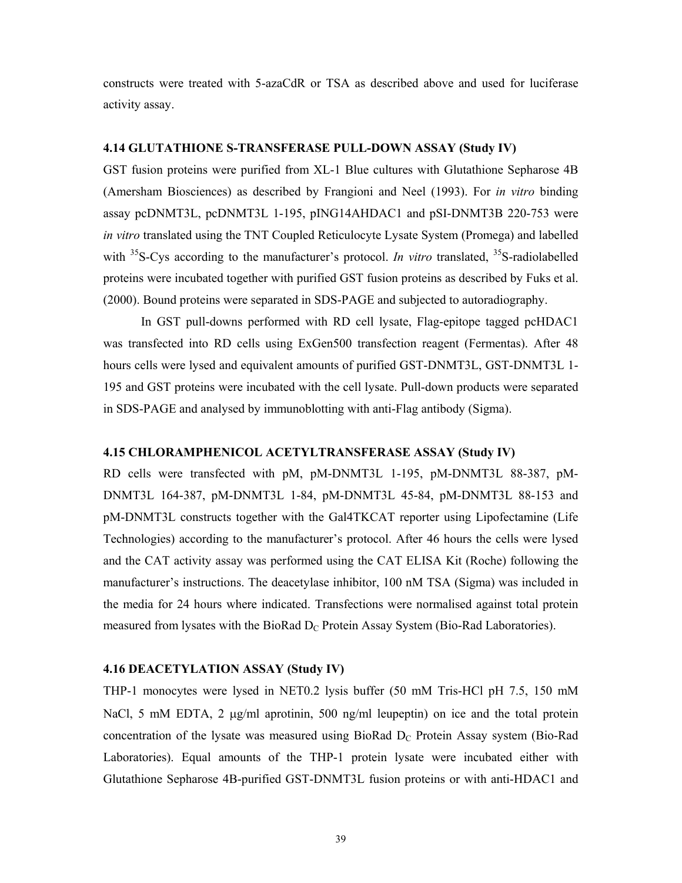constructs were treated with 5-azaCdR or TSA as described above and used for luciferase activity assay.

### 4.14 GLUTATHIONE S-TRANSFERASE PULL-DOWN ASSAY (Study IV)

GST fusion proteins were purified from XL-1 Blue cultures with Glutathione Sepharose 4B (Amersham Biosciences) as described by Frangioni and Neel (1993). For *in vitro* binding assay pcDNMT3L, pcDNMT3L 1-195, pING14AHDAC1 and pSI-DNMT3B 220-753 were *in vitro* translated using the TNT Coupled Reticulocyte Lysate System (Promega) and labelled with $^{35}$S-Cys according to the manufacturer's protocol. *In vitro* translated, $^{35}$S-radiolabelled proteins were incubated together with purified GST fusion proteins as described by Fuks et al. (2000). Bound proteins were separated in SDS-PAGE and subjected to autoradiography.

In GST pull-downs performed with RD cell lysate, Flag-epitope tagged pcHDAC1 was transfected into RD cells using ExGen500 transfection reagent (Fermentas). After 48 hours cells were lysed and equivalent amounts of purified GST-DNMT3L, GST-DNMT3L 1-195 and GST proteins were incubated with the cell lysate. Pull-down products were separated in SDS-PAGE and analysed by immunoblotting with anti-Flag antibody (Sigma).

### 4.15 CHLORAMPHENICOL ACETYLTRANSFERASE ASSAY (Study IV)

RD cells were transfected with pM, pM-DNMT3L 1-195, pM-DNMT3L 88-387, pM-DNMT3L 164-387, pM-DNMT3L 1-84, pM-DNMT3L 45-84, pM-DNMT3L 88-153 and pM-DNMT3L constructs together with the Gal4TKCAT reporter using Lipofectamine (Life Technologies) according to the manufacturer's protocol. After 46 hours the cells were lysed and the CAT activity assay was performed using the CAT ELISA Kit (Roche) following the manufacturer's instructions. The deacetylase inhibitor, 100 nM TSA (Sigma) was included in the media for 24 hours where indicated. Transfections were normalised against total protein measured from lysates with the BioRad $D_C$ Protein Assay System (Bio-Rad Laboratories).

### 4.16 DEACETYLATION ASSAY (Study IV)

THP-1 monocytes were lysed in NET0.2 lysis buffer (50 mM Tris-HCl pH 7.5, 150 mM NaCl, 5 mM EDTA, 2 μg/ml aprotinin, 500 ng/ml leupeptin) on ice and the total protein concentration of the lysate was measured using BioRad $D_C$ Protein Assay system (Bio-Rad Laboratories). Equal amounts of the THP-1 protein lysate were incubated either with Glutathione Sepharose 4B-purified GST-DNMT3L fusion proteins or with anti-HDAC1 and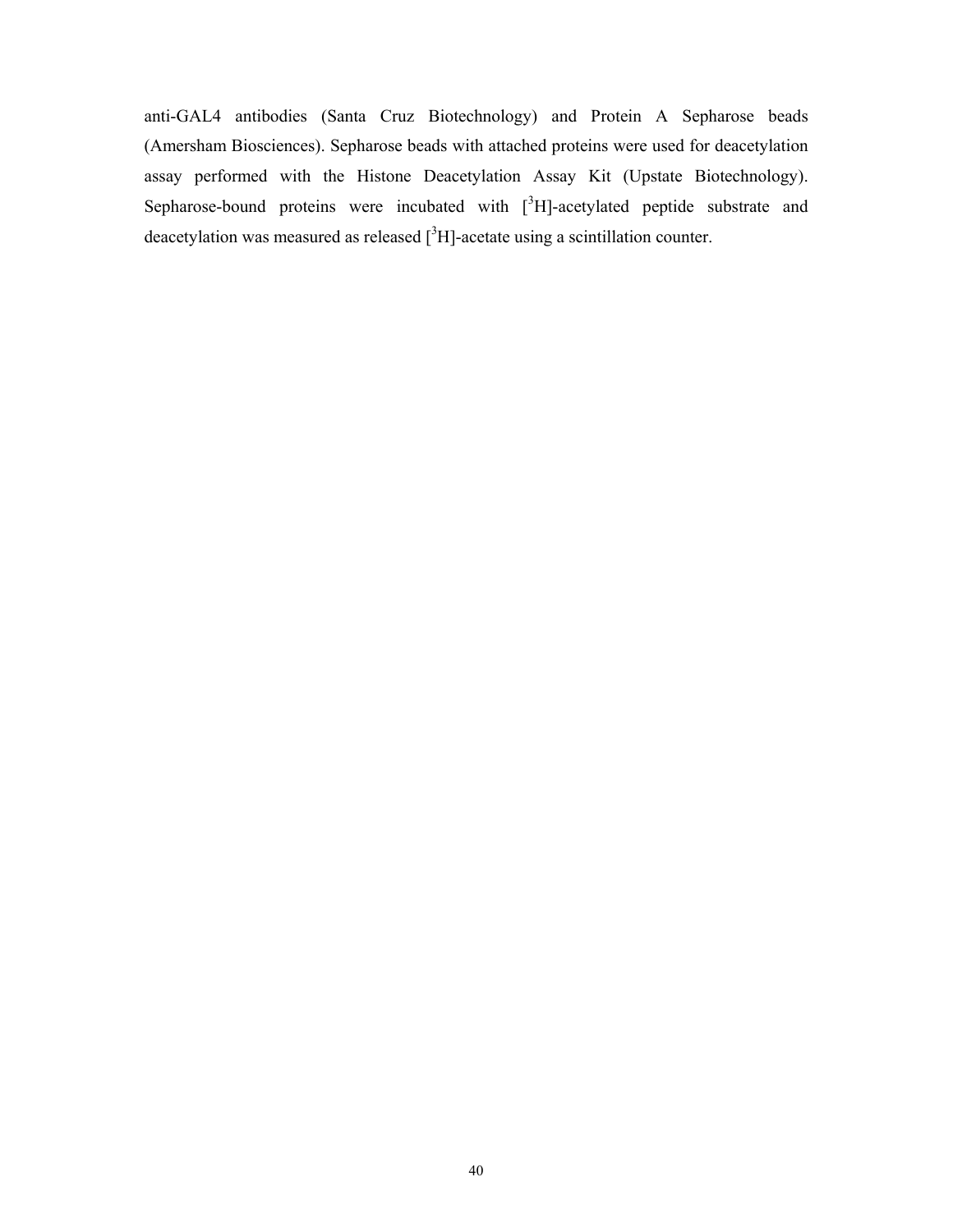anti-GAL4 antibodies (Santa Cruz Biotechnology) and Protein A Sepharose beads (Amersham Biosciences). Sepharose beads with attached proteins were used for deacetylation assay performed with the Histone Deacetylation Assay Kit (Upstate Biotechnology). Sepharose-bound proteins were incubated with [$^{3}$H]-acetylated peptide substrate and deacetylation was measured as released [$^{3}$H]-acetate using a scintillation counter.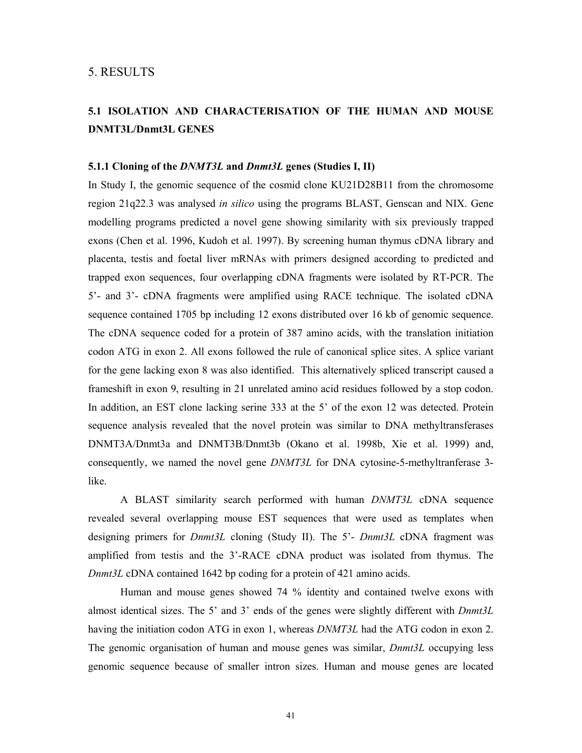# 5. RESULTS

## 5.1 ISOLATION AND CHARACTERISATION OF THE HUMAN AND MOUSE DNMT3L/Dnmt3L GENES

### 5.1.1 Cloning of the *DNMT3L* and *Dnmt3L* genes (Studies I, II)

In Study I, the genomic sequence of the cosmid clone KU21D28B11 from the chromosome region 21q22.3 was analysed *in silico* using the programs BLAST, Genscan and NIX. Gene modelling programs predicted a novel gene showing similarity with six previously trapped exons (Chen et al. 1996, Kudoh et al. 1997). By screening human thymus cDNA library and placenta, testis and foetal liver mRNAs with primers designed according to predicted and trapped exon sequences, four overlapping cDNA fragments were isolated by RT-PCR. The 5'- and 3'- cDNA fragments were amplified using RACE technique. The isolated cDNA sequence contained 1705 bp including 12 exons distributed over 16 kb of genomic sequence. The cDNA sequence coded for a protein of 387 amino acids, with the translation initiation codon ATG in exon 2. All exons followed the rule of canonical splice sites. A splice variant for the gene lacking exon 8 was also identified. This alternatively spliced transcript caused a frameshift in exon 9, resulting in 21 unrelated amino acid residues followed by a stop codon. In addition, an EST clone lacking serine 333 at the 5' of the exon 12 was detected. Protein sequence analysis revealed that the novel protein was similar to DNA methyltransferases DNMT3A/Dnmt3a and DNMT3B/Dnmt3b (Okano et al. 1998b, Xie et al. 1999) and, consequently, we named the novel gene *DNMT3L* for DNA cytosine-5-methyltranferase 3-like.

A BLAST similarity search performed with human *DNMT3L* cDNA sequence revealed several overlapping mouse EST sequences that were used as templates when designing primers for *Dnmt3L* cloning (Study II). The 5'- *Dnmt3L* cDNA fragment was amplified from testis and the 3'-RACE cDNA product was isolated from thymus. The *Dnmt3L* cDNA contained 1642 bp coding for a protein of 421 amino acids.

Human and mouse genes showed 74 % identity and contained twelve exons with almost identical sizes. The 5' and 3' ends of the genes were slightly different with *Dnmt3L* having the initiation codon ATG in exon 1, whereas *DNMT3L* had the ATG codon in exon 2. The genomic organisation of human and mouse genes was similar, *Dnmt3L* occupying less genomic sequence because of smaller intron sizes. Human and mouse genes are located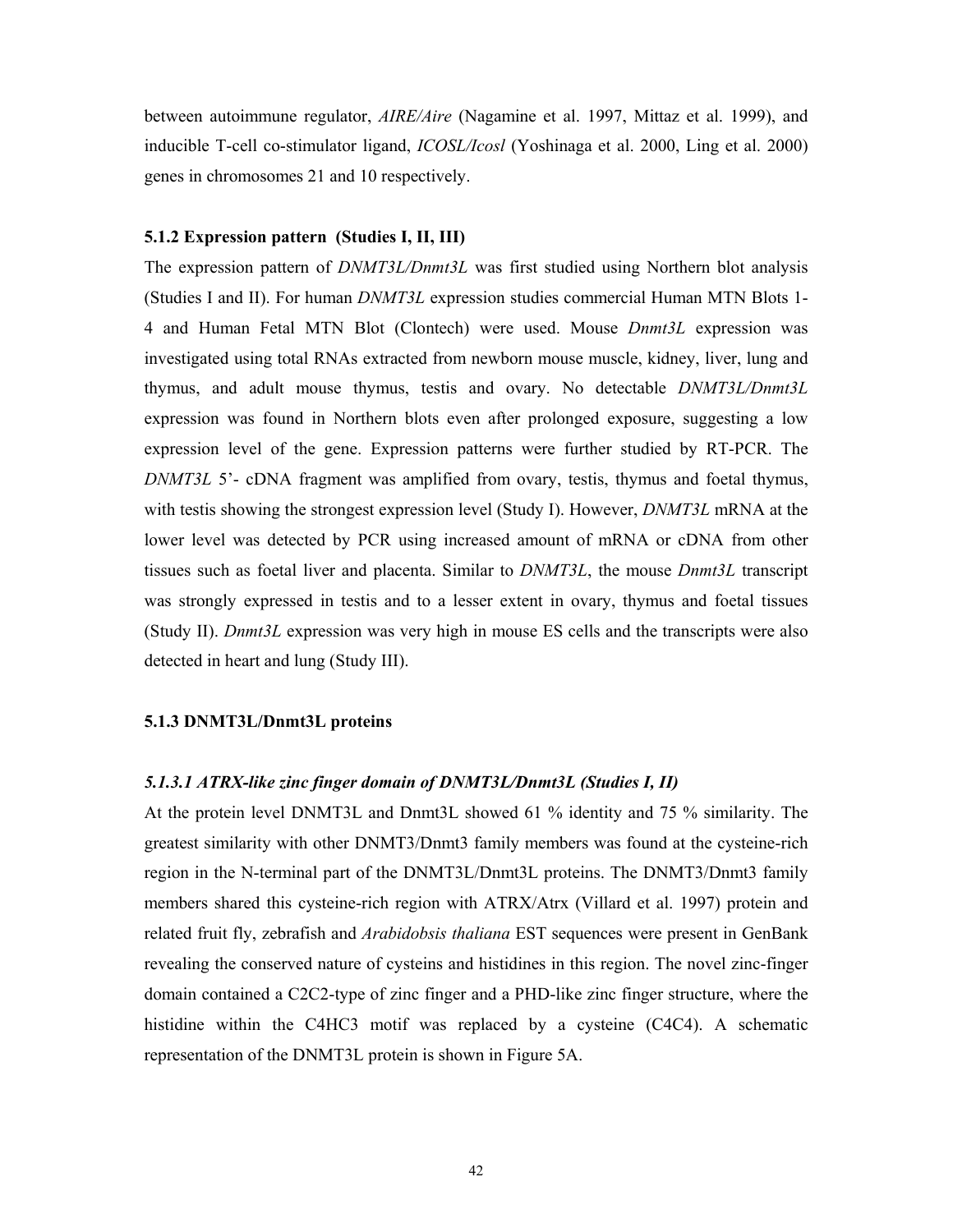between autoimmune regulator, *AIRE/Aire* (Nagamine et al. 1997, Mittaz et al. 1999), and inducible T-cell co-stimulator ligand, *ICOSL/Icosl* (Yoshinaga et al. 2000, Ling et al. 2000) genes in chromosomes 21 and 10 respectively.

### 5.1.2 Expression pattern (Studies I, II, III)

The expression pattern of *DNMT3L/Dnmt3L* was first studied using Northern blot analysis (Studies I and II). For human *DNMT3L* expression studies commercial Human MTN Blots 1-4 and Human Fetal MTN Blot (Clontech) were used. Mouse *Dnmt3L* expression was investigated using total RNAs extracted from newborn mouse muscle, kidney, liver, lung and thymus, and adult mouse thymus, testis and ovary. No detectable *DNMT3L/Dnmt3L* expression was found in Northern blots even after prolonged exposure, suggesting a low expression level of the gene. Expression patterns were further studied by RT-PCR. The *DNMT3L* 5'- cDNA fragment was amplified from ovary, testis, thymus and foetal thymus, with testis showing the strongest expression level (Study I). However, *DNMT3L* mRNA at the lower level was detected by PCR using increased amount of mRNA or cDNA from other tissues such as foetal liver and placenta. Similar to *DNMT3L*, the mouse *Dnmt3L* transcript was strongly expressed in testis and to a lesser extent in ovary, thymus and foetal tissues (Study II). *Dnmt3L* expression was very high in mouse ES cells and the transcripts were also detected in heart and lung (Study III).

### 5.1.3 DNMT3L/Dnmt3L proteins

#### *5.1.3.1 ATRX-like zinc finger domain of DNMT3L/Dnmt3L (Studies I, II)*

At the protein level DNMT3L and Dnmt3L showed 61 % identity and 75 % similarity. The greatest similarity with other DNMT3/Dnmt3 family members was found at the cysteine-rich region in the N-terminal part of the DNMT3L/Dnmt3L proteins. The DNMT3/Dnmt3 family members shared this cysteine-rich region with ATRX/Atrx (Villard et al. 1997) protein and related fruit fly, zebrafish and *Arabidobsis thaliana* EST sequences were present in GenBank revealing the conserved nature of cysteins and histidines in this region. The novel zinc-finger domain contained a C2C2-type of zinc finger and a PHD-like zinc finger structure, where the histidine within the C4HC3 motif was replaced by a cysteine (C4C4). A schematic representation of the DNMT3L protein is shown in Figure 5A.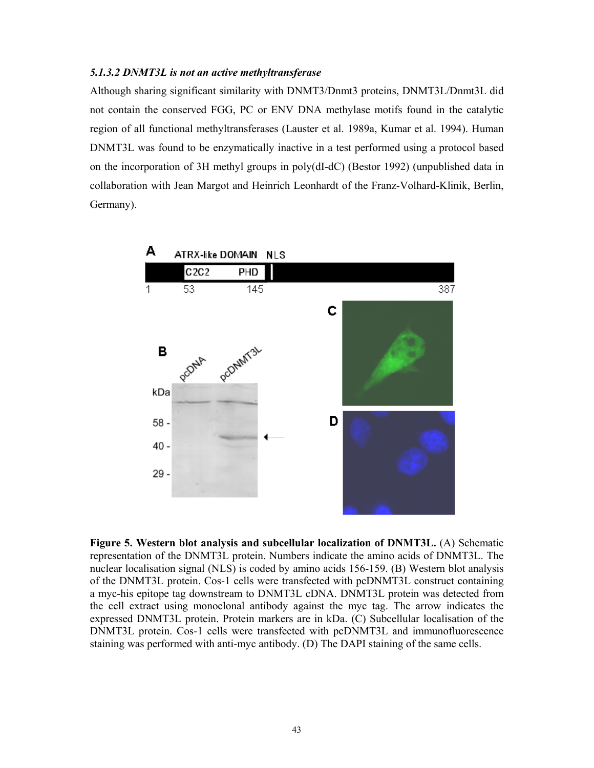### *5.1.3.2 DNMT3L is not an active methyltransferase*

Although sharing significant similarity with DNMT3/Dnmt3 proteins, DNMT3L/Dnmt3L did not contain the conserved FGG, PC or ENV DNA methylase motifs found in the catalytic region of all functional methyltransferases (Lauster et al. 1989a, Kumar et al. 1994). Human DNMT3L was found to be enzymatically inactive in a test performed using a protocol based on the incorporation of 3H methyl groups in poly(dI-dC) (Bestor 1992) (unpublished data in collaboration with Jean Margot and Heinrich Leonhardt of the Franz-Volhard-Klinik, Berlin, Germany).

**Figure 5. Western blot analysis and subcellular localization of DNMT3L.** (A) Schematic representation of the DNMT3L protein. Numbers indicate the amino acids of DNMT3L. The nuclear localisation signal (NLS) is coded by amino acids 156-159. (B) Western blot analysis of the DNMT3L protein. Cos-1 cells were transfected with pcDNMT3L construct containing a myc-his epitope tag downstream to DNMT3L cDNA. DNMT3L protein was detected from the cell extract using monoclonal antibody against the myc tag. The arrow indicates the expressed DNMT3L protein. Protein markers are in kDa. (C) Subcellular localisation of the DNMT3L protein. Cos-1 cells were transfected with pcDNMT3L and immunofluorescence staining was performed with anti-myc antibody. (D) The DAPI staining of the same cells.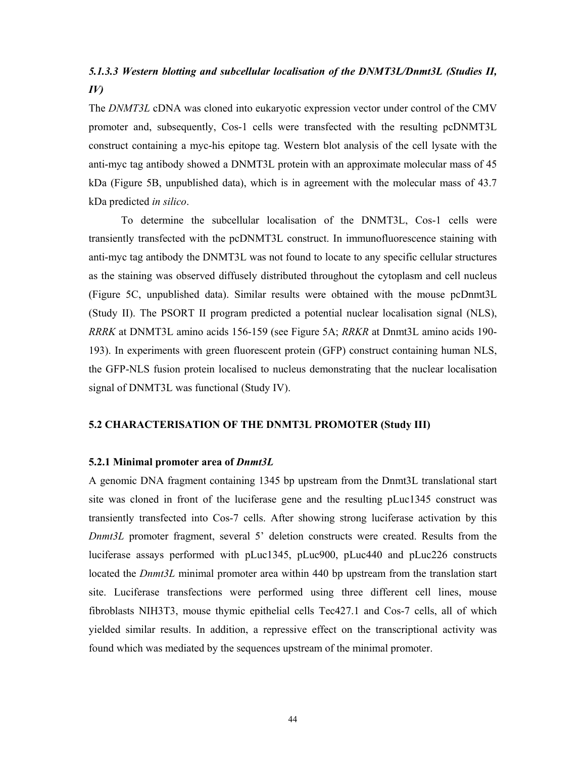### *5.1.3.3 Western blotting and subcellular localisation of the DNMT3L/Dnmt3L (Studies II, IV)*

The *DNMT3L* cDNA was cloned into eukaryotic expression vector under control of the CMV promoter and, subsequently, Cos-1 cells were transfected with the resulting pcDNMT3L construct containing a myc-his epitope tag. Western blot analysis of the cell lysate with the anti-myc tag antibody showed a DNMT3L protein with an approximate molecular mass of 45 kDa (Figure 5B, unpublished data), which is in agreement with the molecular mass of 43.7 kDa predicted *in silico*.

To determine the subcellular localisation of the DNMT3L, Cos-1 cells were transiently transfected with the pcDNMT3L construct. In immunofluorescence staining with anti-myc tag antibody the DNMT3L was not found to locate to any specific cellular structures as the staining was observed diffusely distributed throughout the cytoplasm and cell nucleus (Figure 5C, unpublished data). Similar results were obtained with the mouse pcDnmt3L (Study II). The PSORT II program predicted a potential nuclear localisation signal (NLS), *RRRK* at DNMT3L amino acids 156-159 (see Figure 5A; *RRKR* at Dnmt3L amino acids 190-193). In experiments with green fluorescent protein (GFP) construct containing human NLS, the GFP-NLS fusion protein localised to nucleus demonstrating that the nuclear localisation signal of DNMT3L was functional (Study IV).

## 5.2 CHARACTERISATION OF THE DNMT3L PROMOTER (Study III)

### 5.2.1 Minimal promoter area of *Dnmt3L*

A genomic DNA fragment containing 1345 bp upstream from the Dnmt3L translational start site was cloned in front of the luciferase gene and the resulting pLuc1345 construct was transiently transfected into Cos-7 cells. After showing strong luciferase activation by this *Dnmt3L* promoter fragment, several 5' deletion constructs were created. Results from the luciferase assays performed with pLuc1345, pLuc900, pLuc440 and pLuc226 constructs located the *Dnmt3L* minimal promoter area within 440 bp upstream from the translation start site. Luciferase transfections were performed using three different cell lines, mouse fibroblasts NIH3T3, mouse thymic epithelial cells Tec427.1 and Cos-7 cells, all of which yielded similar results. In addition, a repressive effect on the transcriptional activity was found which was mediated by the sequences upstream of the minimal promoter.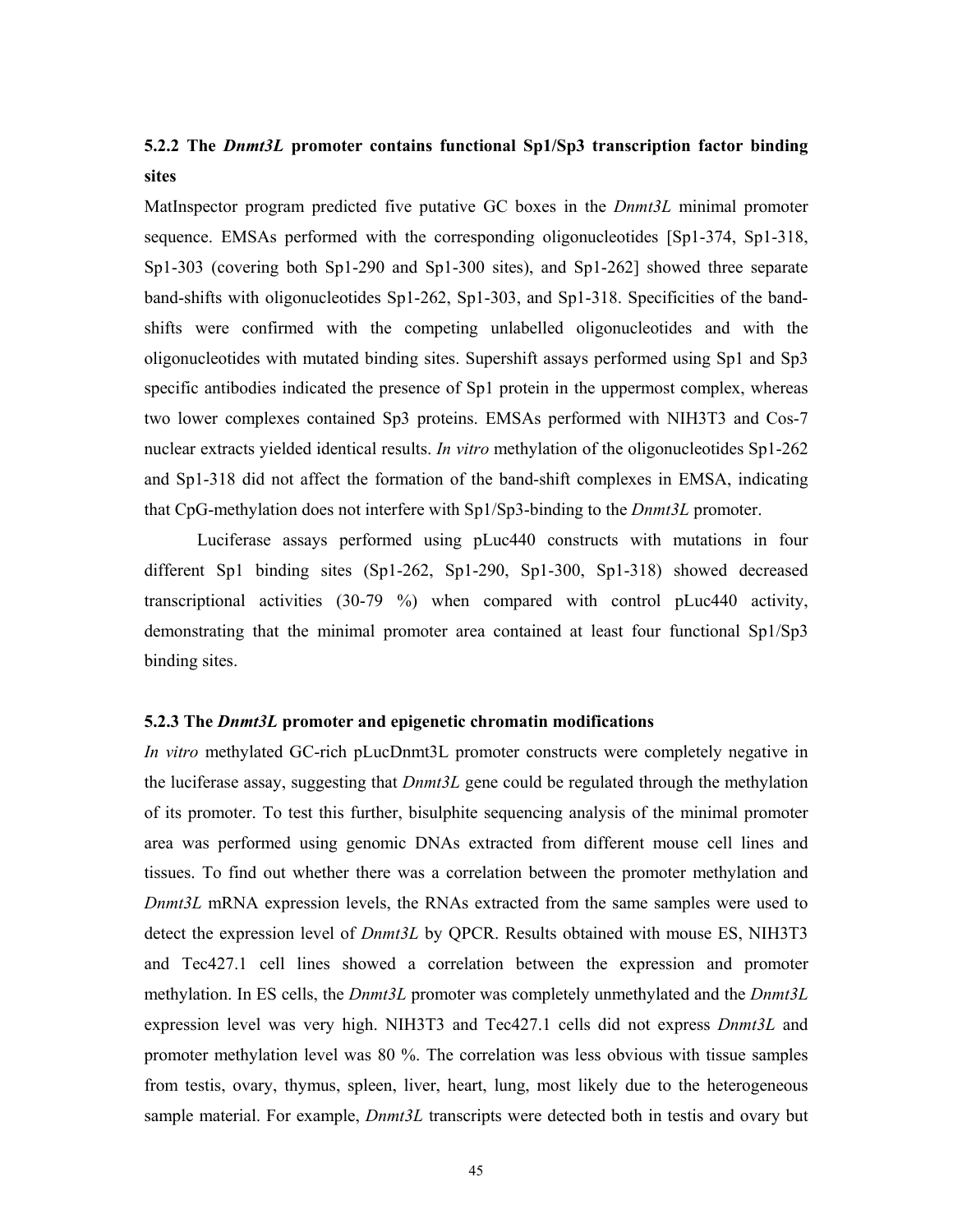### 5.2.2 The *Dnmt3L* promoter contains functional Sp1/Sp3 transcription factor binding sites

MatInspector program predicted five putative GC boxes in the *Dnmt3L* minimal promoter sequence. EMSAs performed with the corresponding oligonucleotides [Sp1-374, Sp1-318, Sp1-303 (covering both Sp1-290 and Sp1-300 sites), and Sp1-262] showed three separate band-shifts with oligonucleotides Sp1-262, Sp1-303, and Sp1-318. Specificities of the band-shifts were confirmed with the competing unlabelled oligonucleotides and with the oligonucleotides with mutated binding sites. Supershift assays performed using Sp1 and Sp3 specific antibodies indicated the presence of Sp1 protein in the uppermost complex, whereas two lower complexes contained Sp3 proteins. EMSAs performed with NIH3T3 and Cos-7 nuclear extracts yielded identical results. *In vitro* methylation of the oligonucleotides Sp1-262 and Sp1-318 did not affect the formation of the band-shift complexes in EMSA, indicating that CpG-methylation does not interfere with Sp1/Sp3-binding to the *Dnmt3L* promoter.

Luciferase assays performed using pLuc440 constructs with mutations in four different Sp1 binding sites (Sp1-262, Sp1-290, Sp1-300, Sp1-318) showed decreased transcriptional activities (30-79 %) when compared with control pLuc440 activity, demonstrating that the minimal promoter area contained at least four functional Sp1/Sp3 binding sites.

### 5.2.3 The *Dnmt3L* promoter and epigenetic chromatin modifications

*In vitro* methylated GC-rich pLucDnmt3L promoter constructs were completely negative in the luciferase assay, suggesting that *Dnmt3L* gene could be regulated through the methylation of its promoter. To test this further, bisulphite sequencing analysis of the minimal promoter area was performed using genomic DNAs extracted from different mouse cell lines and tissues. To find out whether there was a correlation between the promoter methylation and *Dnmt3L* mRNA expression levels, the RNAs extracted from the same samples were used to detect the expression level of *Dnmt3L* by QPCR. Results obtained with mouse ES, NIH3T3 and Tec427.1 cell lines showed a correlation between the expression and promoter methylation. In ES cells, the *Dnmt3L* promoter was completely unmethylated and the *Dnmt3L* expression level was very high. NIH3T3 and Tec427.1 cells did not express *Dnmt3L* and promoter methylation level was 80 %. The correlation was less obvious with tissue samples from testis, ovary, thymus, spleen, liver, heart, lung, most likely due to the heterogeneous sample material. For example, *Dnmt3L* transcripts were detected both in testis and ovary but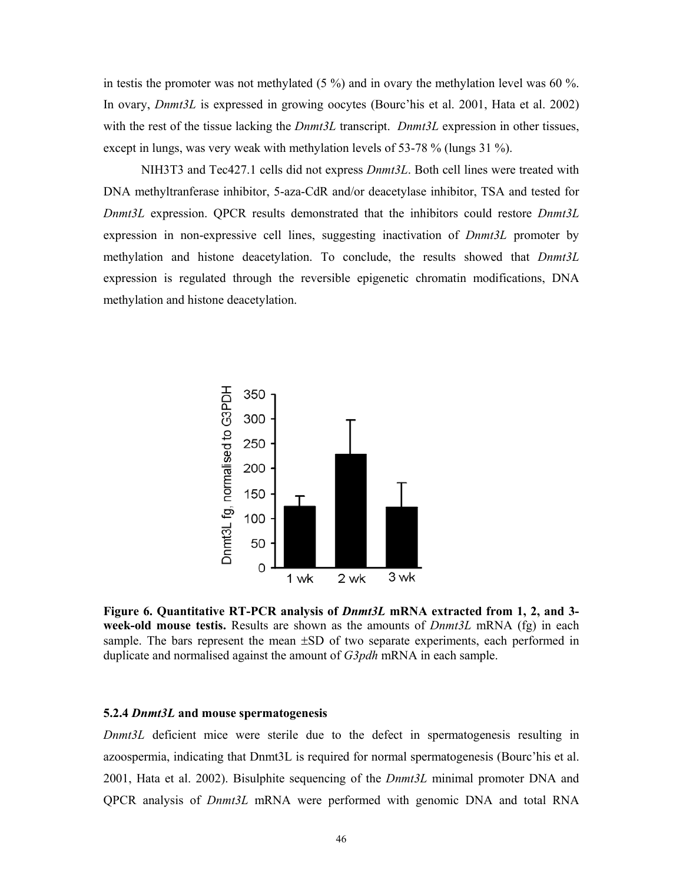in testis the promoter was not methylated (5 %) and in ovary the methylation level was 60 %. In ovary, *Dnmt3L* is expressed in growing oocytes (Bourc'his et al. 2001, Hata et al. 2002) with the rest of the tissue lacking the *Dnmt3L* transcript. *Dnmt3L* expression in other tissues, except in lungs, was very weak with methylation levels of 53-78 % (lungs 31 %).

NIH3T3 and Tec427.1 cells did not express *Dnmt3L*. Both cell lines were treated with DNA methyltranferase inhibitor, 5-aza-CdR and/or deacetylase inhibitor, TSA and tested for *Dnmt3L* expression. QPCR results demonstrated that the inhibitors could restore *Dnmt3L* expression in non-expressive cell lines, suggesting inactivation of *Dnmt3L* promoter by methylation and histone deacetylation. To conclude, the results showed that *Dnmt3L* expression is regulated through the reversible epigenetic chromatin modifications, DNA methylation and histone deacetylation.

**Figure 6. Quantitative RT-PCR analysis of *Dnmt3L* mRNA extracted from 1, 2, and 3-week-old mouse testis.** Results are shown as the amounts of *Dnmt3L* mRNA (fg) in each sample. The bars represent the mean ±SD of two separate experiments, each performed in duplicate and normalised against the amount of *G3pdh* mRNA in each sample.

### 5.2.4 *Dnmt3L* and mouse spermatogenesis

*Dnmt3L* deficient mice were sterile due to the defect in spermatogenesis resulting in azoospermia, indicating that Dnmt3L is required for normal spermatogenesis (Bourc'his et al. 2001, Hata et al. 2002). Bisulphite sequencing of the *Dnmt3L* minimal promoter DNA and QPCR analysis of *Dnmt3L* mRNA were performed with genomic DNA and total RNA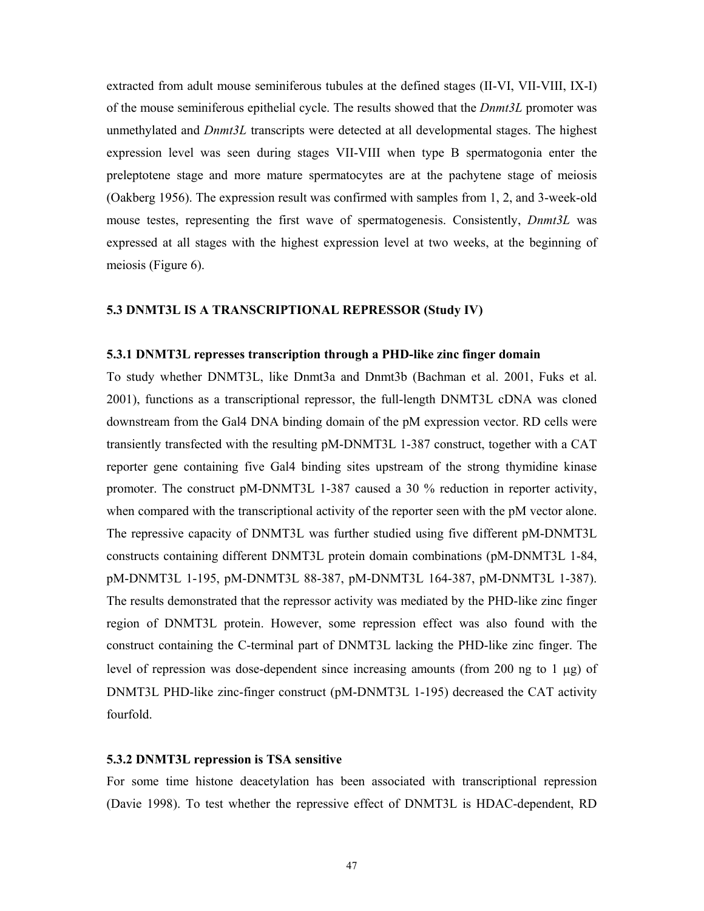extracted from adult mouse seminiferous tubules at the defined stages (II-VI, VII-VIII, IX-I) of the mouse seminiferous epithelial cycle. The results showed that the *Dnmt3L* promoter was unmethylated and *Dnmt3L* transcripts were detected at all developmental stages. The highest expression level was seen during stages VII-VIII when type B spermatogonia enter the preleptotene stage and more mature spermatocytes are at the pachytene stage of meiosis (Oakberg 1956). The expression result was confirmed with samples from 1, 2, and 3-week-old mouse testes, representing the first wave of spermatogenesis. Consistently, *Dnmt3L* was expressed at all stages with the highest expression level at two weeks, at the beginning of meiosis (Figure 6).

### 5.3 DNMT3L IS A TRANSCRIPTIONAL REPRESSOR (Study IV)

#### 5.3.1 DNMT3L represses transcription through a PHD-like zinc finger domain

To study whether DNMT3L, like Dnmt3a and Dnmt3b (Bachman et al. 2001, Fuks et al. 2001), functions as a transcriptional repressor, the full-length DNMT3L cDNA was cloned downstream from the Gal4 DNA binding domain of the pM expression vector. RD cells were transiently transfected with the resulting pM-DNMT3L 1-387 construct, together with a CAT reporter gene containing five Gal4 binding sites upstream of the strong thymidine kinase promoter. The construct pM-DNMT3L 1-387 caused a 30 % reduction in reporter activity, when compared with the transcriptional activity of the reporter seen with the pM vector alone. The repressive capacity of DNMT3L was further studied using five different pM-DNMT3L constructs containing different DNMT3L protein domain combinations (pM-DNMT3L 1-84, pM-DNMT3L 1-195, pM-DNMT3L 88-387, pM-DNMT3L 164-387, pM-DNMT3L 1-387). The results demonstrated that the repressor activity was mediated by the PHD-like zinc finger region of DNMT3L protein. However, some repression effect was also found with the construct containing the C-terminal part of DNMT3L lacking the PHD-like zinc finger. The level of repression was dose-dependent since increasing amounts (from 200 ng to 1 μg) of DNMT3L PHD-like zinc-finger construct (pM-DNMT3L 1-195) decreased the CAT activity fourfold.

#### 5.3.2 DNMT3L repression is TSA sensitive

For some time histone deacetylation has been associated with transcriptional repression (Davie 1998). To test whether the repressive effect of DNMT3L is HDAC-dependent, RD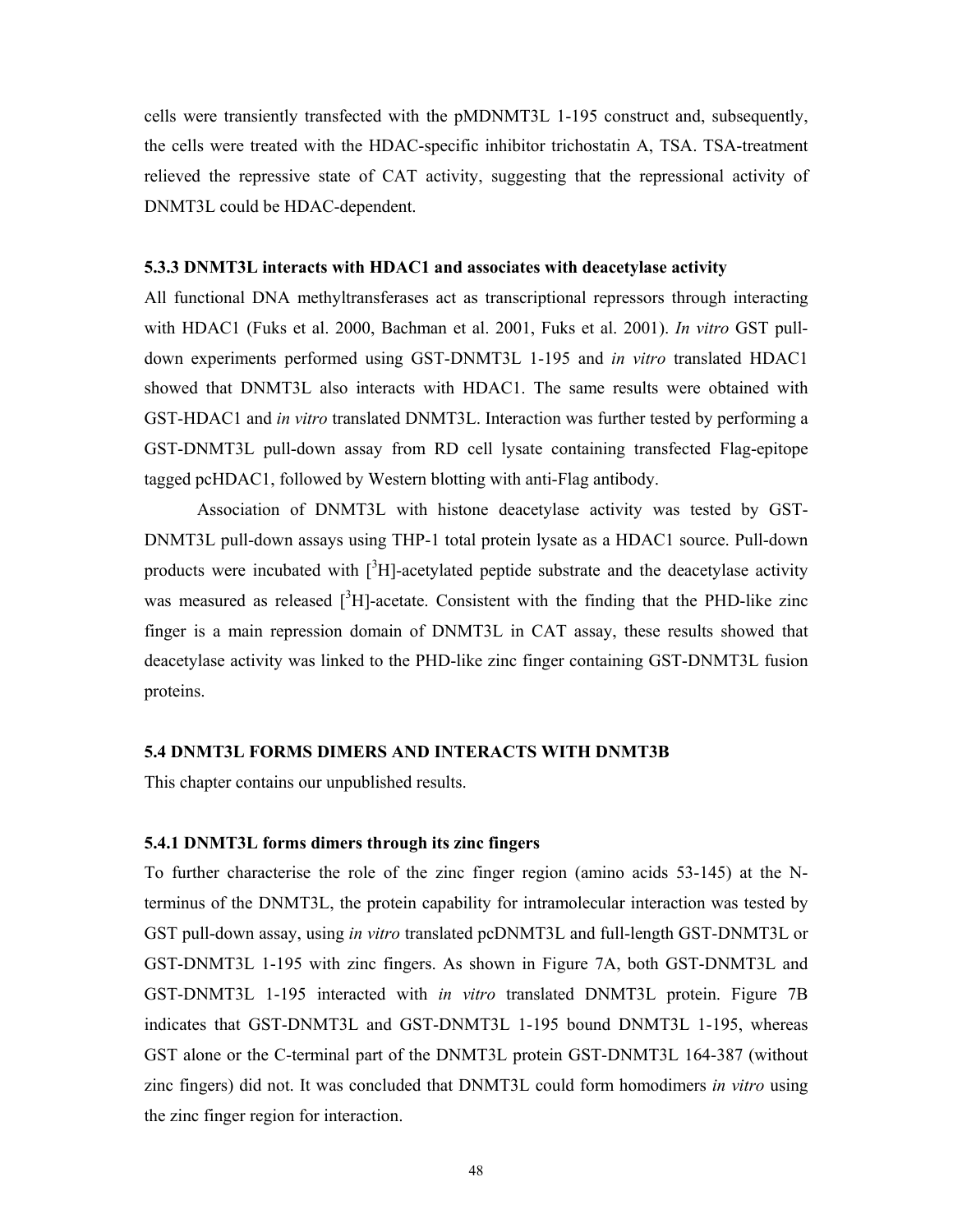cells were transiently transfected with the pMDNMT3L 1-195 construct and, subsequently, the cells were treated with the HDAC-specific inhibitor trichostatin A, TSA. TSA-treatment relieved the repressive state of CAT activity, suggesting that the repressional activity of DNMT3L could be HDAC-dependent.

### 5.3.3 DNMT3L interacts with HDAC1 and associates with deacetylase activity

All functional DNA methyltransferases act as transcriptional repressors through interacting with HDAC1 (Fuks et al. 2000, Bachman et al. 2001, Fuks et al. 2001). *In vitro* GST pull-down experiments performed using GST-DNMT3L 1-195 and *in vitro* translated HDAC1 showed that DNMT3L also interacts with HDAC1. The same results were obtained with GST-HDAC1 and *in vitro* translated DNMT3L. Interaction was further tested by performing a GST-DNMT3L pull-down assay from RD cell lysate containing transfected Flag-epitope tagged pcHDAC1, followed by Western blotting with anti-Flag antibody.

Association of DNMT3L with histone deacetylase activity was tested by GST-DNMT3L pull-down assays using THP-1 total protein lysate as a HDAC1 source. Pull-down products were incubated with [$^3$H]-acetylated peptide substrate and the deacetylase activity was measured as released [$^3$H]-acetate. Consistent with the finding that the PHD-like zinc finger is a main repression domain of DNMT3L in CAT assay, these results showed that deacetylase activity was linked to the PHD-like zinc finger containing GST-DNMT3L fusion proteins.

## 5.4 DNMT3L FORMS DIMERS AND INTERACTS WITH DNMT3B

This chapter contains our unpublished results.

### 5.4.1 DNMT3L forms dimers through its zinc fingers

To further characterise the role of the zinc finger region (amino acids 53-145) at the N-terminus of the DNMT3L, the protein capability for intramolecular interaction was tested by GST pull-down assay, using *in vitro* translated pcDNMT3L and full-length GST-DNMT3L or GST-DNMT3L 1-195 with zinc fingers. As shown in Figure 7A, both GST-DNMT3L and GST-DNMT3L 1-195 interacted with *in vitro* translated DNMT3L protein. Figure 7B indicates that GST-DNMT3L and GST-DNMT3L 1-195 bound DNMT3L 1-195, whereas GST alone or the C-terminal part of the DNMT3L protein GST-DNMT3L 164-387 (without zinc fingers) did not. It was concluded that DNMT3L could form homodimers *in vitro* using the zinc finger region for interaction.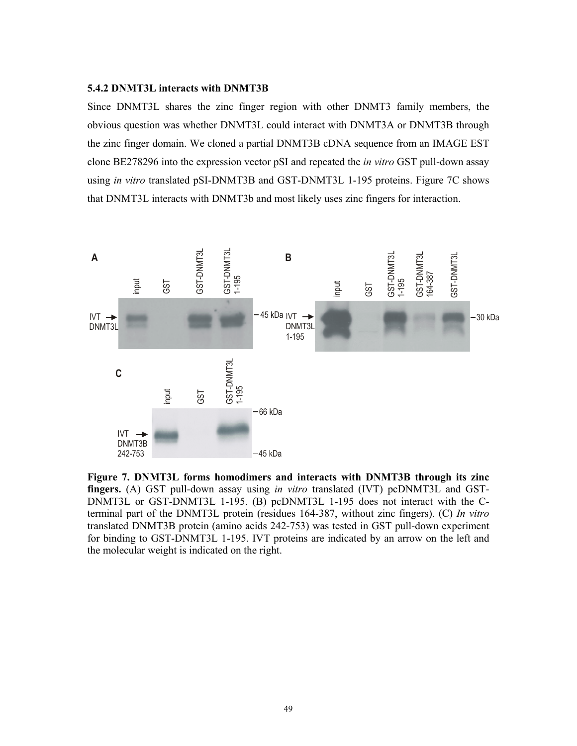### 5.4.2 DNMT3L interacts with DNMT3B

Since DNMT3L shares the zinc finger region with other DNMT3 family members, the obvious question was whether DNMT3L could interact with DNMT3A or DNMT3B through the zinc finger domain. We cloned a partial DNMT3B cDNA sequence from an IMAGE EST clone BE278296 into the expression vector pSI and repeated the *in vitro* GST pull-down assay using *in vitro* translated pSI-DNMT3B and GST-DNMT3L 1-195 proteins. Figure 7C shows that DNMT3L interacts with DNMT3b and most likely uses zinc fingers for interaction.

**Figure 7. DNMT3L forms homodimers and interacts with DNMT3B through its zinc fingers.** (A) GST pull-down assay using *in vitro* translated (IVT) pcDNMT3L and GST-DNMT3L or GST-DNMT3L 1-195. (B) pcDNMT3L 1-195 does not interact with the C-terminal part of the DNMT3L protein (residues 164-387, without zinc fingers). (C) *In vitro* translated DNMT3B protein (amino acids 242-753) was tested in GST pull-down experiment for binding to GST-DNMT3L 1-195. IVT proteins are indicated by an arrow on the left and the molecular weight is indicated on the right.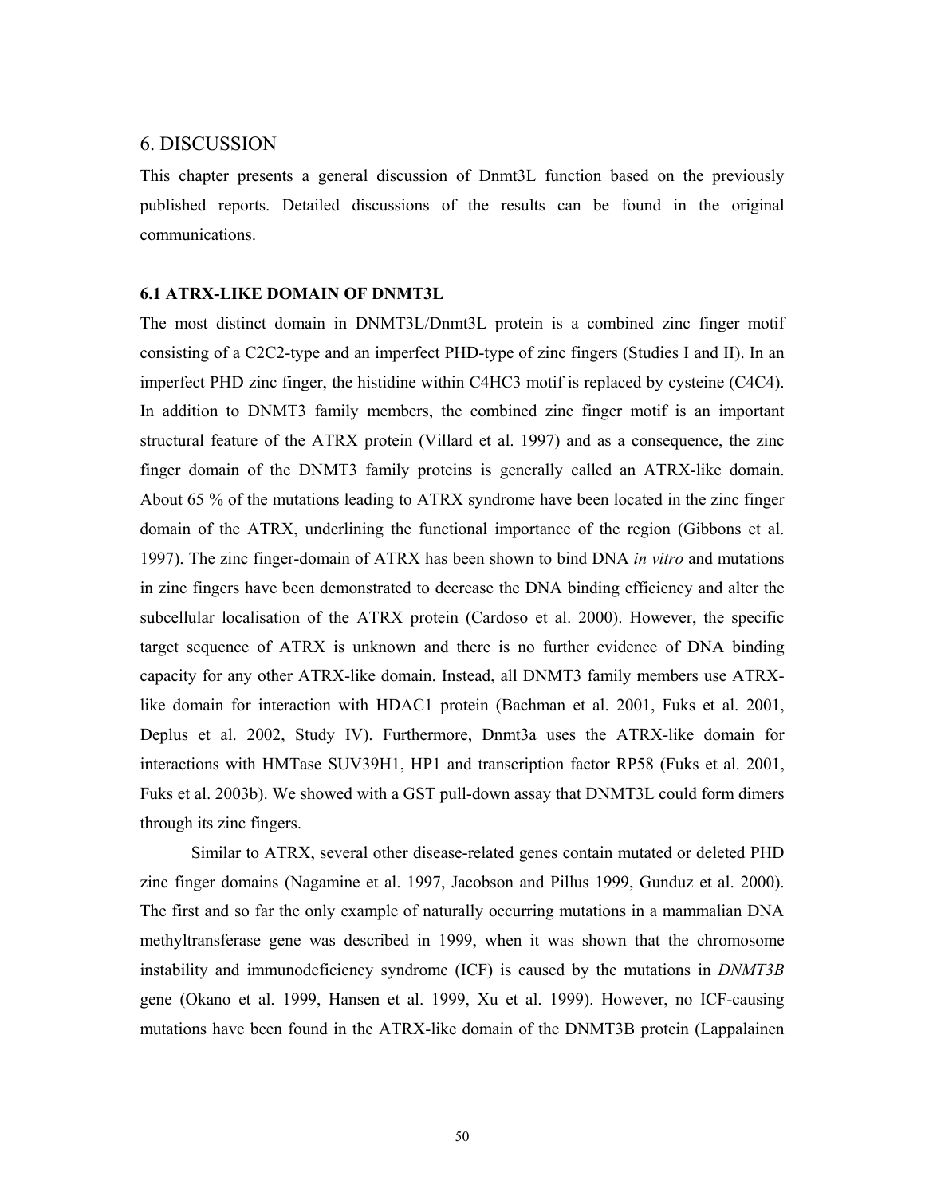# 6. DISCUSSION

This chapter presents a general discussion of Dnmt3L function based on the previously published reports. Detailed discussions of the results can be found in the original communications.

### 6.1 ATRX-LIKE DOMAIN OF DNMT3L

The most distinct domain in DNMT3L/Dnmt3L protein is a combined zinc finger motif consisting of a C2C2-type and an imperfect PHD-type of zinc fingers (Studies I and II). In an imperfect PHD zinc finger, the histidine within C4HC3 motif is replaced by cysteine (C4C4). In addition to DNMT3 family members, the combined zinc finger motif is an important structural feature of the ATRX protein (Villard et al. 1997) and as a consequence, the zinc finger domain of the DNMT3 family proteins is generally called an ATRX-like domain. About 65 % of the mutations leading to ATRX syndrome have been located in the zinc finger domain of the ATRX, underlining the functional importance of the region (Gibbons et al. 1997). The zinc finger-domain of ATRX has been shown to bind DNA *in vitro* and mutations in zinc fingers have been demonstrated to decrease the DNA binding efficiency and alter the subcellular localisation of the ATRX protein (Cardoso et al. 2000). However, the specific target sequence of ATRX is unknown and there is no further evidence of DNA binding capacity for any other ATRX-like domain. Instead, all DNMT3 family members use ATRX-like domain for interaction with HDAC1 protein (Bachman et al. 2001, Fuks et al. 2001, Deplus et al. 2002, Study IV). Furthermore, Dnmt3a uses the ATRX-like domain for interactions with HMTase SUV39H1, HP1 and transcription factor RP58 (Fuks et al. 2001, Fuks et al. 2003b). We showed with a GST pull-down assay that DNMT3L could form dimers through its zinc fingers.

Similar to ATRX, several other disease-related genes contain mutated or deleted PHD zinc finger domains (Nagamine et al. 1997, Jacobson and Pillus 1999, Gunduz et al. 2000). The first and so far the only example of naturally occurring mutations in a mammalian DNA methyltransferase gene was described in 1999, when it was shown that the chromosome instability and immunodeficiency syndrome (ICF) is caused by the mutations in *DNMT3B* gene (Okano et al. 1999, Hansen et al. 1999, Xu et al. 1999). However, no ICF-causing mutations have been found in the ATRX-like domain of the DNMT3B protein (Lappalainen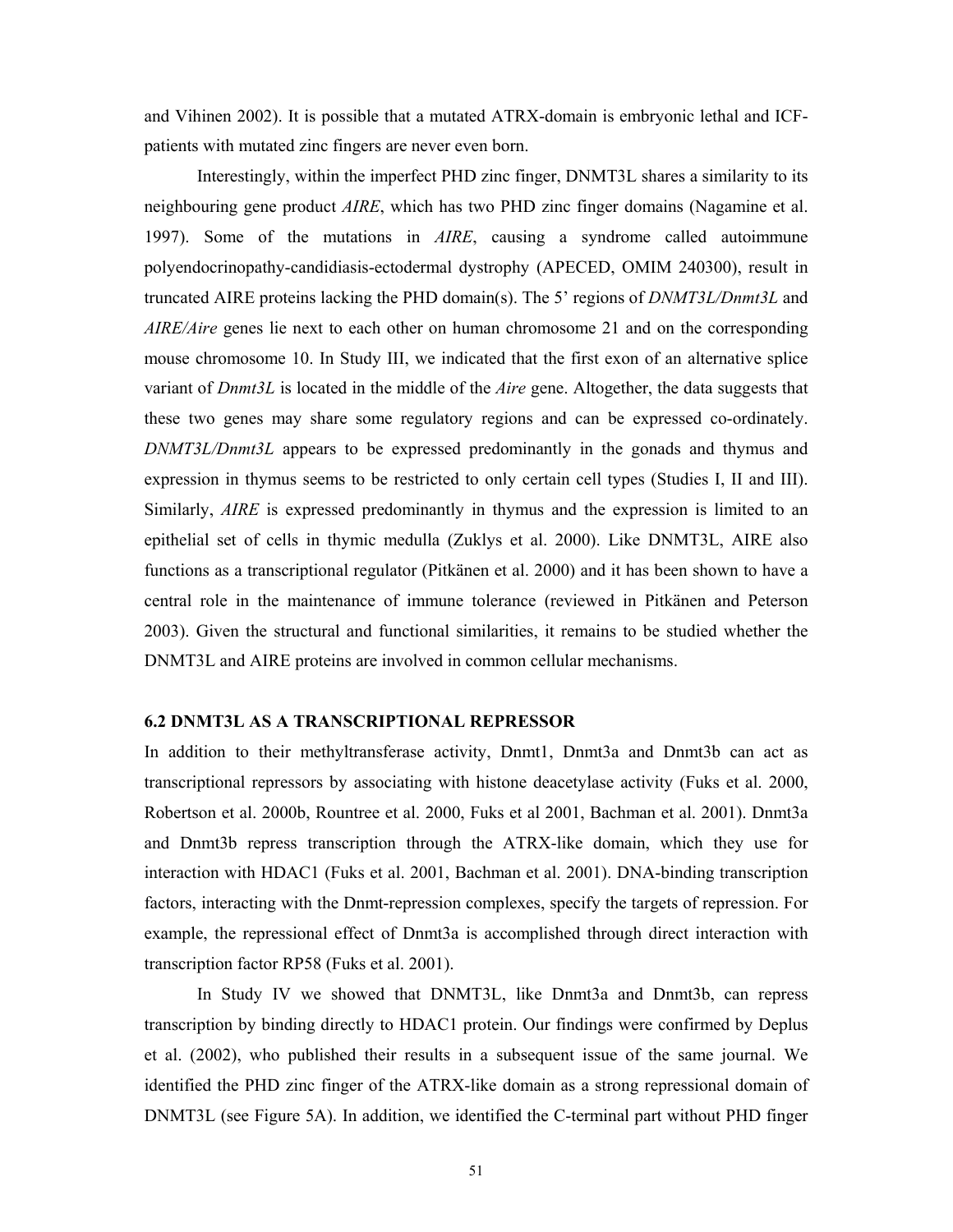and Vihinen 2002). It is possible that a mutated ATRX-domain is embryonic lethal and ICF-patients with mutated zinc fingers are never even born.

Interestingly, within the imperfect PHD zinc finger, DNMT3L shares a similarity to its neighbouring gene product *AIRE*, which has two PHD zinc finger domains (Nagamine et al. 1997). Some of the mutations in *AIRE*, causing a syndrome called autoimmune polyendocrinopathy-candidiasis-ectodermal dystrophy (APECED, OMIM 240300), result in truncated AIRE proteins lacking the PHD domain(s). The 5' regions of *DNMT3L/Dnmt3L* and *AIRE/Aire* genes lie next to each other on human chromosome 21 and on the corresponding mouse chromosome 10. In Study III, we indicated that the first exon of an alternative splice variant of *Dnmt3L* is located in the middle of the *Aire* gene. Altogether, the data suggests that these two genes may share some regulatory regions and can be expressed co-ordinately. *DNMT3L/Dnmt3L* appears to be expressed predominantly in the gonads and thymus and expression in thymus seems to be restricted to only certain cell types (Studies I, II and III). Similarly, *AIRE* is expressed predominantly in thymus and the expression is limited to an epithelial set of cells in thymic medulla (Zuklys et al. 2000). Like DNMT3L, AIRE also functions as a transcriptional regulator (Pitkänen et al. 2000) and it has been shown to have a central role in the maintenance of immune tolerance (reviewed in Pitkänen and Peterson 2003). Given the structural and functional similarities, it remains to be studied whether the DNMT3L and AIRE proteins are involved in common cellular mechanisms.

### 6.2 DNMT3L AS A TRANSCRIPTIONAL REPRESSOR

In addition to their methyltransferase activity, Dnmt1, Dnmt3a and Dnmt3b can act as transcriptional repressors by associating with histone deacetylase activity (Fuks et al. 2000, Robertson et al. 2000b, Rountree et al. 2000, Fuks et al 2001, Bachman et al. 2001). Dnmt3a and Dnmt3b repress transcription through the ATRX-like domain, which they use for interaction with HDAC1 (Fuks et al. 2001, Bachman et al. 2001). DNA-binding transcription factors, interacting with the Dnmt-repression complexes, specify the targets of repression. For example, the repressional effect of Dnmt3a is accomplished through direct interaction with transcription factor RP58 (Fuks et al. 2001).

In Study IV we showed that DNMT3L, like Dnmt3a and Dnmt3b, can repress transcription by binding directly to HDAC1 protein. Our findings were confirmed by Deplus et al. (2002), who published their results in a subsequent issue of the same journal. We identified the PHD zinc finger of the ATRX-like domain as a strong repressional domain of DNMT3L (see Figure 5A). In addition, we identified the C-terminal part without PHD finger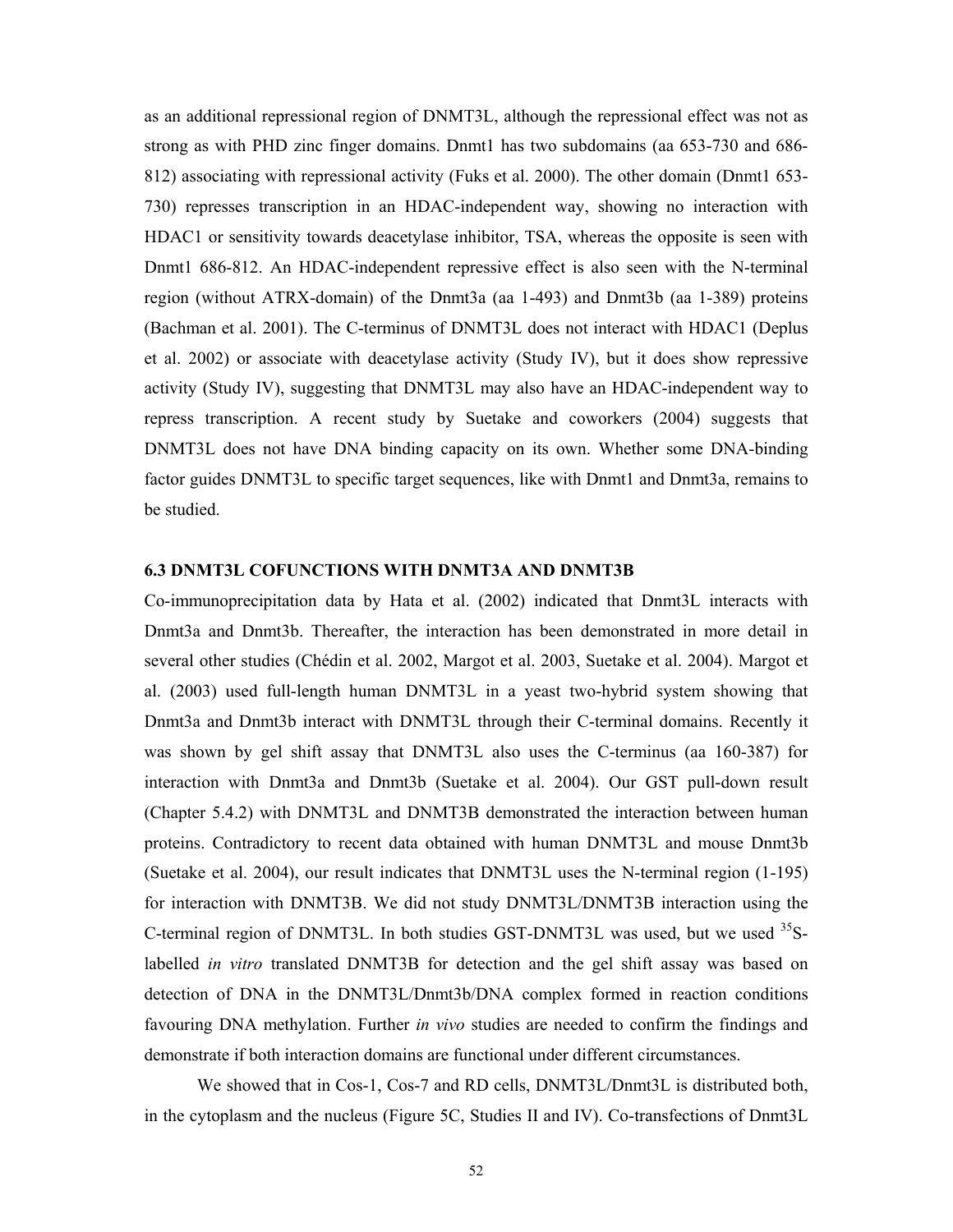as an additional repressional region of DNMT3L, although the repressional effect was not as strong as with PHD zinc finger domains. Dnmt1 has two subdomains (aa 653-730 and 686-812) associating with repressional activity (Fuks et al. 2000). The other domain (Dnmt1 653-730) represses transcription in an HDAC-independent way, showing no interaction with HDAC1 or sensitivity towards deacetylase inhibitor, TSA, whereas the opposite is seen with Dnmt1 686-812. An HDAC-independent repressive effect is also seen with the N-terminal region (without ATRX-domain) of the Dnmt3a (aa 1-493) and Dnmt3b (aa 1-389) proteins (Bachman et al. 2001). The C-terminus of DNMT3L does not interact with HDAC1 (Deplus et al. 2002) or associate with deacetylase activity (Study IV), but it does show repressive activity (Study IV), suggesting that DNMT3L may also have an HDAC-independent way to repress transcription. A recent study by Suetake and coworkers (2004) suggests that DNMT3L does not have DNA binding capacity on its own. Whether some DNA-binding factor guides DNMT3L to specific target sequences, like with Dnmt1 and Dnmt3a, remains to be studied.

### 6.3 DNMT3L COFUNCTIONS WITH DNMT3A AND DNMT3B

Co-immunoprecipitation data by Hata et al. (2002) indicated that Dnmt3L interacts with Dnmt3a and Dnmt3b. Thereafter, the interaction has been demonstrated in more detail in several other studies (Chédin et al. 2002, Margot et al. 2003, Suetake et al. 2004). Margot et al. (2003) used full-length human DNMT3L in a yeast two-hybrid system showing that Dnmt3a and Dnmt3b interact with DNMT3L through their C-terminal domains. Recently it was shown by gel shift assay that DNMT3L also uses the C-terminus (aa 160-387) for interaction with Dnmt3a and Dnmt3b (Suetake et al. 2004). Our GST pull-down result (Chapter 5.4.2) with DNMT3L and DNMT3B demonstrated the interaction between human proteins. Contradictory to recent data obtained with human DNMT3L and mouse Dnmt3b (Suetake et al. 2004), our result indicates that DNMT3L uses the N-terminal region (1-195) for interaction with DNMT3B. We did not study DNMT3L/DNMT3B interaction using the C-terminal region of DNMT3L. In both studies GST-DNMT3L was used, but we used $^{35}$S-labelled *in vitro* translated DNMT3B for detection and the gel shift assay was based on detection of DNA in the DNMT3L/Dnmt3b/DNA complex formed in reaction conditions favouring DNA methylation. Further *in vivo* studies are needed to confirm the findings and demonstrate if both interaction domains are functional under different circumstances.

We showed that in Cos-1, Cos-7 and RD cells, DNMT3L/Dnmt3L is distributed both, in the cytoplasm and the nucleus (Figure 5C, Studies II and IV). Co-transfections of Dnmt3L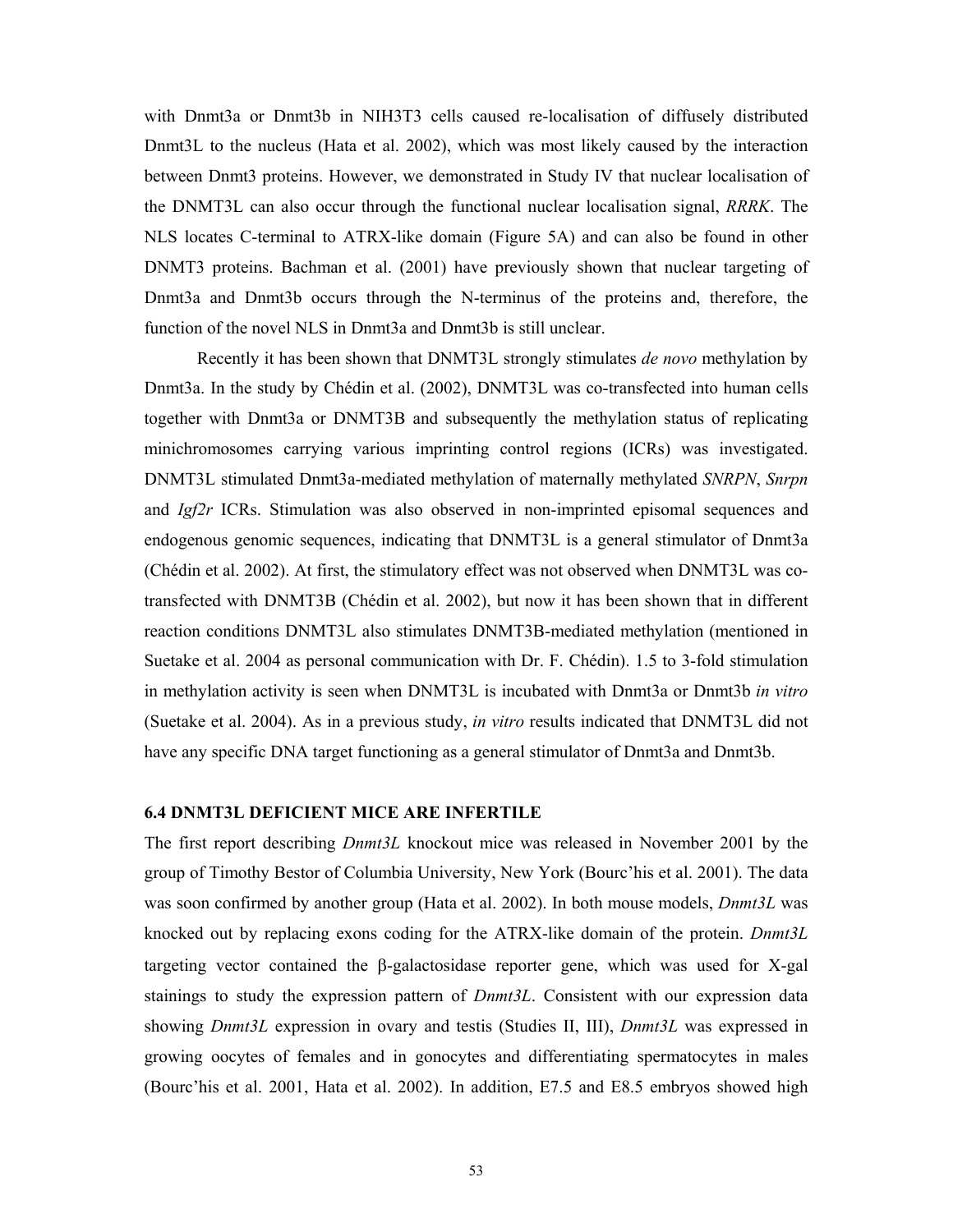with Dnmt3a or Dnmt3b in NIH3T3 cells caused re-localisation of diffusely distributed Dnmt3L to the nucleus (Hata et al. 2002), which was most likely caused by the interaction between Dnmt3 proteins. However, we demonstrated in Study IV that nuclear localisation of the DNMT3L can also occur through the functional nuclear localisation signal, *RRRK*. The NLS locates C-terminal to ATRX-like domain (Figure 5A) and can also be found in other DNMT3 proteins. Bachman et al. (2001) have previously shown that nuclear targeting of Dnmt3a and Dnmt3b occurs through the N-terminus of the proteins and, therefore, the function of the novel NLS in Dnmt3a and Dnmt3b is still unclear.

Recently it has been shown that DNMT3L strongly stimulates *de novo* methylation by Dnmt3a. In the study by Chédin et al. (2002), DNMT3L was co-transfected into human cells together with Dnmt3a or DNMT3B and subsequently the methylation status of replicating minichromosomes carrying various imprinting control regions (ICRs) was investigated. DNMT3L stimulated Dnmt3a-mediated methylation of maternally methylated *SNRPN*, *Snrpn* and *Igf2r* ICRs. Stimulation was also observed in non-imprinted episomal sequences and endogenous genomic sequences, indicating that DNMT3L is a general stimulator of Dnmt3a (Chédin et al. 2002). At first, the stimulatory effect was not observed when DNMT3L was co-transfected with DNMT3B (Chédin et al. 2002), but now it has been shown that in different reaction conditions DNMT3L also stimulates DNMT3B-mediated methylation (mentioned in Suetake et al. 2004 as personal communication with Dr. F. Chédin). 1.5 to 3-fold stimulation in methylation activity is seen when DNMT3L is incubated with Dnmt3a or Dnmt3b *in vitro* (Suetake et al. 2004). As in a previous study, *in vitro* results indicated that DNMT3L did not have any specific DNA target functioning as a general stimulator of Dnmt3a and Dnmt3b.

### 6.4 DNMT3L DEFICIENT MICE ARE INFERTILE

The first report describing *Dnmt3L* knockout mice was released in November 2001 by the group of Timothy Bestor of Columbia University, New York (Bourc'his et al. 2001). The data was soon confirmed by another group (Hata et al. 2002). In both mouse models, *Dnmt3L* was knocked out by replacing exons coding for the ATRX-like domain of the protein. *Dnmt3L* targeting vector contained the β-galactosidase reporter gene, which was used for X-gal stainings to study the expression pattern of *Dnmt3L*. Consistent with our expression data showing *Dnmt3L* expression in ovary and testis (Studies II, III), *Dnmt3L* was expressed in growing oocytes of females and in gonocytes and differentiating spermatocytes in males (Bourc'his et al. 2001, Hata et al. 2002). In addition, E7.5 and E8.5 embryos showed high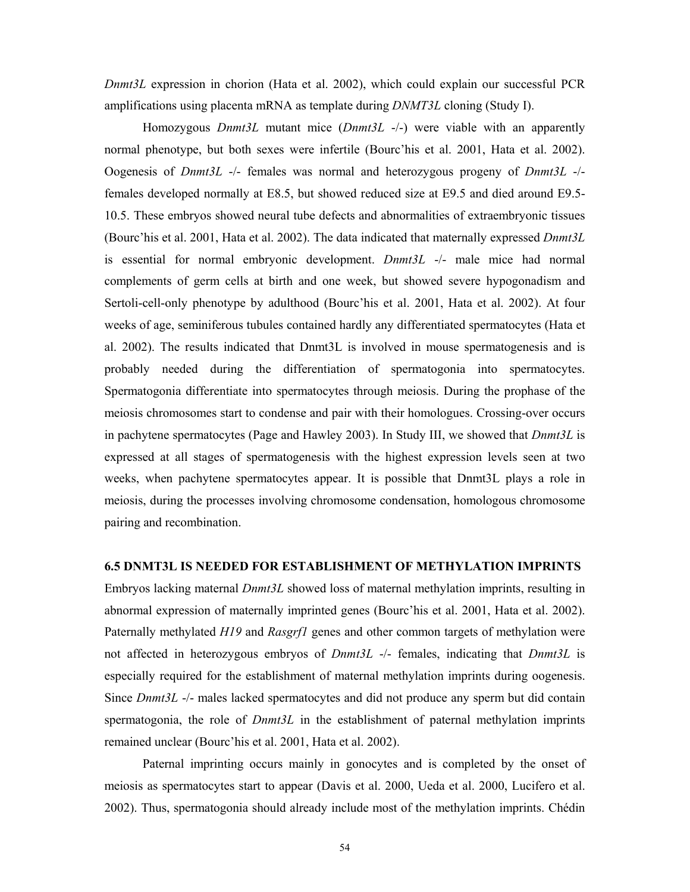*Dnmt3L* expression in chorion (Hata et al. 2002), which could explain our successful PCR amplifications using placenta mRNA as template during *DNMT3L* cloning (Study I).

Homozygous *Dnmt3L* mutant mice (*Dnmt3L* -/-) were viable with an apparently normal phenotype, but both sexes were infertile (Bourc'his et al. 2001, Hata et al. 2002). Oogenesis of *Dnmt3L* -/- females was normal and heterozygous progeny of *Dnmt3L* -/- females developed normally at E8.5, but showed reduced size at E9.5 and died around E9.5-10.5. These embryos showed neural tube defects and abnormalities of extraembryonic tissues (Bourc'his et al. 2001, Hata et al. 2002). The data indicated that maternally expressed *Dnmt3L* is essential for normal embryonic development. *Dnmt3L* -/- male mice had normal complements of germ cells at birth and one week, but showed severe hypogonadism and Sertoli-cell-only phenotype by adulthood (Bourc'his et al. 2001, Hata et al. 2002). At four weeks of age, seminiferous tubules contained hardly any differentiated spermatocytes (Hata et al. 2002). The results indicated that Dnmt3L is involved in mouse spermatogenesis and is probably needed during the differentiation of spermatogonia into spermatocytes. Spermatogonia differentiate into spermatocytes through meiosis. During the prophase of the meiosis chromosomes start to condense and pair with their homologues. Crossing-over occurs in pachytene spermatocytes (Page and Hawley 2003). In Study III, we showed that *Dnmt3L* is expressed at all stages of spermatogenesis with the highest expression levels seen at two weeks, when pachytene spermatocytes appear. It is possible that Dnmt3L plays a role in meiosis, during the processes involving chromosome condensation, homologous chromosome pairing and recombination.

### 6.5 DNMT3L IS NEEDED FOR ESTABLISHMENT OF METHYLATION IMPRINTS

Embryos lacking maternal *Dnmt3L* showed loss of maternal methylation imprints, resulting in abnormal expression of maternally imprinted genes (Bourc'his et al. 2001, Hata et al. 2002). Paternally methylated *H19* and *Rasgrf1* genes and other common targets of methylation were not affected in heterozygous embryos of *Dnmt3L* -/- females, indicating that *Dnmt3L* is especially required for the establishment of maternal methylation imprints during oogenesis. Since *Dnmt3L* -/- males lacked spermatocytes and did not produce any sperm but did contain spermatogonia, the role of *Dnmt3L* in the establishment of paternal methylation imprints remained unclear (Bourc'his et al. 2001, Hata et al. 2002).

Paternal imprinting occurs mainly in gonocytes and is completed by the onset of meiosis as spermatocytes start to appear (Davis et al. 2000, Ueda et al. 2000, Lucifero et al. 2002). Thus, spermatogonia should already include most of the methylation imprints. Chédin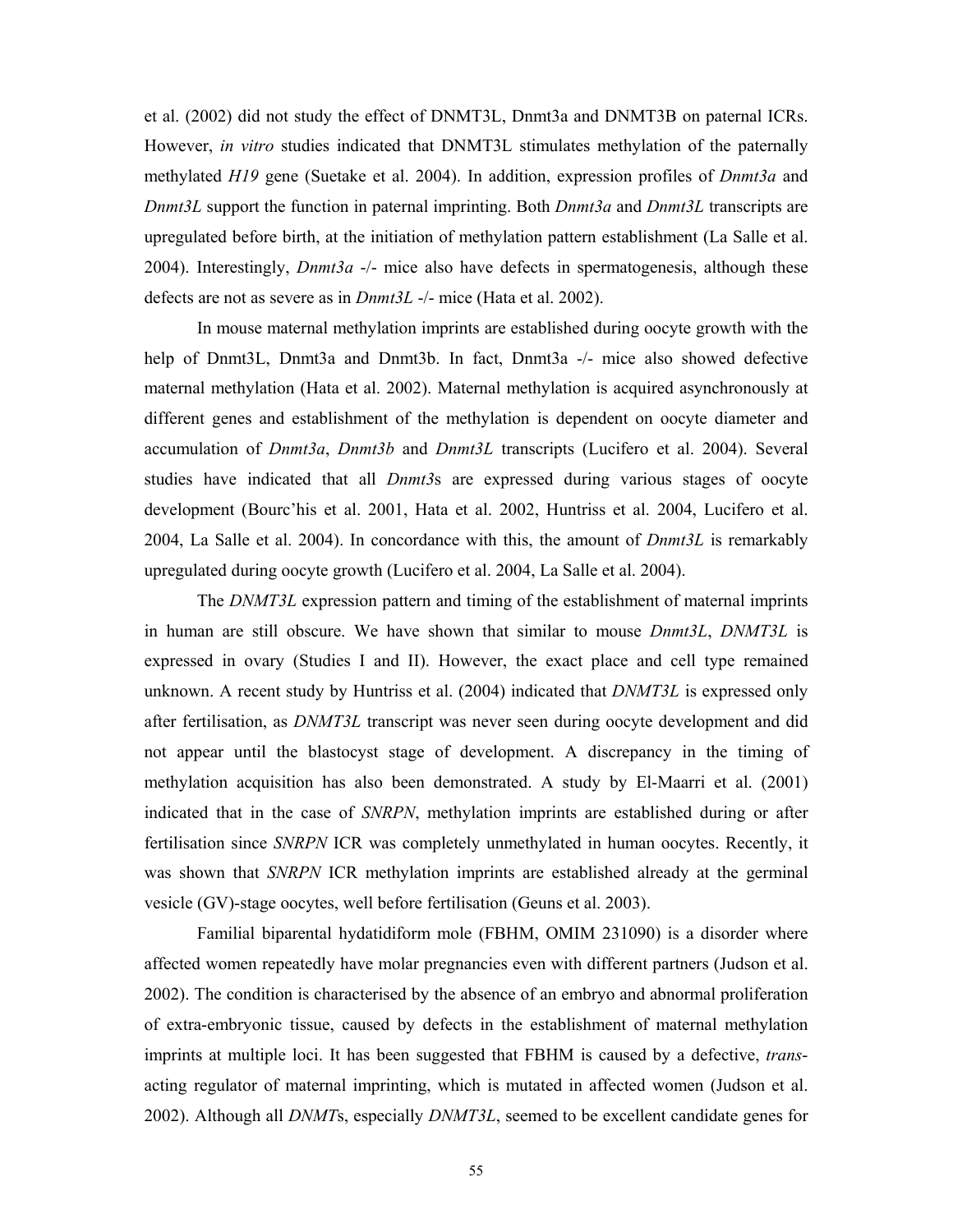et al. (2002) did not study the effect of DNMT3L, Dnmt3a and DNMT3B on paternal ICRs. However, *in vitro* studies indicated that DNMT3L stimulates methylation of the paternally methylated *H19* gene (Suetake et al. 2004). In addition, expression profiles of *Dnmt3a* and *Dnmt3L* support the function in paternal imprinting. Both *Dnmt3a* and *Dnmt3L* transcripts are upregulated before birth, at the initiation of methylation pattern establishment (La Salle et al. 2004). Interestingly, *Dnmt3a* -/- mice also have defects in spermatogenesis, although these defects are not as severe as in *Dnmt3L* -/- mice (Hata et al. 2002).

In mouse maternal methylation imprints are established during oocyte growth with the help of Dnmt3L, Dnmt3a and Dnmt3b. In fact, Dnmt3a -/- mice also showed defective maternal methylation (Hata et al. 2002). Maternal methylation is acquired asynchronously at different genes and establishment of the methylation is dependent on oocyte diameter and accumulation of *Dnmt3a*, *Dnmt3b* and *Dnmt3L* transcripts (Lucifero et al. 2004). Several studies have indicated that all *Dnmt3*s are expressed during various stages of oocyte development (Bourc'his et al. 2001, Hata et al. 2002, Huntriss et al. 2004, Lucifero et al. 2004, La Salle et al. 2004). In concordance with this, the amount of *Dnmt3L* is remarkably upregulated during oocyte growth (Lucifero et al. 2004, La Salle et al. 2004).

The *DNMT3L* expression pattern and timing of the establishment of maternal imprints in human are still obscure. We have shown that similar to mouse *Dnmt3L*, *DNMT3L* is expressed in ovary (Studies I and II). However, the exact place and cell type remained unknown. A recent study by Huntriss et al. (2004) indicated that *DNMT3L* is expressed only after fertilisation, as *DNMT3L* transcript was never seen during oocyte development and did not appear until the blastocyst stage of development. A discrepancy in the timing of methylation acquisition has also been demonstrated. A study by El-Maarri et al. (2001) indicated that in the case of *SNRPN*, methylation imprints are established during or after fertilisation since *SNRPN* ICR was completely unmethylated in human oocytes. Recently, it was shown that *SNRPN* ICR methylation imprints are established already at the germinal vesicle (GV)-stage oocytes, well before fertilisation (Geuns et al. 2003).

Familial biparental hydatidiform mole (FBHM, OMIM 231090) is a disorder where affected women repeatedly have molar pregnancies even with different partners (Judson et al. 2002). The condition is characterised by the absence of an embryo and abnormal proliferation of extra-embryonic tissue, caused by defects in the establishment of maternal methylation imprints at multiple loci. It has been suggested that FBHM is caused by a defective, *trans*-acting regulator of maternal imprinting, which is mutated in affected women (Judson et al. 2002). Although all *DNMT*s, especially *DNMT3L*, seemed to be excellent candidate genes for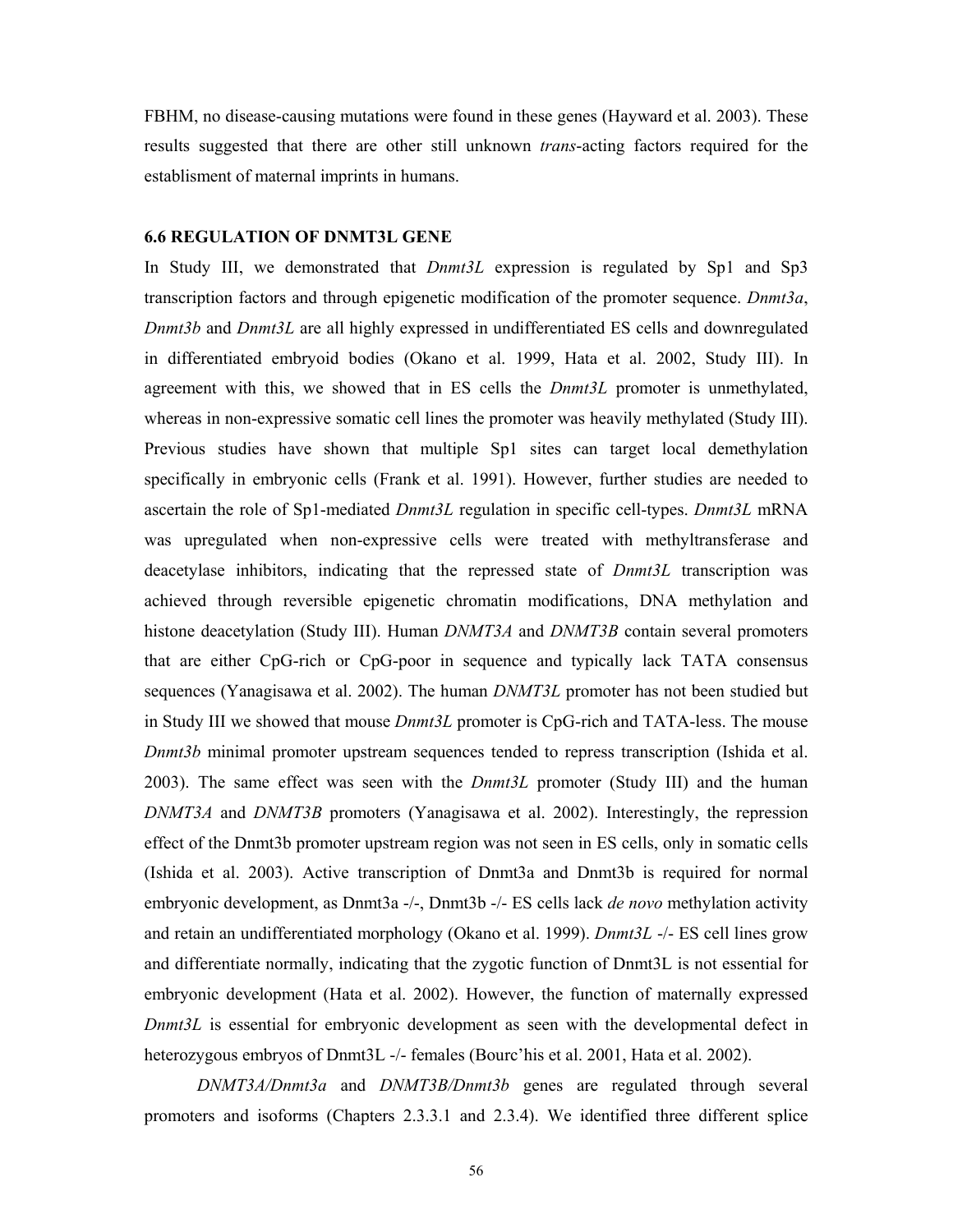FBHM, no disease-causing mutations were found in these genes (Hayward et al. 2003). These results suggested that there are other still unknown *trans*-acting factors required for the establisment of maternal imprints in humans.

### 6.6 REGULATION OF DNMT3L GENE

In Study III, we demonstrated that *Dnmt3L* expression is regulated by Sp1 and Sp3 transcription factors and through epigenetic modification of the promoter sequence. *Dnmt3a*, *Dnmt3b* and *Dnmt3L* are all highly expressed in undifferentiated ES cells and downregulated in differentiated embryoid bodies (Okano et al. 1999, Hata et al. 2002, Study III). In agreement with this, we showed that in ES cells the *Dnmt3L* promoter is unmethylated, whereas in non-expressive somatic cell lines the promoter was heavily methylated (Study III). Previous studies have shown that multiple Sp1 sites can target local demethylation specifically in embryonic cells (Frank et al. 1991). However, further studies are needed to ascertain the role of Sp1-mediated *Dnmt3L* regulation in specific cell-types. *Dnmt3L* mRNA was upregulated when non-expressive cells were treated with methyltransferase and deacetylase inhibitors, indicating that the repressed state of *Dnmt3L* transcription was achieved through reversible epigenetic chromatin modifications, DNA methylation and histone deacetylation (Study III). Human *DNMT3A* and *DNMT3B* contain several promoters that are either CpG-rich or CpG-poor in sequence and typically lack TATA consensus sequences (Yanagisawa et al. 2002). The human *DNMT3L* promoter has not been studied but in Study III we showed that mouse *Dnmt3L* promoter is CpG-rich and TATA-less. The mouse *Dnmt3b* minimal promoter upstream sequences tended to repress transcription (Ishida et al. 2003). The same effect was seen with the *Dnmt3L* promoter (Study III) and the human *DNMT3A* and *DNMT3B* promoters (Yanagisawa et al. 2002). Interestingly, the repression effect of the Dnmt3b promoter upstream region was not seen in ES cells, only in somatic cells (Ishida et al. 2003). Active transcription of Dnmt3a and Dnmt3b is required for normal embryonic development, as Dnmt3a -/-, Dnmt3b -/- ES cells lack *de novo* methylation activity and retain an undifferentiated morphology (Okano et al. 1999). *Dnmt3L* -/- ES cell lines grow and differentiate normally, indicating that the zygotic function of Dnmt3L is not essential for embryonic development (Hata et al. 2002). However, the function of maternally expressed *Dnmt3L* is essential for embryonic development as seen with the developmental defect in heterozygous embryos of Dnmt3L -/- females (Bourc'his et al. 2001, Hata et al. 2002).

*DNMT3A/Dnmt3a* and *DNMT3B/Dnmt3b* genes are regulated through several promoters and isoforms (Chapters 2.3.3.1 and 2.3.4). We identified three different splice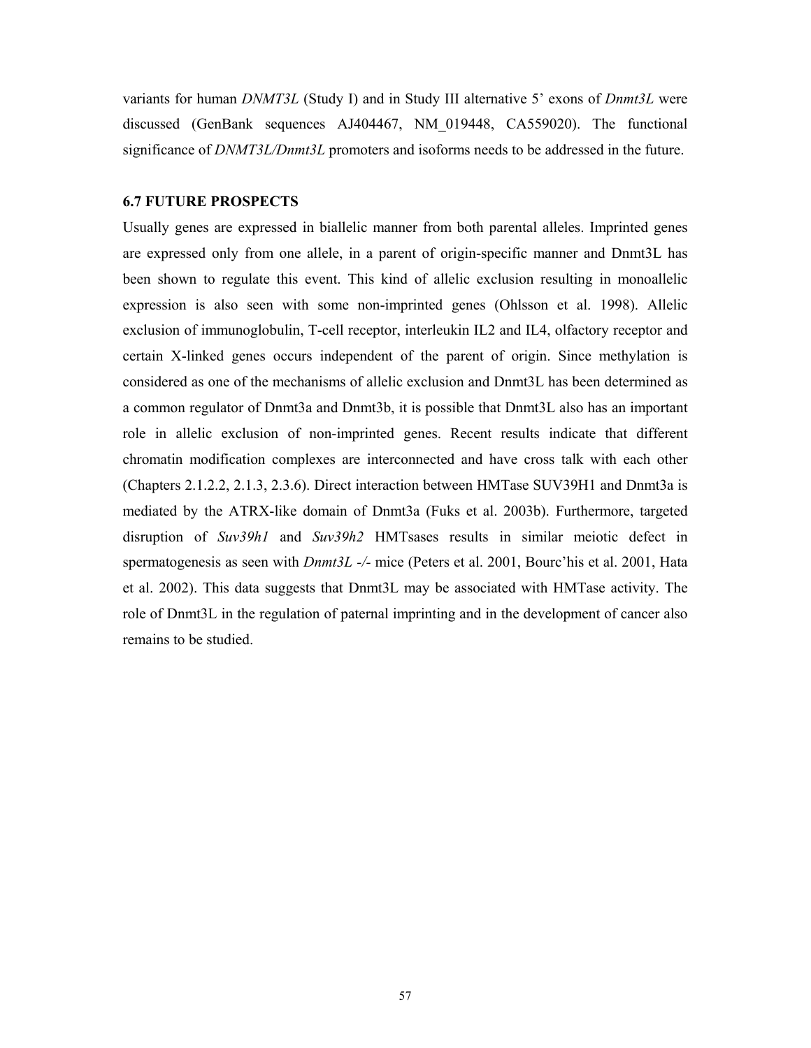variants for human *DNMT3L* (Study I) and in Study III alternative 5' exons of *Dnmt3L* were discussed (GenBank sequences AJ404467, NM_019448, CA559020). The functional significance of *DNMT3L/Dnmt3L* promoters and isoforms needs to be addressed in the future.

### 6.7 FUTURE PROSPECTS

Usually genes are expressed in biallelic manner from both parental alleles. Imprinted genes are expressed only from one allele, in a parent of origin-specific manner and Dnmt3L has been shown to regulate this event. This kind of allelic exclusion resulting in monoallelic expression is also seen with some non-imprinted genes (Ohlsson et al. 1998). Allelic exclusion of immunoglobulin, T-cell receptor, interleukin IL2 and IL4, olfactory receptor and certain X-linked genes occurs independent of the parent of origin. Since methylation is considered as one of the mechanisms of allelic exclusion and Dnmt3L has been determined as a common regulator of Dnmt3a and Dnmt3b, it is possible that Dnmt3L also has an important role in allelic exclusion of non-imprinted genes. Recent results indicate that different chromatin modification complexes are interconnected and have cross talk with each other (Chapters 2.1.2.2, 2.1.3, 2.3.6). Direct interaction between HMTase SUV39H1 and Dnmt3a is mediated by the ATRX-like domain of Dnmt3a (Fuks et al. 2003b). Furthermore, targeted disruption of *Suv39h1* and *Suv39h2* HMTsases results in similar meiotic defect in spermatogenesis as seen with *Dnmt3L -/-* mice (Peters et al. 2001, Bourc'his et al. 2001, Hata et al. 2002). This data suggests that Dnmt3L may be associated with HMTase activity. The role of Dnmt3L in the regulation of paternal imprinting and in the development of cancer also remains to be studied.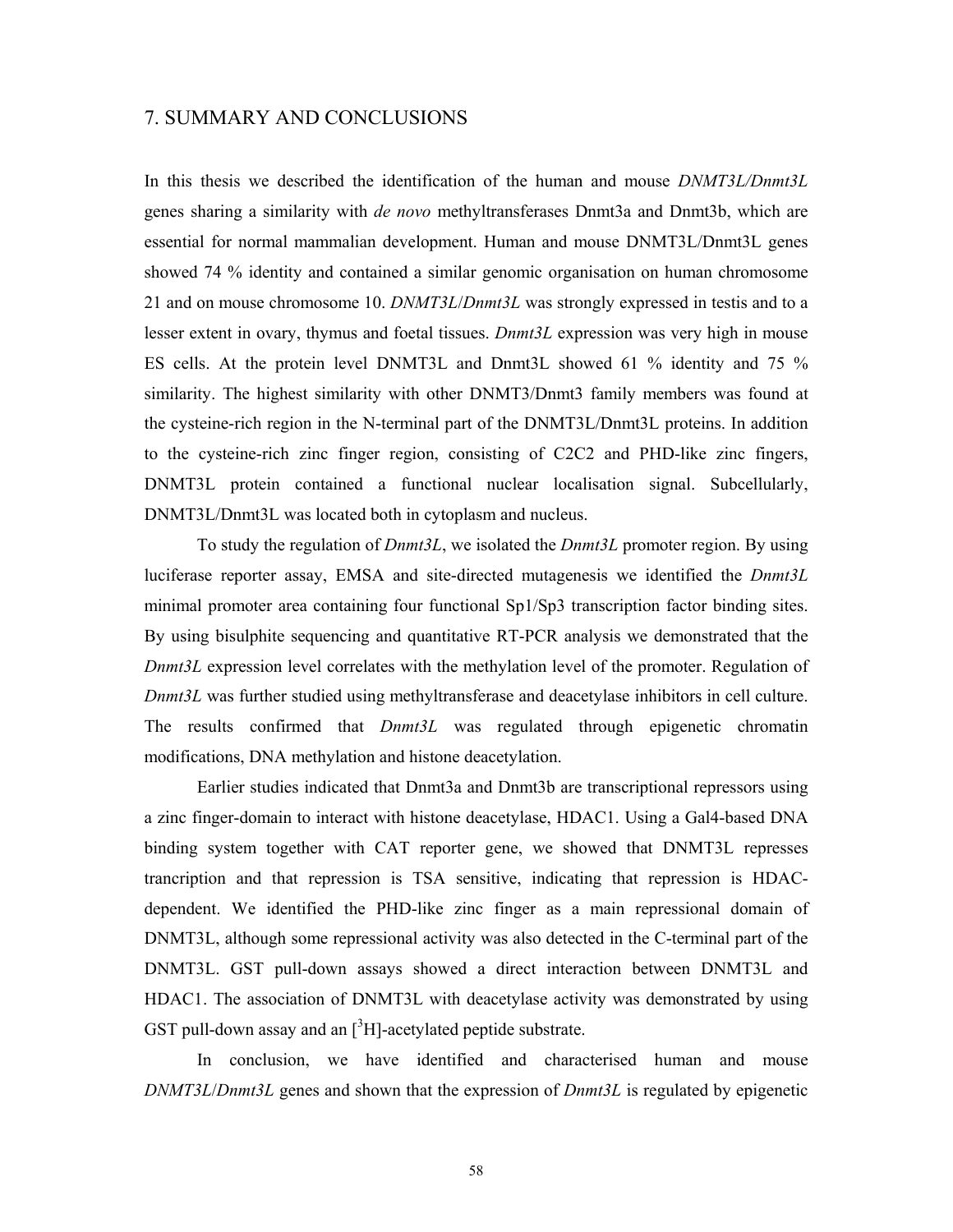# 7. SUMMARY AND CONCLUSIONS

In this thesis we described the identification of the human and mouse *DNMT3L/Dnmt3L* genes sharing a similarity with *de novo* methyltransferases Dnmt3a and Dnmt3b, which are essential for normal mammalian development. Human and mouse DNMT3L/Dnmt3L genes showed 74 % identity and contained a similar genomic organisation on human chromosome 21 and on mouse chromosome 10. *DNMT3L*/*Dnmt3L* was strongly expressed in testis and to a lesser extent in ovary, thymus and foetal tissues. *Dnmt3L* expression was very high in mouse ES cells. At the protein level DNMT3L and Dnmt3L showed 61 % identity and 75 % similarity. The highest similarity with other DNMT3/Dnmt3 family members was found at the cysteine-rich region in the N-terminal part of the DNMT3L/Dnmt3L proteins. In addition to the cysteine-rich zinc finger region, consisting of C2C2 and PHD-like zinc fingers, DNMT3L protein contained a functional nuclear localisation signal. Subcellularly, DNMT3L/Dnmt3L was located both in cytoplasm and nucleus.

To study the regulation of *Dnmt3L*, we isolated the *Dnmt3L* promoter region. By using luciferase reporter assay, EMSA and site-directed mutagenesis we identified the *Dnmt3L* minimal promoter area containing four functional Sp1/Sp3 transcription factor binding sites. By using bisulphite sequencing and quantitative RT-PCR analysis we demonstrated that the *Dnmt3L* expression level correlates with the methylation level of the promoter. Regulation of *Dnmt3L* was further studied using methyltransferase and deacetylase inhibitors in cell culture. The results confirmed that *Dnmt3L* was regulated through epigenetic chromatin modifications, DNA methylation and histone deacetylation.

Earlier studies indicated that Dnmt3a and Dnmt3b are transcriptional repressors using a zinc finger-domain to interact with histone deacetylase, HDAC1. Using a Gal4-based DNA binding system together with CAT reporter gene, we showed that DNMT3L represses trancription and that repression is TSA sensitive, indicating that repression is HDAC-dependent. We identified the PHD-like zinc finger as a main repressional domain of DNMT3L, although some repressional activity was also detected in the C-terminal part of the DNMT3L. GST pull-down assays showed a direct interaction between DNMT3L and HDAC1. The association of DNMT3L with deacetylase activity was demonstrated by using GST pull-down assay and an [$^{3}$H]-acetylated peptide substrate.

In conclusion, we have identified and characterised human and mouse *DNMT3L*/*Dnmt3L* genes and shown that the expression of *Dnmt3L* is regulated by epigenetic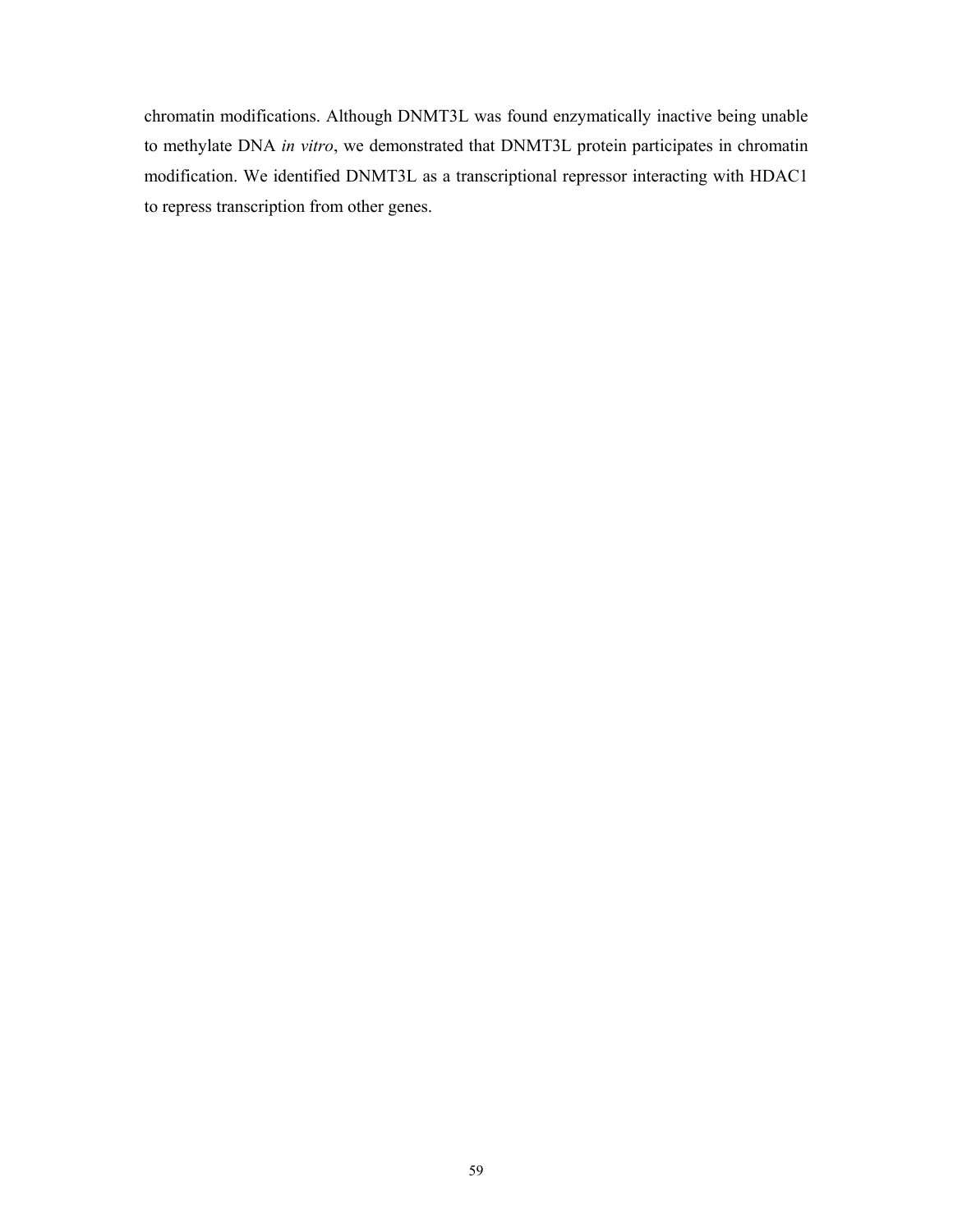chromatin modifications. Although DNMT3L was found enzymatically inactive being unable to methylate DNA *in vitro*, we demonstrated that DNMT3L protein participates in chromatin modification. We identified DNMT3L as a transcriptional repressor interacting with HDAC1 to repress transcription from other genes.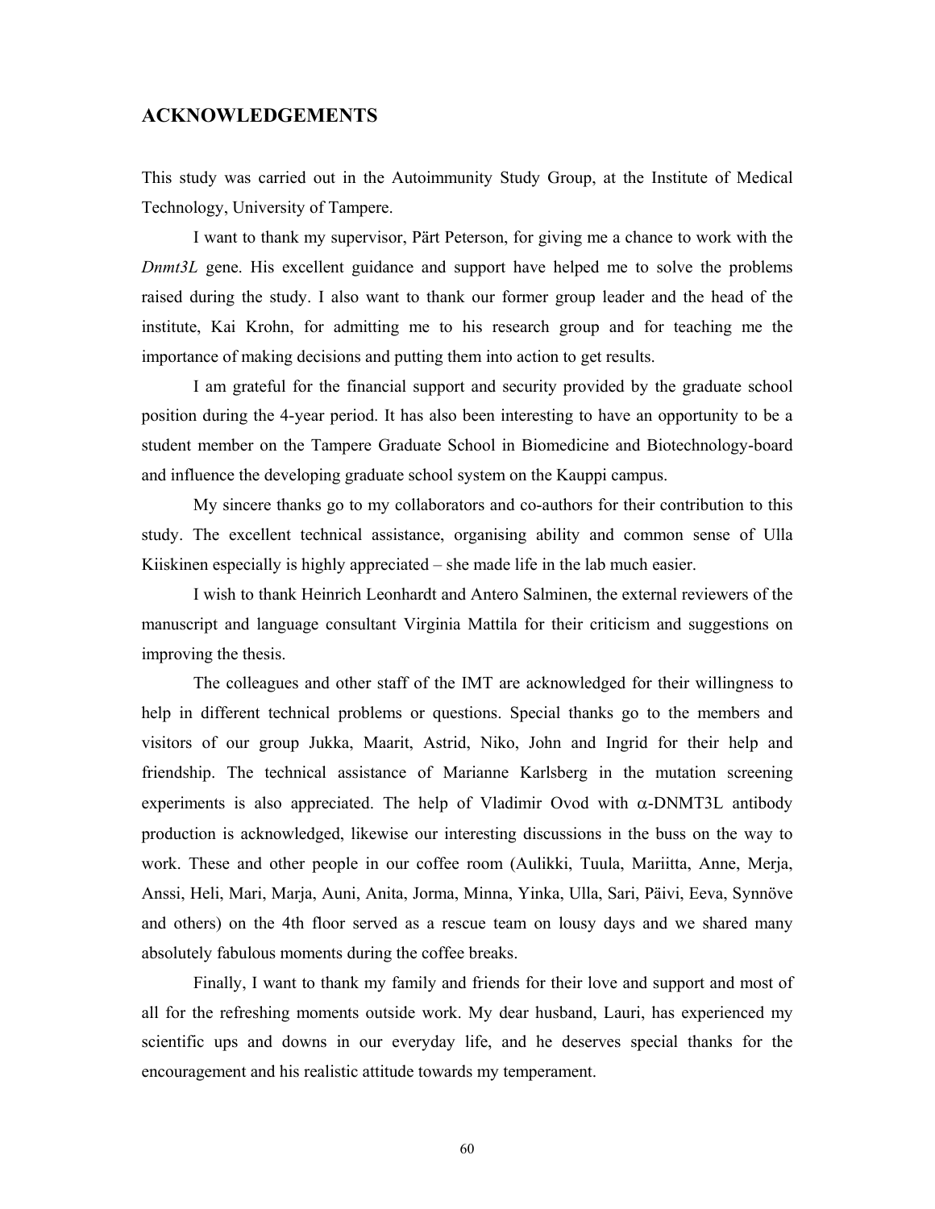## ACKNOWLEDGEMENTS

This study was carried out in the Autoimmunity Study Group, at the Institute of Medical Technology, University of Tampere.

I want to thank my supervisor, Pärt Peterson, for giving me a chance to work with the *Dnmt3L* gene. His excellent guidance and support have helped me to solve the problems raised during the study. I also want to thank our former group leader and the head of the institute, Kai Krohn, for admitting me to his research group and for teaching me the importance of making decisions and putting them into action to get results.

I am grateful for the financial support and security provided by the graduate school position during the 4-year period. It has also been interesting to have an opportunity to be a student member on the Tampere Graduate School in Biomedicine and Biotechnology-board and influence the developing graduate school system on the Kauppi campus.

My sincere thanks go to my collaborators and co-authors for their contribution to this study. The excellent technical assistance, organising ability and common sense of Ulla Kiiskinen especially is highly appreciated – she made life in the lab much easier.

I wish to thank Heinrich Leonhardt and Antero Salminen, the external reviewers of the manuscript and language consultant Virginia Mattila for their criticism and suggestions on improving the thesis.

The colleagues and other staff of the IMT are acknowledged for their willingness to help in different technical problems or questions. Special thanks go to the members and visitors of our group Jukka, Maarit, Astrid, Niko, John and Ingrid for their help and friendship. The technical assistance of Marianne Karlsberg in the mutation screening experiments is also appreciated. The help of Vladimir Ovod with $\alpha$-DNMT3L antibody production is acknowledged, likewise our interesting discussions in the buss on the way to work. These and other people in our coffee room (Aulikki, Tuula, Mariitta, Anne, Merja, Anssi, Heli, Mari, Marja, Auni, Anita, Jorma, Minna, Yinka, Ulla, Sari, Päivi, Eeva, Synnöve and others) on the 4th floor served as a rescue team on lousy days and we shared many absolutely fabulous moments during the coffee breaks.

Finally, I want to thank my family and friends for their love and support and most of all for the refreshing moments outside work. My dear husband, Lauri, has experienced my scientific ups and downs in our everyday life, and he deserves special thanks for the encouragement and his realistic attitude towards my temperament.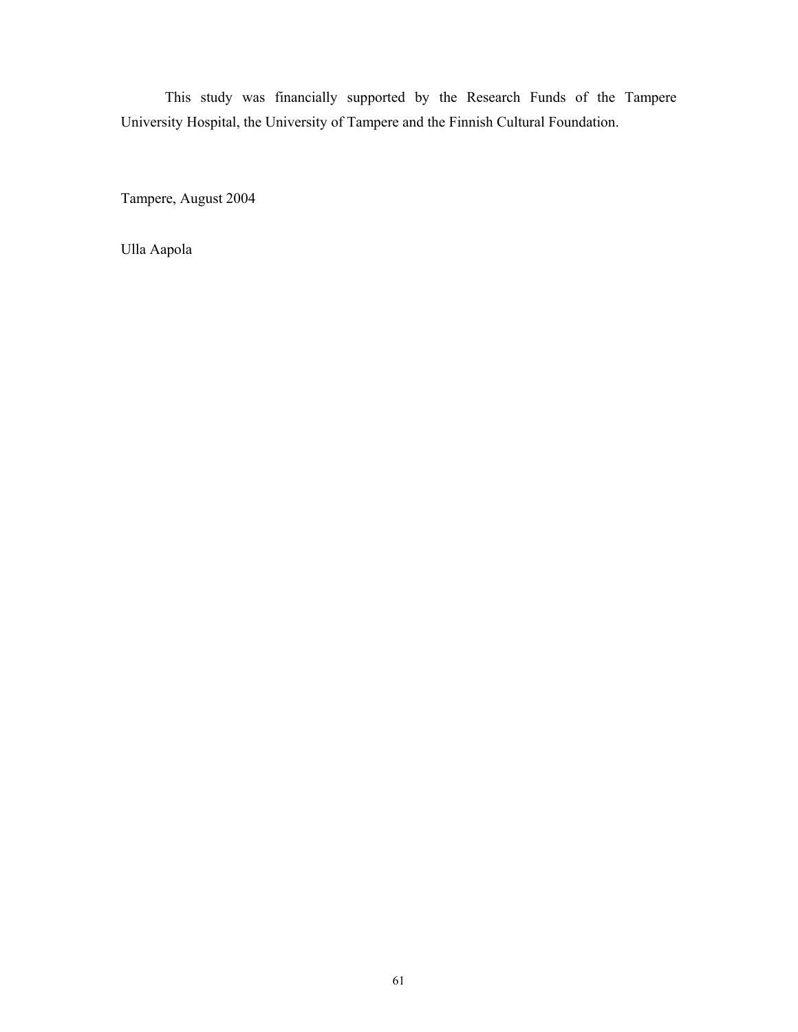This study was financially supported by the Research Funds of the Tampere University Hospital, the University of Tampere and the Finnish Cultural Foundation.

Tampere, August 2004

Ulla Aapola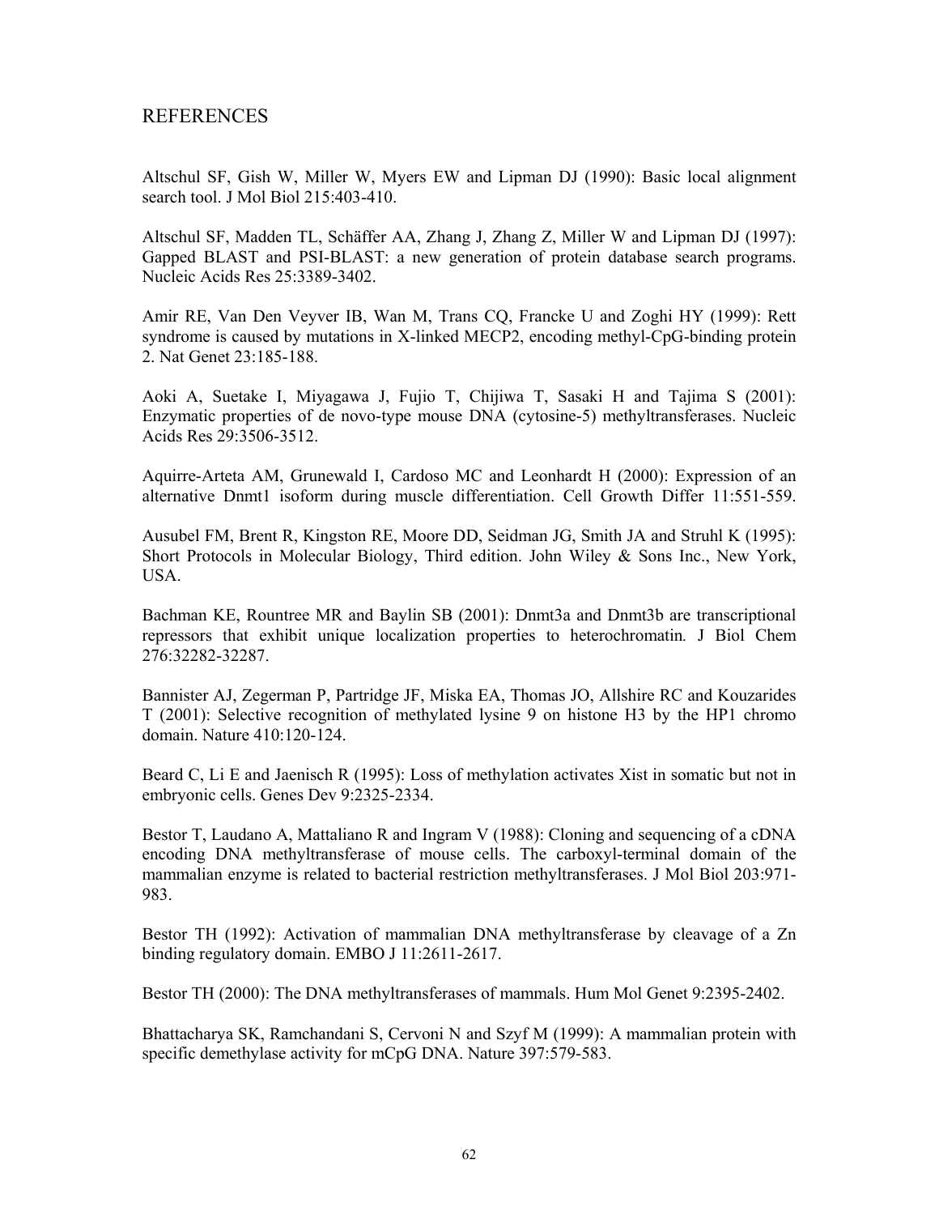# REFERENCES

Altschul SF, Gish W, Miller W, Myers EW and Lipman DJ (1990): Basic local alignment search tool. J Mol Biol 215:403-410.

Altschul SF, Madden TL, Schäffer AA, Zhang J, Zhang Z, Miller W and Lipman DJ (1997): Gapped BLAST and PSI-BLAST: a new generation of protein database search programs. Nucleic Acids Res 25:3389-3402.

Amir RE, Van Den Veyver IB, Wan M, Trans CQ, Francke U and Zoghi HY (1999): Rett syndrome is caused by mutations in X-linked MECP2, encoding methyl-CpG-binding protein 2. Nat Genet 23:185-188.

Aoki A, Suetake I, Miyagawa J, Fujio T, Chijiwa T, Sasaki H and Tajima S (2001): Enzymatic properties of de novo-type mouse DNA (cytosine-5) methyltransferases. Nucleic Acids Res 29:3506-3512.

Aquirre-Arteta AM, Grunewald I, Cardoso MC and Leonhardt H (2000): Expression of an alternative Dnmt1 isoform during muscle differentiation. Cell Growth Differ 11:551-559.

Ausubel FM, Brent R, Kingston RE, Moore DD, Seidman JG, Smith JA and Struhl K (1995): Short Protocols in Molecular Biology, Third edition. John Wiley & Sons Inc., New York, USA.

Bachman KE, Rountree MR and Baylin SB (2001): Dnmt3a and Dnmt3b are transcriptional repressors that exhibit unique localization properties to heterochromatin*.* J Biol Chem 276:32282-32287.

Bannister AJ, Zegerman P, Partridge JF, Miska EA, Thomas JO, Allshire RC and Kouzarides T (2001): Selective recognition of methylated lysine 9 on histone H3 by the HP1 chromo domain. Nature 410:120-124.

Beard C, Li E and Jaenisch R (1995): Loss of methylation activates Xist in somatic but not in embryonic cells. Genes Dev 9:2325-2334.

Bestor T, Laudano A, Mattaliano R and Ingram V (1988): Cloning and sequencing of a cDNA encoding DNA methyltransferase of mouse cells. The carboxyl-terminal domain of the mammalian enzyme is related to bacterial restriction methyltransferases. J Mol Biol 203:971-983.

Bestor TH (1992): Activation of mammalian DNA methyltransferase by cleavage of a Zn binding regulatory domain. EMBO J 11:2611-2617.

Bestor TH (2000): The DNA methyltransferases of mammals. Hum Mol Genet 9:2395-2402.

Bhattacharya SK, Ramchandani S, Cervoni N and Szyf M (1999): A mammalian protein with specific demethylase activity for mCpG DNA. Nature 397:579-583.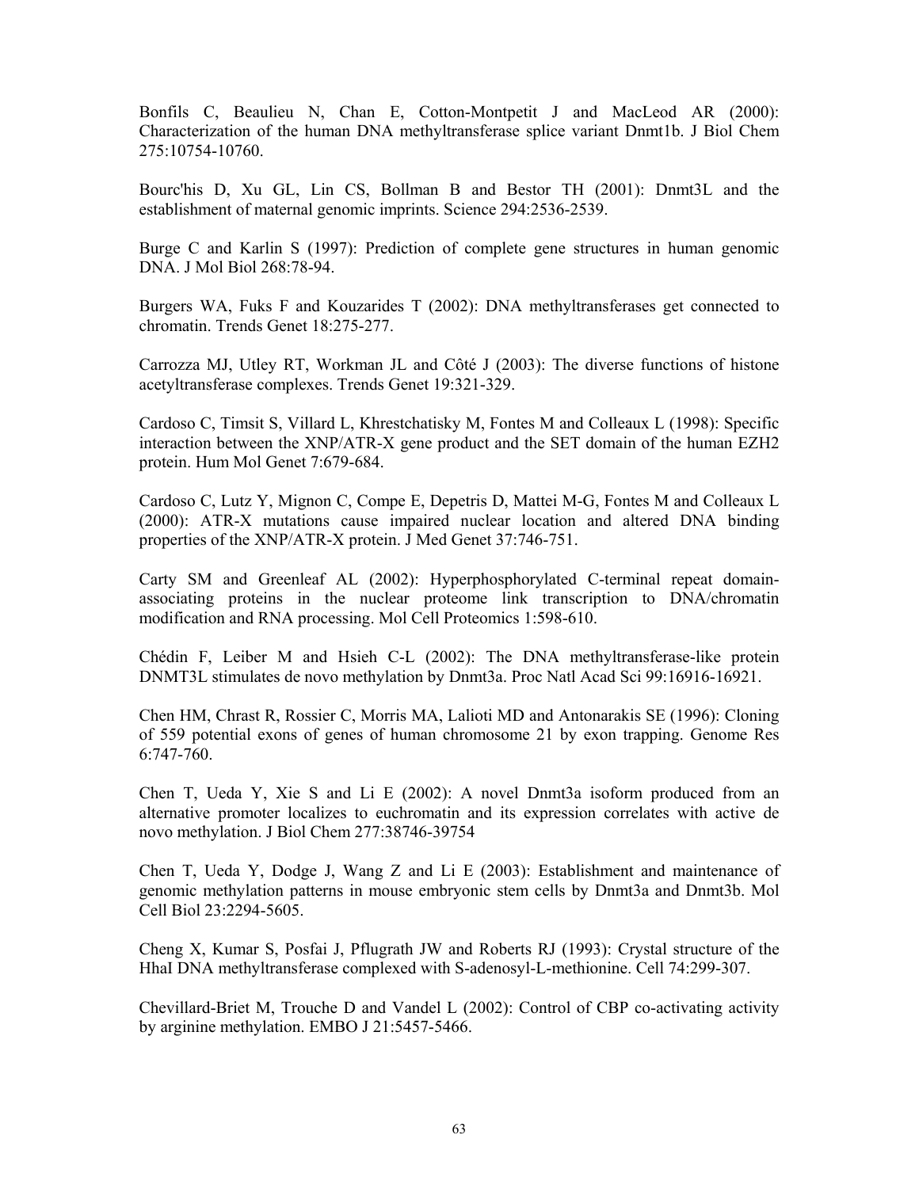Bonfils C, Beaulieu N, Chan E, Cotton-Montpetit J and MacLeod AR (2000): Characterization of the human DNA methyltransferase splice variant Dnmt1b. J Biol Chem 275:10754-10760.

Bourc'his D, Xu GL, Lin CS, Bollman B and Bestor TH (2001): Dnmt3L and the establishment of maternal genomic imprints. Science 294:2536-2539.

Burge C and Karlin S (1997): Prediction of complete gene structures in human genomic DNA. J Mol Biol 268:78-94.

Burgers WA, Fuks F and Kouzarides T (2002): DNA methyltransferases get connected to chromatin. Trends Genet 18:275-277.

Carrozza MJ, Utley RT, Workman JL and Côté J (2003): The diverse functions of histone acetyltransferase complexes. Trends Genet 19:321-329.

Cardoso C, Timsit S, Villard L, Khrestchatisky M, Fontes M and Colleaux L (1998): Specific interaction between the XNP/ATR-X gene product and the SET domain of the human EZH2 protein. Hum Mol Genet 7:679-684.

Cardoso C, Lutz Y, Mignon C, Compe E, Depetris D, Mattei M-G, Fontes M and Colleaux L (2000): ATR-X mutations cause impaired nuclear location and altered DNA binding properties of the XNP/ATR-X protein. J Med Genet 37:746-751.

Carty SM and Greenleaf AL (2002): Hyperphosphorylated C-terminal repeat domain-associating proteins in the nuclear proteome link transcription to DNA/chromatin modification and RNA processing. Mol Cell Proteomics 1:598-610.

Chédin F, Leiber M and Hsieh C-L (2002): The DNA methyltransferase-like protein DNMT3L stimulates de novo methylation by Dnmt3a. Proc Natl Acad Sci 99:16916-16921.

Chen HM, Chrast R, Rossier C, Morris MA, Lalioti MD and Antonarakis SE (1996): Cloning of 559 potential exons of genes of human chromosome 21 by exon trapping. Genome Res 6:747-760.

Chen T, Ueda Y, Xie S and Li E (2002): A novel Dnmt3a isoform produced from an alternative promoter localizes to euchromatin and its expression correlates with active de novo methylation. J Biol Chem 277:38746-39754

Chen T, Ueda Y, Dodge J, Wang Z and Li E (2003): Establishment and maintenance of genomic methylation patterns in mouse embryonic stem cells by Dnmt3a and Dnmt3b. Mol Cell Biol 23:2294-5605.

Cheng X, Kumar S, Posfai J, Pflugrath JW and Roberts RJ (1993): Crystal structure of the HhaI DNA methyltransferase complexed with S-adenosyl-L-methionine. Cell 74:299-307.

Chevillard-Briet M, Trouche D and Vandel L (2002): Control of CBP co-activating activity by arginine methylation. EMBO J 21:5457-5466.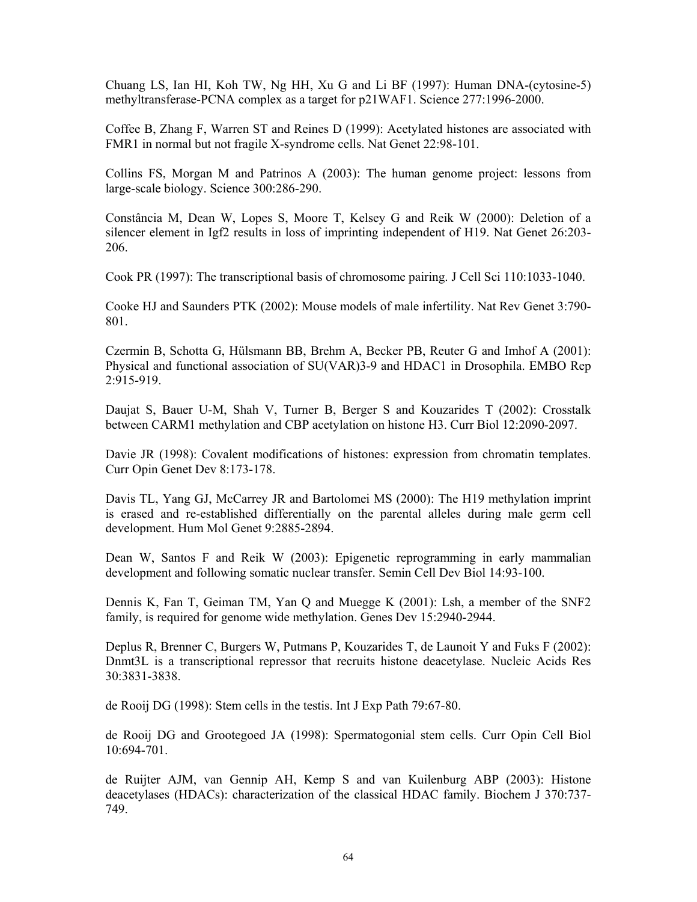Chuang LS, Ian HI, Koh TW, Ng HH, Xu G and Li BF (1997): Human DNA-(cytosine-5) methyltransferase-PCNA complex as a target for p21WAF1. Science 277:1996-2000.

Coffee B, Zhang F, Warren ST and Reines D (1999): Acetylated histones are associated with FMR1 in normal but not fragile X-syndrome cells. Nat Genet 22:98-101.

Collins FS, Morgan M and Patrinos A (2003): The human genome project: lessons from large-scale biology. Science 300:286-290.

Constância M, Dean W, Lopes S, Moore T, Kelsey G and Reik W (2000): Deletion of a silencer element in Igf2 results in loss of imprinting independent of H19. Nat Genet 26:203-206.

Cook PR (1997): The transcriptional basis of chromosome pairing. J Cell Sci 110:1033-1040.

Cooke HJ and Saunders PTK (2002): Mouse models of male infertility. Nat Rev Genet 3:790-801.

Czermin B, Schotta G, Hülsmann BB, Brehm A, Becker PB, Reuter G and Imhof A (2001): Physical and functional association of SU(VAR)3-9 and HDAC1 in Drosophila. EMBO Rep 2:915-919.

Daujat S, Bauer U-M, Shah V, Turner B, Berger S and Kouzarides T (2002): Crosstalk between CARM1 methylation and CBP acetylation on histone H3. Curr Biol 12:2090-2097.

Davie JR (1998): Covalent modifications of histones: expression from chromatin templates. Curr Opin Genet Dev 8:173-178.

Davis TL, Yang GJ, McCarrey JR and Bartolomei MS (2000): The H19 methylation imprint is erased and re-established differentially on the parental alleles during male germ cell development. Hum Mol Genet 9:2885-2894.

Dean W, Santos F and Reik W (2003): Epigenetic reprogramming in early mammalian development and following somatic nuclear transfer. Semin Cell Dev Biol 14:93-100.

Dennis K, Fan T, Geiman TM, Yan Q and Muegge K (2001): Lsh, a member of the SNF2 family, is required for genome wide methylation. Genes Dev 15:2940-2944.

Deplus R, Brenner C, Burgers W, Putmans P, Kouzarides T, de Launoit Y and Fuks F (2002): Dnmt3L is a transcriptional repressor that recruits histone deacetylase. Nucleic Acids Res 30:3831-3838.

de Rooij DG (1998): Stem cells in the testis. Int J Exp Path 79:67-80.

de Rooij DG and Grootegoed JA (1998): Spermatogonial stem cells. Curr Opin Cell Biol 10:694-701.

de Ruijter AJM, van Gennip AH, Kemp S and van Kuilenburg ABP (2003): Histone deacetylases (HDACs): characterization of the classical HDAC family. Biochem J 370:737-749.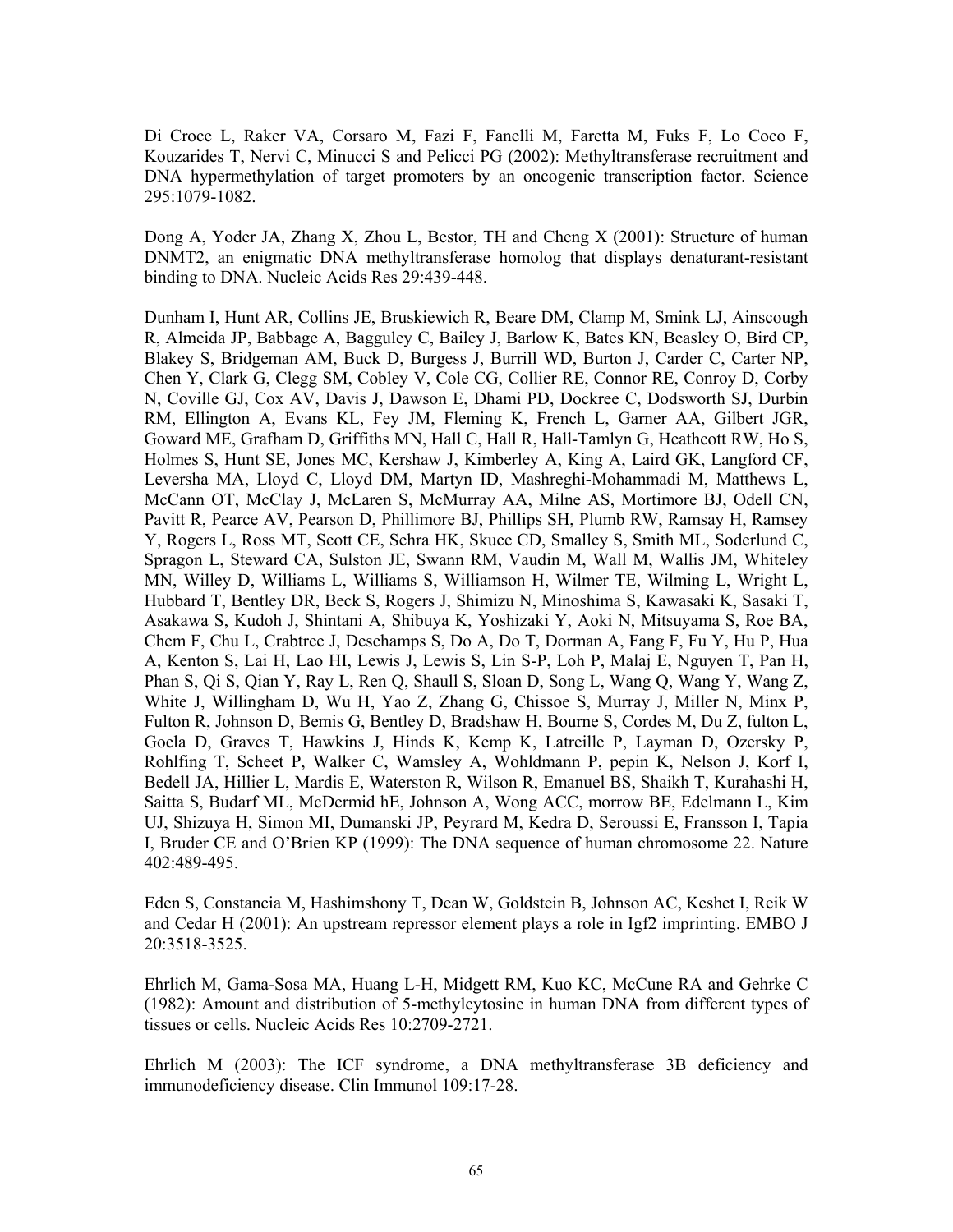Di Croce L, Raker VA, Corsaro M, Fazi F, Fanelli M, Faretta M, Fuks F, Lo Coco F, Kouzarides T, Nervi C, Minucci S and Pelicci PG (2002): Methyltransferase recruitment and DNA hypermethylation of target promoters by an oncogenic transcription factor. Science 295:1079-1082.

Dong A, Yoder JA, Zhang X, Zhou L, Bestor, TH and Cheng X (2001): Structure of human DNMT2, an enigmatic DNA methyltransferase homolog that displays denaturant-resistant binding to DNA. Nucleic Acids Res 29:439-448.

Dunham I, Hunt AR, Collins JE, Bruskiewich R, Beare DM, Clamp M, Smink LJ, Ainscough R, Almeida JP, Babbage A, Bagguley C, Bailey J, Barlow K, Bates KN, Beasley O, Bird CP, Blakey S, Bridgeman AM, Buck D, Burgess J, Burrill WD, Burton J, Carder C, Carter NP, Chen Y, Clark G, Clegg SM, Cobley V, Cole CG, Collier RE, Connor RE, Conroy D, Corby N, Coville GJ, Cox AV, Davis J, Dawson E, Dhami PD, Dockree C, Dodsworth SJ, Durbin RM, Ellington A, Evans KL, Fey JM, Fleming K, French L, Garner AA, Gilbert JGR, Goward ME, Grafham D, Griffiths MN, Hall C, Hall R, Hall-Tamlyn G, Heathcott RW, Ho S, Holmes S, Hunt SE, Jones MC, Kershaw J, Kimberley A, King A, Laird GK, Langford CF, Leversha MA, Lloyd C, Lloyd DM, Martyn ID, Mashreghi-Mohammadi M, Matthews L, McCann OT, McClay J, McLaren S, McMurray AA, Milne AS, Mortimore BJ, Odell CN, Pavitt R, Pearce AV, Pearson D, Phillimore BJ, Phillips SH, Plumb RW, Ramsay H, Ramsey Y, Rogers L, Ross MT, Scott CE, Sehra HK, Skuce CD, Smalley S, Smith ML, Soderlund C, Spragon L, Steward CA, Sulston JE, Swann RM, Vaudin M, Wall M, Wallis JM, Whiteley MN, Willey D, Williams L, Williams S, Williamson H, Wilmer TE, Wilming L, Wright L, Hubbard T, Bentley DR, Beck S, Rogers J, Shimizu N, Minoshima S, Kawasaki K, Sasaki T, Asakawa S, Kudoh J, Shintani A, Shibuya K, Yoshizaki Y, Aoki N, Mitsuyama S, Roe BA, Chem F, Chu L, Crabtree J, Deschamps S, Do A, Do T, Dorman A, Fang F, Fu Y, Hu P, Hua A, Kenton S, Lai H, Lao HI, Lewis J, Lewis S, Lin S-P, Loh P, Malaj E, Nguyen T, Pan H, Phan S, Qi S, Qian Y, Ray L, Ren Q, Shaull S, Sloan D, Song L, Wang Q, Wang Y, Wang Z, White J, Willingham D, Wu H, Yao Z, Zhang G, Chissoe S, Murray J, Miller N, Minx P, Fulton R, Johnson D, Bemis G, Bentley D, Bradshaw H, Bourne S, Cordes M, Du Z, fulton L, Goela D, Graves T, Hawkins J, Hinds K, Kemp K, Latreille P, Layman D, Ozersky P, Rohlfing T, Scheet P, Walker C, Wamsley A, Wohldmann P, pepin K, Nelson J, Korf I, Bedell JA, Hillier L, Mardis E, Waterston R, Wilson R, Emanuel BS, Shaikh T, Kurahashi H, Saitta S, Budarf ML, McDermid hE, Johnson A, Wong ACC, morrow BE, Edelmann L, Kim UJ, Shizuya H, Simon MI, Dumanski JP, Peyrard M, Kedra D, Seroussi E, Fransson I, Tapia I, Bruder CE and O'Brien KP (1999): The DNA sequence of human chromosome 22. Nature 402:489-495.

Eden S, Constancia M, Hashimshony T, Dean W, Goldstein B, Johnson AC, Keshet I, Reik W and Cedar H (2001): An upstream repressor element plays a role in Igf2 imprinting. EMBO J 20:3518-3525.

Ehrlich M, Gama-Sosa MA, Huang L-H, Midgett RM, Kuo KC, McCune RA and Gehrke C (1982): Amount and distribution of 5-methylcytosine in human DNA from different types of tissues or cells. Nucleic Acids Res 10:2709-2721.

Ehrlich M (2003): The ICF syndrome, a DNA methyltransferase 3B deficiency and immunodeficiency disease. Clin Immunol 109:17-28.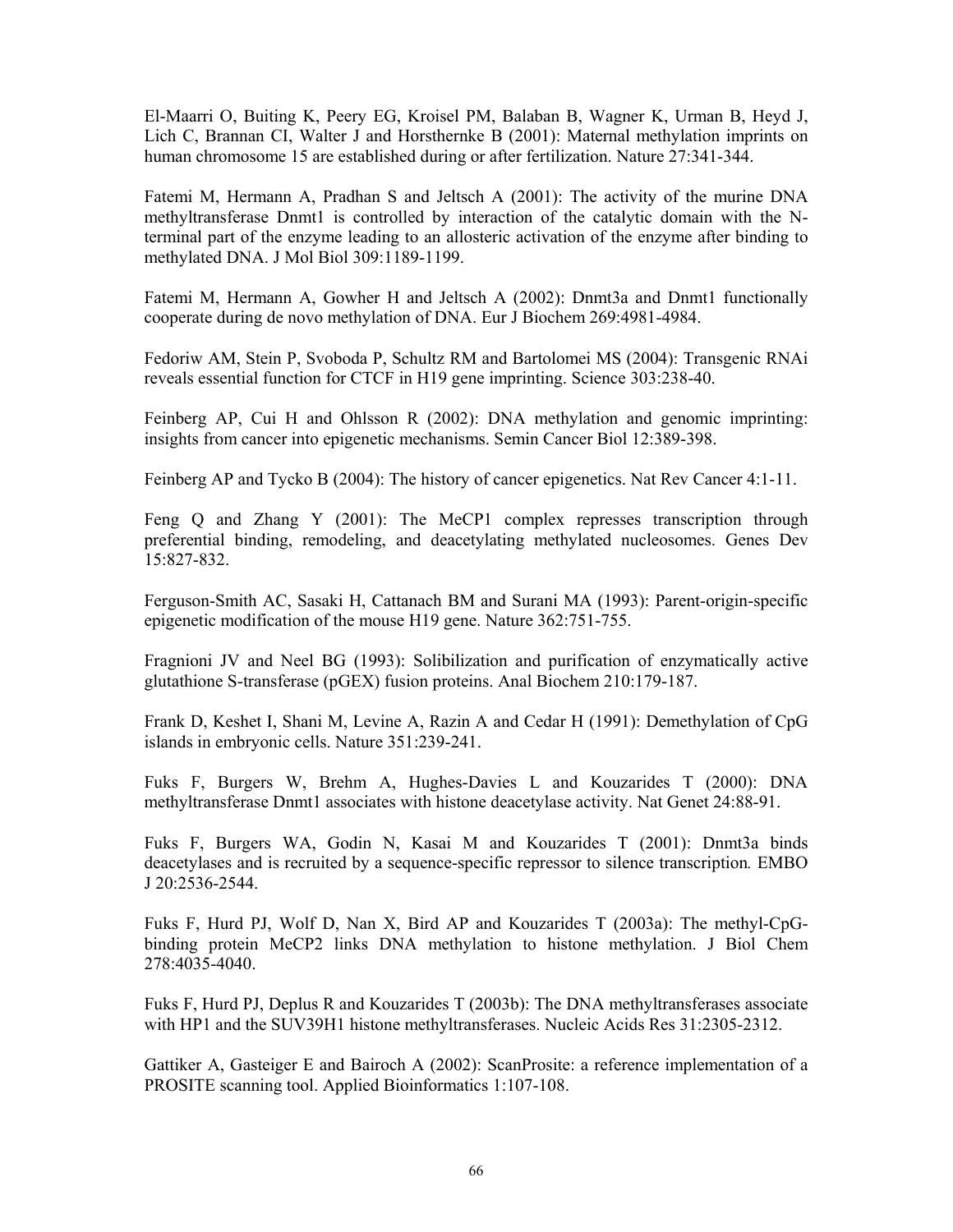El-Maarri O, Buiting K, Peery EG, Kroisel PM, Balaban B, Wagner K, Urman B, Heyd J, Lich C, Brannan CI, Walter J and Horsthernke B (2001): Maternal methylation imprints on human chromosome 15 are established during or after fertilization. Nature 27:341-344.

Fatemi M, Hermann A, Pradhan S and Jeltsch A (2001): The activity of the murine DNA methyltransferase Dnmt1 is controlled by interaction of the catalytic domain with the N-terminal part of the enzyme leading to an allosteric activation of the enzyme after binding to methylated DNA. J Mol Biol 309:1189-1199.

Fatemi M, Hermann A, Gowher H and Jeltsch A (2002): Dnmt3a and Dnmt1 functionally cooperate during de novo methylation of DNA. Eur J Biochem 269:4981-4984.

Fedoriw AM, Stein P, Svoboda P, Schultz RM and Bartolomei MS (2004): Transgenic RNAi reveals essential function for CTCF in H19 gene imprinting. Science 303:238-40.

Feinberg AP, Cui H and Ohlsson R (2002): DNA methylation and genomic imprinting: insights from cancer into epigenetic mechanisms. Semin Cancer Biol 12:389-398.

Feinberg AP and Tycko B (2004): The history of cancer epigenetics. Nat Rev Cancer 4:1-11.

Feng Q and Zhang Y (2001): The MeCP1 complex represses transcription through preferential binding, remodeling, and deacetylating methylated nucleosomes. Genes Dev 15:827-832.

Ferguson-Smith AC, Sasaki H, Cattanach BM and Surani MA (1993): Parent-origin-specific epigenetic modification of the mouse H19 gene. Nature 362:751-755.

Fragnioni JV and Neel BG (1993): Solibilization and purification of enzymatically active glutathione S-transferase (pGEX) fusion proteins. Anal Biochem 210:179-187.

Frank D, Keshet I, Shani M, Levine A, Razin A and Cedar H (1991): Demethylation of CpG islands in embryonic cells. Nature 351:239-241.

Fuks F, Burgers W, Brehm A, Hughes-Davies L and Kouzarides T (2000): DNA methyltransferase Dnmt1 associates with histone deacetylase activity. Nat Genet 24:88-91.

Fuks F, Burgers WA, Godin N, Kasai M and Kouzarides T (2001): Dnmt3a binds deacetylases and is recruited by a sequence-specific repressor to silence transcription*.* EMBO J 20:2536-2544.

Fuks F, Hurd PJ, Wolf D, Nan X, Bird AP and Kouzarides T (2003a): The methyl-CpG-binding protein MeCP2 links DNA methylation to histone methylation. J Biol Chem 278:4035-4040.

Fuks F, Hurd PJ, Deplus R and Kouzarides T (2003b): The DNA methyltransferases associate with HP1 and the SUV39H1 histone methyltransferases. Nucleic Acids Res 31:2305-2312.

Gattiker A, Gasteiger E and Bairoch A (2002): ScanProsite: a reference implementation of a PROSITE scanning tool. Applied Bioinformatics 1:107-108.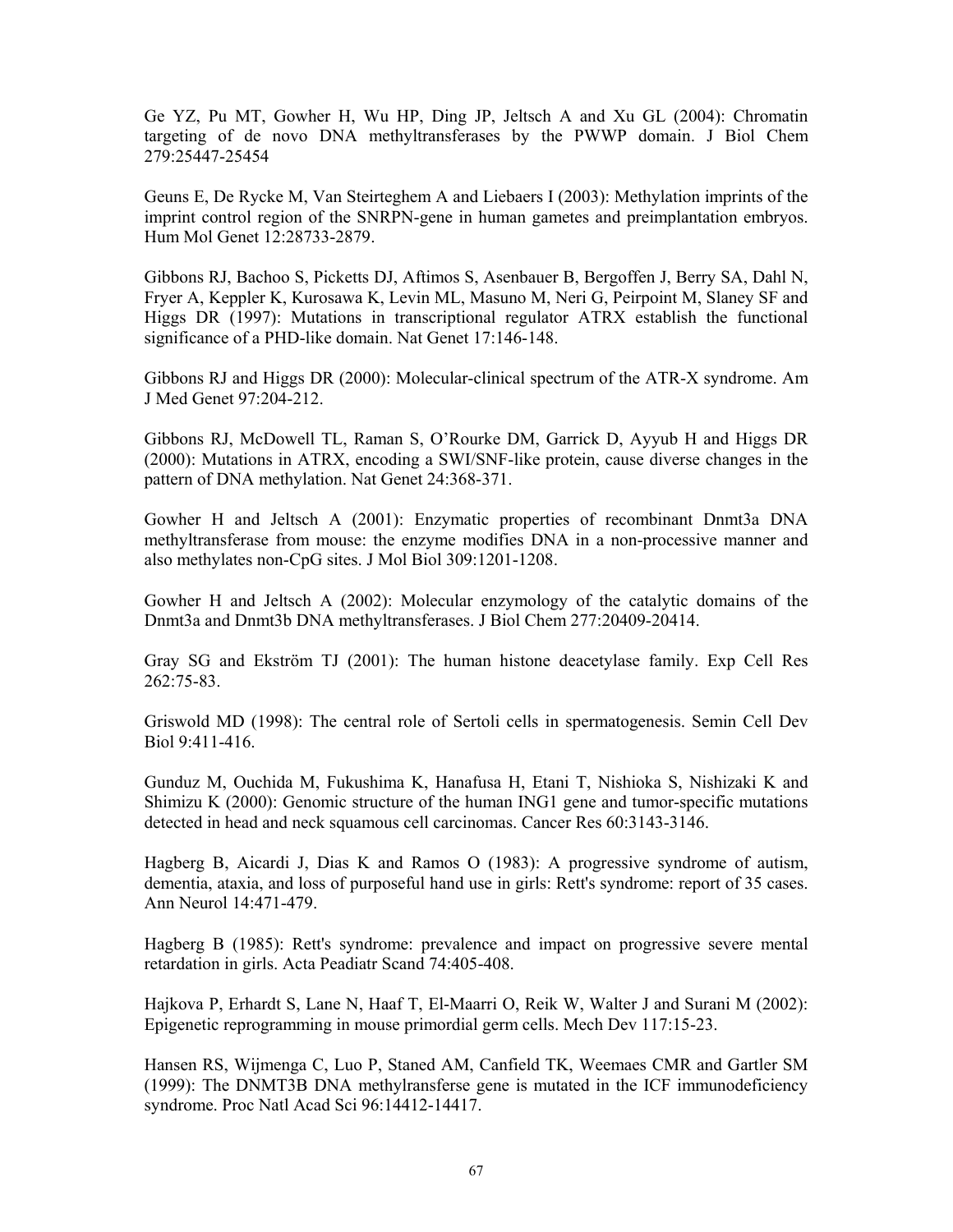Ge YZ, Pu MT, Gowher H, Wu HP, Ding JP, Jeltsch A and Xu GL (2004): Chromatin targeting of de novo DNA methyltransferases by the PWWP domain. J Biol Chem 279:25447-25454

Geuns E, De Rycke M, Van Steirteghem A and Liebaers I (2003): Methylation imprints of the imprint control region of the SNRPN-gene in human gametes and preimplantation embryos. Hum Mol Genet 12:28733-2879.

Gibbons RJ, Bachoo S, Picketts DJ, Aftimos S, Asenbauer B, Bergoffen J, Berry SA, Dahl N, Fryer A, Keppler K, Kurosawa K, Levin ML, Masuno M, Neri G, Peirpoint M, Slaney SF and Higgs DR (1997): Mutations in transcriptional regulator ATRX establish the functional significance of a PHD-like domain. Nat Genet 17:146-148.

Gibbons RJ and Higgs DR (2000): Molecular-clinical spectrum of the ATR-X syndrome. Am J Med Genet 97:204-212.

Gibbons RJ, McDowell TL, Raman S, O'Rourke DM, Garrick D, Ayyub H and Higgs DR (2000): Mutations in ATRX, encoding a SWI/SNF-like protein, cause diverse changes in the pattern of DNA methylation. Nat Genet 24:368-371.

Gowher H and Jeltsch A (2001): Enzymatic properties of recombinant Dnmt3a DNA methyltransferase from mouse: the enzyme modifies DNA in a non-processive manner and also methylates non-CpG sites. J Mol Biol 309:1201-1208.

Gowher H and Jeltsch A (2002): Molecular enzymology of the catalytic domains of the Dnmt3a and Dnmt3b DNA methyltransferases. J Biol Chem 277:20409-20414.

Gray SG and Ekström TJ (2001): The human histone deacetylase family. Exp Cell Res 262:75-83.

Griswold MD (1998): The central role of Sertoli cells in spermatogenesis. Semin Cell Dev Biol 9:411-416.

Gunduz M, Ouchida M, Fukushima K, Hanafusa H, Etani T, Nishioka S, Nishizaki K and Shimizu K (2000): Genomic structure of the human ING1 gene and tumor-specific mutations detected in head and neck squamous cell carcinomas. Cancer Res 60:3143-3146.

Hagberg B, Aicardi J, Dias K and Ramos O (1983): A progressive syndrome of autism, dementia, ataxia, and loss of purposeful hand use in girls: Rett's syndrome: report of 35 cases. Ann Neurol 14:471-479.

Hagberg B (1985): Rett's syndrome: prevalence and impact on progressive severe mental retardation in girls. Acta Peadiatr Scand 74:405-408.

Hajkova P, Erhardt S, Lane N, Haaf T, El-Maarri O, Reik W, Walter J and Surani M (2002): Epigenetic reprogramming in mouse primordial germ cells. Mech Dev 117:15-23.

Hansen RS, Wijmenga C, Luo P, Staned AM, Canfield TK, Weemaes CMR and Gartler SM (1999): The DNMT3B DNA methylransferse gene is mutated in the ICF immunodeficiency syndrome. Proc Natl Acad Sci 96:14412-14417.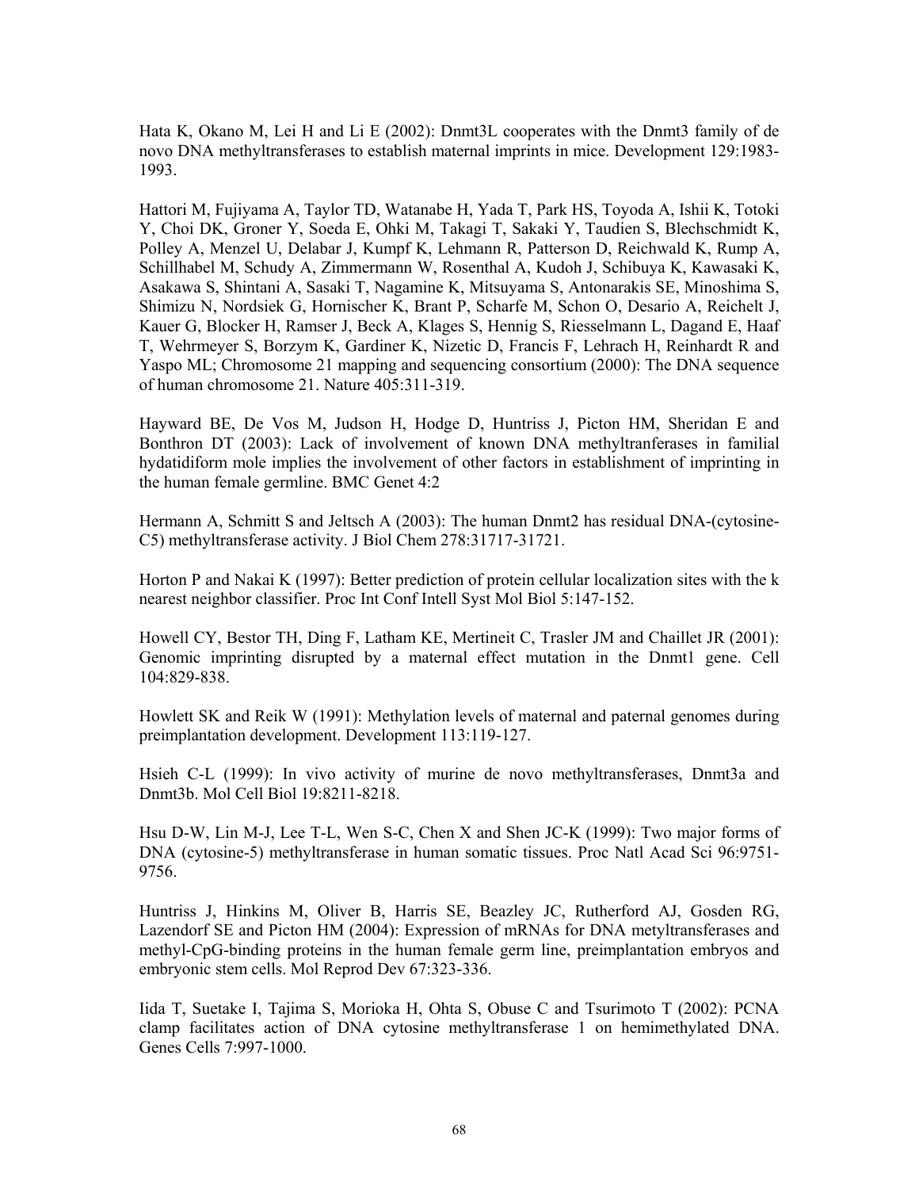Hata K, Okano M, Lei H and Li E (2002): Dnmt3L cooperates with the Dnmt3 family of de novo DNA methyltransferases to establish maternal imprints in mice. Development 129:1983-1993.

Hattori M, Fujiyama A, Taylor TD, Watanabe H, Yada T, Park HS, Toyoda A, Ishii K, Totoki Y, Choi DK, Groner Y, Soeda E, Ohki M, Takagi T, Sakaki Y, Taudien S, Blechschmidt K, Polley A, Menzel U, Delabar J, Kumpf K, Lehmann R, Patterson D, Reichwald K, Rump A, Schillhabel M, Schudy A, Zimmermann W, Rosenthal A, Kudoh J, Schibuya K, Kawasaki K, Asakawa S, Shintani A, Sasaki T, Nagamine K, Mitsuyama S, Antonarakis SE, Minoshima S, Shimizu N, Nordsiek G, Hornischer K, Brant P, Scharfe M, Schon O, Desario A, Reichelt J, Kauer G, Blocker H, Ramser J, Beck A, Klages S, Hennig S, Riesselmann L, Dagand E, Haaf T, Wehrmeyer S, Borzym K, Gardiner K, Nizetic D, Francis F, Lehrach H, Reinhardt R and Yaspo ML; Chromosome 21 mapping and sequencing consortium (2000): The DNA sequence of human chromosome 21. Nature 405:311-319.

Hayward BE, De Vos M, Judson H, Hodge D, Huntriss J, Picton HM, Sheridan E and Bonthron DT (2003): Lack of involvement of known DNA methyltranferases in familial hydatidiform mole implies the involvement of other factors in establishment of imprinting in the human female germline. BMC Genet 4:2

Hermann A, Schmitt S and Jeltsch A (2003): The human Dnmt2 has residual DNA-(cytosine-C5) methyltransferase activity. J Biol Chem 278:31717-31721.

Horton P and Nakai K (1997): Better prediction of protein cellular localization sites with the k nearest neighbor classifier. Proc Int Conf Intell Syst Mol Biol 5:147-152.

Howell CY, Bestor TH, Ding F, Latham KE, Mertineit C, Trasler JM and Chaillet JR (2001): Genomic imprinting disrupted by a maternal effect mutation in the Dnmt1 gene. Cell 104:829-838.

Howlett SK and Reik W (1991): Methylation levels of maternal and paternal genomes during preimplantation development. Development 113:119-127.

Hsieh C-L (1999): In vivo activity of murine de novo methyltransferases, Dnmt3a and Dnmt3b. Mol Cell Biol 19:8211-8218.

Hsu D-W, Lin M-J, Lee T-L, Wen S-C, Chen X and Shen JC-K (1999): Two major forms of DNA (cytosine-5) methyltransferase in human somatic tissues. Proc Natl Acad Sci 96:9751-9756.

Huntriss J, Hinkins M, Oliver B, Harris SE, Beazley JC, Rutherford AJ, Gosden RG, Lazendorf SE and Picton HM (2004): Expression of mRNAs for DNA metyltransferases and methyl-CpG-binding proteins in the human female germ line, preimplantation embryos and embryonic stem cells. Mol Reprod Dev 67:323-336.

Iida T, Suetake I, Tajima S, Morioka H, Ohta S, Obuse C and Tsurimoto T (2002): PCNA clamp facilitates action of DNA cytosine methyltransferase 1 on hemimethylated DNA. Genes Cells 7:997-1000.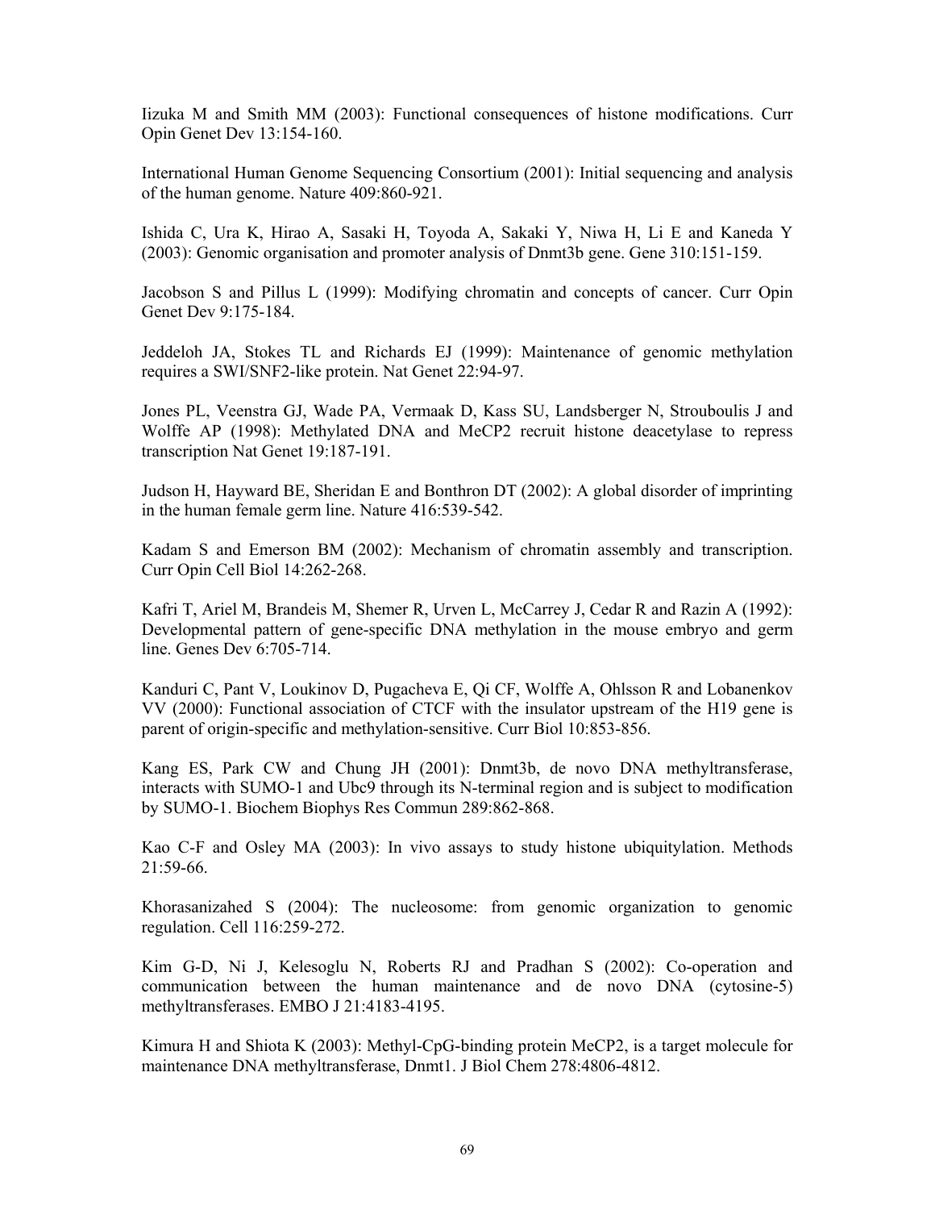Iizuka M and Smith MM (2003): Functional consequences of histone modifications. Curr Opin Genet Dev 13:154-160.

International Human Genome Sequencing Consortium (2001): Initial sequencing and analysis of the human genome. Nature 409:860-921.

Ishida C, Ura K, Hirao A, Sasaki H, Toyoda A, Sakaki Y, Niwa H, Li E and Kaneda Y (2003): Genomic organisation and promoter analysis of Dnmt3b gene. Gene 310:151-159.

Jacobson S and Pillus L (1999): Modifying chromatin and concepts of cancer. Curr Opin Genet Dev 9:175-184.

Jeddeloh JA, Stokes TL and Richards EJ (1999): Maintenance of genomic methylation requires a SWI/SNF2-like protein. Nat Genet 22:94-97.

Jones PL, Veenstra GJ, Wade PA, Vermaak D, Kass SU, Landsberger N, Strouboulis J and Wolffe AP (1998): Methylated DNA and MeCP2 recruit histone deacetylase to repress transcription Nat Genet 19:187-191.

Judson H, Hayward BE, Sheridan E and Bonthron DT (2002): A global disorder of imprinting in the human female germ line. Nature 416:539-542.

Kadam S and Emerson BM (2002): Mechanism of chromatin assembly and transcription. Curr Opin Cell Biol 14:262-268.

Kafri T, Ariel M, Brandeis M, Shemer R, Urven L, McCarrey J, Cedar R and Razin A (1992): Developmental pattern of gene-specific DNA methylation in the mouse embryo and germ line. Genes Dev 6:705-714.

Kanduri C, Pant V, Loukinov D, Pugacheva E, Qi CF, Wolffe A, Ohlsson R and Lobanenkov VV (2000): Functional association of CTCF with the insulator upstream of the H19 gene is parent of origin-specific and methylation-sensitive. Curr Biol 10:853-856.

Kang ES, Park CW and Chung JH (2001): Dnmt3b, de novo DNA methyltransferase, interacts with SUMO-1 and Ubc9 through its N-terminal region and is subject to modification by SUMO-1. Biochem Biophys Res Commun 289:862-868.

Kao C-F and Osley MA (2003): In vivo assays to study histone ubiquitylation. Methods 21:59-66.

Khorasanizahed S (2004): The nucleosome: from genomic organization to genomic regulation. Cell 116:259-272.

Kim G-D, Ni J, Kelesoglu N, Roberts RJ and Pradhan S (2002): Co-operation and communication between the human maintenance and de novo DNA (cytosine-5) methyltransferases. EMBO J 21:4183-4195.

Kimura H and Shiota K (2003): Methyl-CpG-binding protein MeCP2, is a target molecule for maintenance DNA methyltransferase, Dnmt1. J Biol Chem 278:4806-4812.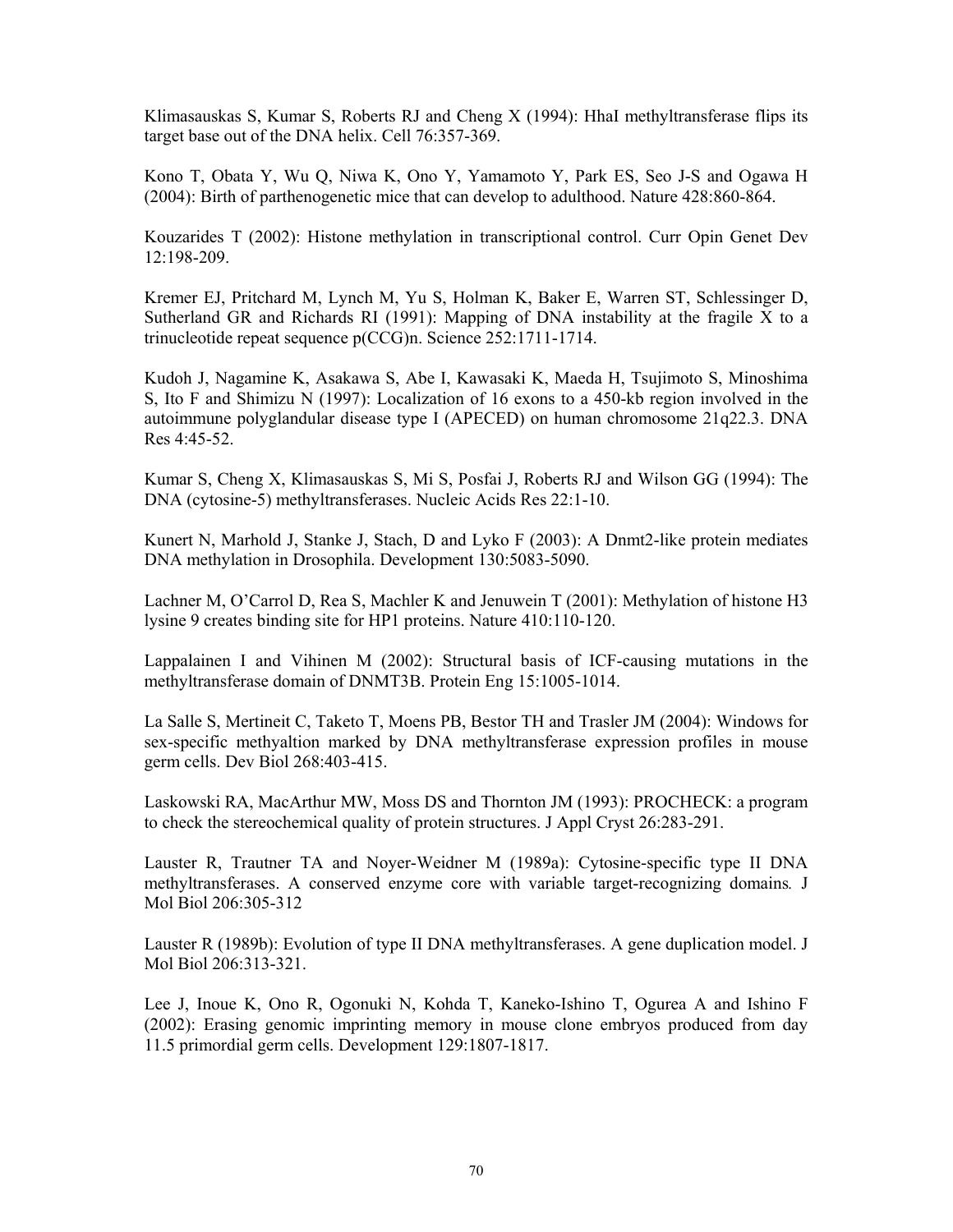Klimasauskas S, Kumar S, Roberts RJ and Cheng X (1994): HhaI methyltransferase flips its target base out of the DNA helix. Cell 76:357-369.

Kono T, Obata Y, Wu Q, Niwa K, Ono Y, Yamamoto Y, Park ES, Seo J-S and Ogawa H (2004): Birth of parthenogenetic mice that can develop to adulthood. Nature 428:860-864.

Kouzarides T (2002): Histone methylation in transcriptional control. Curr Opin Genet Dev 12:198-209.

Kremer EJ, Pritchard M, Lynch M, Yu S, Holman K, Baker E, Warren ST, Schlessinger D, Sutherland GR and Richards RI (1991): Mapping of DNA instability at the fragile X to a trinucleotide repeat sequence p(CCG)n. Science 252:1711-1714.

Kudoh J, Nagamine K, Asakawa S, Abe I, Kawasaki K, Maeda H, Tsujimoto S, Minoshima S, Ito F and Shimizu N (1997): Localization of 16 exons to a 450-kb region involved in the autoimmune polyglandular disease type I (APECED) on human chromosome 21q22.3. DNA Res 4:45-52.

Kumar S, Cheng X, Klimasauskas S, Mi S, Posfai J, Roberts RJ and Wilson GG (1994): The DNA (cytosine-5) methyltransferases. Nucleic Acids Res 22:1-10.

Kunert N, Marhold J, Stanke J, Stach, D and Lyko F (2003): A Dnmt2-like protein mediates DNA methylation in Drosophila. Development 130:5083-5090.

Lachner M, O'Carrol D, Rea S, Machler K and Jenuwein T (2001): Methylation of histone H3 lysine 9 creates binding site for HP1 proteins. Nature 410:110-120.

Lappalainen I and Vihinen M (2002): Structural basis of ICF-causing mutations in the methyltransferase domain of DNMT3B. Protein Eng 15:1005-1014.

La Salle S, Mertineit C, Taketo T, Moens PB, Bestor TH and Trasler JM (2004): Windows for sex-specific methyaltion marked by DNA methyltransferase expression profiles in mouse germ cells. Dev Biol 268:403-415.

Laskowski RA, MacArthur MW, Moss DS and Thornton JM (1993): PROCHECK: a program to check the stereochemical quality of protein structures. J Appl Cryst 26:283-291.

Lauster R, Trautner TA and Noyer-Weidner M (1989a): Cytosine-specific type II DNA methyltransferases. A conserved enzyme core with variable target-recognizing domains*.* J Mol Biol 206:305-312

Lauster R (1989b): Evolution of type II DNA methyltransferases. A gene duplication model. J Mol Biol 206:313-321.

Lee J, Inoue K, Ono R, Ogonuki N, Kohda T, Kaneko-Ishino T, Ogurea A and Ishino F (2002): Erasing genomic imprinting memory in mouse clone embryos produced from day 11.5 primordial germ cells. Development 129:1807-1817.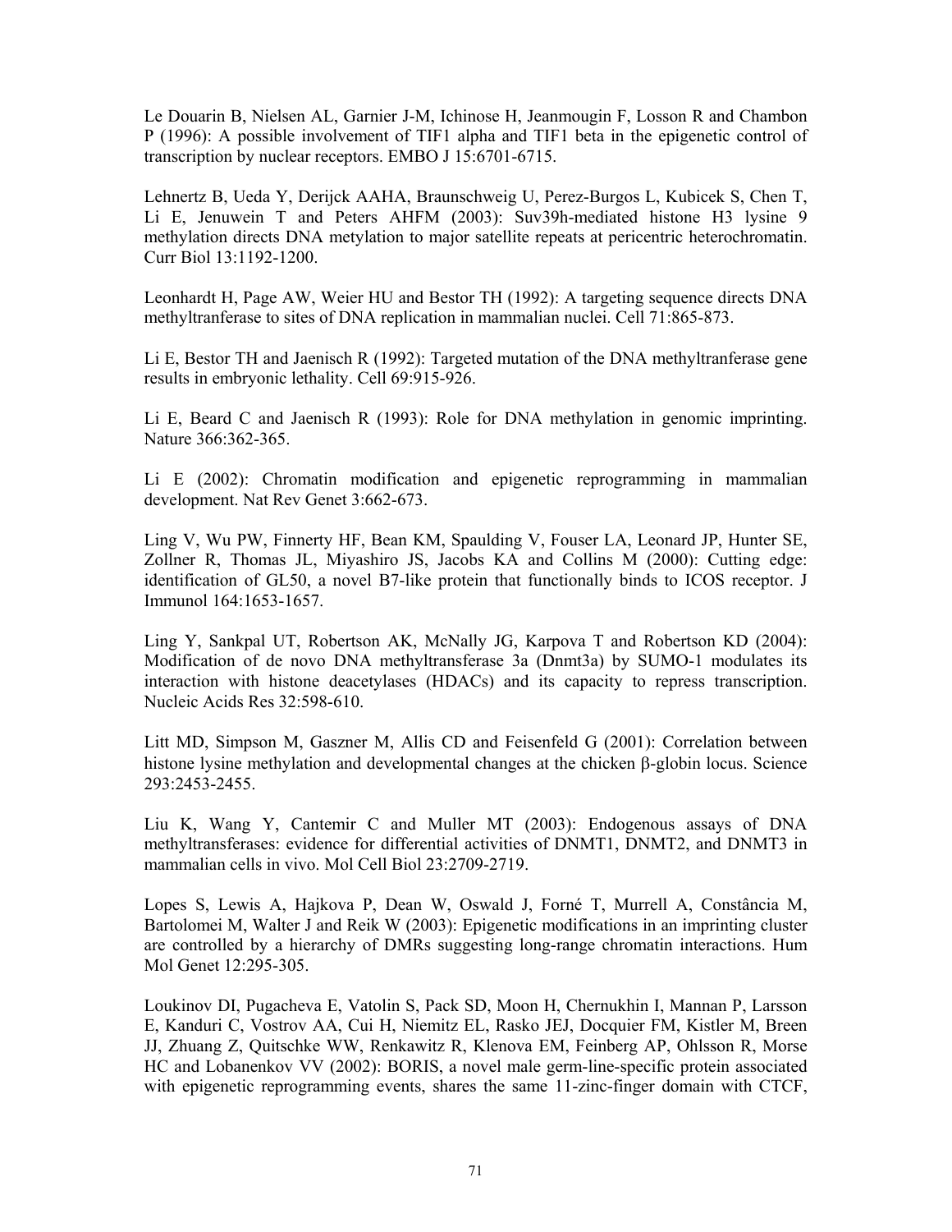Le Douarin B, Nielsen AL, Garnier J-M, Ichinose H, Jeanmougin F, Losson R and Chambon P (1996): A possible involvement of TIF1 alpha and TIF1 beta in the epigenetic control of transcription by nuclear receptors. EMBO J 15:6701-6715.

Lehnertz B, Ueda Y, Derijck AAHA, Braunschweig U, Perez-Burgos L, Kubicek S, Chen T, Li E, Jenuwein T and Peters AHFM (2003): Suv39h-mediated histone H3 lysine 9 methylation directs DNA metylation to major satellite repeats at pericentric heterochromatin. Curr Biol 13:1192-1200.

Leonhardt H, Page AW, Weier HU and Bestor TH (1992): A targeting sequence directs DNA methyltranferase to sites of DNA replication in mammalian nuclei. Cell 71:865-873.

Li E, Bestor TH and Jaenisch R (1992): Targeted mutation of the DNA methyltranferase gene results in embryonic lethality. Cell 69:915-926.

Li E, Beard C and Jaenisch R (1993): Role for DNA methylation in genomic imprinting. Nature 366:362-365.

Li E (2002): Chromatin modification and epigenetic reprogramming in mammalian development. Nat Rev Genet 3:662-673.

Ling V, Wu PW, Finnerty HF, Bean KM, Spaulding V, Fouser LA, Leonard JP, Hunter SE, Zollner R, Thomas JL, Miyashiro JS, Jacobs KA and Collins M (2000): Cutting edge: identification of GL50, a novel B7-like protein that functionally binds to ICOS receptor. J Immunol 164:1653-1657.

Ling Y, Sankpal UT, Robertson AK, McNally JG, Karpova T and Robertson KD (2004): Modification of de novo DNA methyltransferase 3a (Dnmt3a) by SUMO-1 modulates its interaction with histone deacetylases (HDACs) and its capacity to repress transcription. Nucleic Acids Res 32:598-610.

Litt MD, Simpson M, Gaszner M, Allis CD and Feisenfeld G (2001): Correlation between histone lysine methylation and developmental changes at the chicken β-globin locus. Science 293:2453-2455.

Liu K, Wang Y, Cantemir C and Muller MT (2003): Endogenous assays of DNA methyltransferases: evidence for differential activities of DNMT1, DNMT2, and DNMT3 in mammalian cells in vivo. Mol Cell Biol 23:2709-2719.

Lopes S, Lewis A, Hajkova P, Dean W, Oswald J, Forné T, Murrell A, Constância M, Bartolomei M, Walter J and Reik W (2003): Epigenetic modifications in an imprinting cluster are controlled by a hierarchy of DMRs suggesting long-range chromatin interactions. Hum Mol Genet 12:295-305.

Loukinov DI, Pugacheva E, Vatolin S, Pack SD, Moon H, Chernukhin I, Mannan P, Larsson E, Kanduri C, Vostrov AA, Cui H, Niemitz EL, Rasko JEJ, Docquier FM, Kistler M, Breen JJ, Zhuang Z, Quitschke WW, Renkawitz R, Klenova EM, Feinberg AP, Ohlsson R, Morse HC and Lobanenkov VV (2002): BORIS, a novel male germ-line-specific protein associated with epigenetic reprogramming events, shares the same 11-zinc-finger domain with CTCF,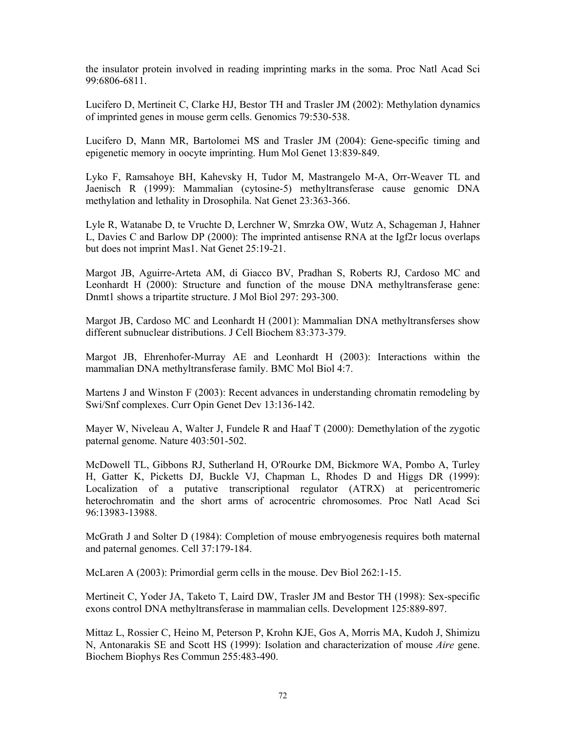the insulator protein involved in reading imprinting marks in the soma. Proc Natl Acad Sci 99:6806-6811.

Lucifero D, Mertineit C, Clarke HJ, Bestor TH and Trasler JM (2002): Methylation dynamics of imprinted genes in mouse germ cells. Genomics 79:530-538.

Lucifero D, Mann MR, Bartolomei MS and Trasler JM (2004): Gene-specific timing and epigenetic memory in oocyte imprinting. Hum Mol Genet 13:839-849.

Lyko F, Ramsahoye BH, Kahevsky H, Tudor M, Mastrangelo M-A, Orr-Weaver TL and Jaenisch R (1999): Mammalian (cytosine-5) methyltransferase cause genomic DNA methylation and lethality in Drosophila. Nat Genet 23:363-366.

Lyle R, Watanabe D, te Vruchte D, Lerchner W, Smrzka OW, Wutz A, Schageman J, Hahner L, Davies C and Barlow DP (2000): The imprinted antisense RNA at the Igf2r locus overlaps but does not imprint Mas1. Nat Genet 25:19-21.

Margot JB, Aguirre-Arteta AM, di Giacco BV, Pradhan S, Roberts RJ, Cardoso MC and Leonhardt H (2000): Structure and function of the mouse DNA methyltransferase gene: Dnmt1 shows a tripartite structure. J Mol Biol 297: 293-300.

Margot JB, Cardoso MC and Leonhardt H (2001): Mammalian DNA methyltransferses show different subnuclear distributions. J Cell Biochem 83:373-379.

Margot JB, Ehrenhofer-Murray AE and Leonhardt H (2003): Interactions within the mammalian DNA methyltransferase family. BMC Mol Biol 4:7.

Martens J and Winston F (2003): Recent advances in understanding chromatin remodeling by Swi/Snf complexes. Curr Opin Genet Dev 13:136-142.

Mayer W, Niveleau A, Walter J, Fundele R and Haaf T (2000): Demethylation of the zygotic paternal genome. Nature 403:501-502.

McDowell TL, Gibbons RJ, Sutherland H, O'Rourke DM, Bickmore WA, Pombo A, Turley H, Gatter K, Picketts DJ, Buckle VJ, Chapman L, Rhodes D and Higgs DR (1999): Localization of a putative transcriptional regulator (ATRX) at pericentromeric heterochromatin and the short arms of acrocentric chromosomes. Proc Natl Acad Sci 96:13983-13988.

McGrath J and Solter D (1984): Completion of mouse embryogenesis requires both maternal and paternal genomes. Cell 37:179-184.

McLaren A (2003): Primordial germ cells in the mouse. Dev Biol 262:1-15.

Mertineit C, Yoder JA, Taketo T, Laird DW, Trasler JM and Bestor TH (1998): Sex-specific exons control DNA methyltransferase in mammalian cells. Development 125:889-897.

Mittaz L, Rossier C, Heino M, Peterson P, Krohn KJE, Gos A, Morris MA, Kudoh J, Shimizu N, Antonarakis SE and Scott HS (1999): Isolation and characterization of mouse *Aire* gene. Biochem Biophys Res Commun 255:483-490.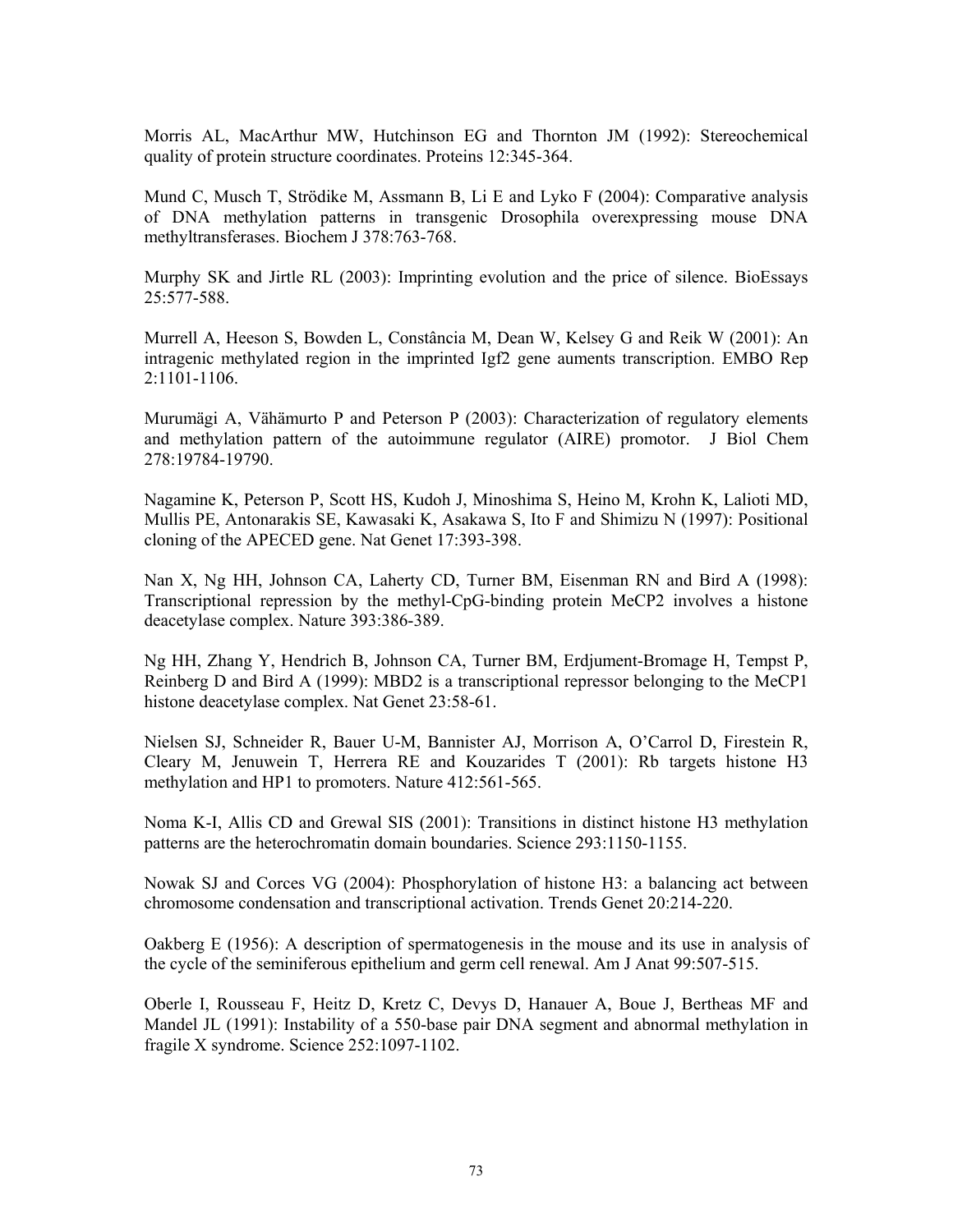Morris AL, MacArthur MW, Hutchinson EG and Thornton JM (1992): Stereochemical quality of protein structure coordinates. Proteins 12:345-364.

Mund C, Musch T, Strödike M, Assmann B, Li E and Lyko F (2004): Comparative analysis of DNA methylation patterns in transgenic Drosophila overexpressing mouse DNA methyltransferases. Biochem J 378:763-768.

Murphy SK and Jirtle RL (2003): Imprinting evolution and the price of silence. BioEssays 25:577-588.

Murrell A, Heeson S, Bowden L, Constância M, Dean W, Kelsey G and Reik W (2001): An intragenic methylated region in the imprinted Igf2 gene aumRents transcription. EMBO Rep 2:1101-1106.

Murumägi A, Vähämurto P and Peterson P (2003): Characterization of regulatory elements and methylation pattern of the autoimmune regulator (AIRE) promotor. J Biol Chem 278:19784-19790.

Nagamine K, Peterson P, Scott HS, Kudoh J, Minoshima S, Heino M, Krohn K, Lalioti MD, Mullis PE, Antonarakis SE, Kawasaki K, Asakawa S, Ito F and Shimizu N (1997): Positional cloning of the APECED gene. Nat Genet 17:393-398.

Nan X, Ng HH, Johnson CA, Laherty CD, Turner BM, Eisenman RN and Bird A (1998): Transcriptional repression by the methyl-CpG-binding protein MeCP2 involves a histone deacetylase complex. Nature 393:386-389.

Ng HH, Zhang Y, Hendrich B, Johnson CA, Turner BM, Erdjument-Bromage H, Tempst P, Reinberg D and Bird A (1999): MBD2 is a transcriptional repressor belonging to the MeCP1 histone deacetylase complex. Nat Genet 23:58-61.

Nielsen SJ, Schneider R, Bauer U-M, Bannister AJ, Morrison A, O'Carrol D, Firestein R, Cleary M, Jenuwein T, Herrera RE and Kouzarides T (2001): Rb targets histone H3 methylation and HP1 to promoters. Nature 412:561-565.

Noma K-I, Allis CD and Grewal SIS (2001): Transitions in distinct histone H3 methylation patterns are the heterochromatin domain boundaries. Science 293:1150-1155.

Nowak SJ and Corces VG (2004): Phosphorylation of histone H3: a balancing act between chromosome condensation and transcriptional activation. Trends Genet 20:214-220.

Oakberg E (1956): A description of spermatogenesis in the mouse and its use in analysis of the cycle of the seminiferous epithelium and germ cell renewal. Am J Anat 99:507-515.

Oberle I, Rousseau F, Heitz D, Kretz C, Devys D, Hanauer A, Boue J, Bertheas MF and Mandel JL (1991): Instability of a 550-base pair DNA segment and abnormal methylation in fragile X syndrome. Science 252:1097-1102.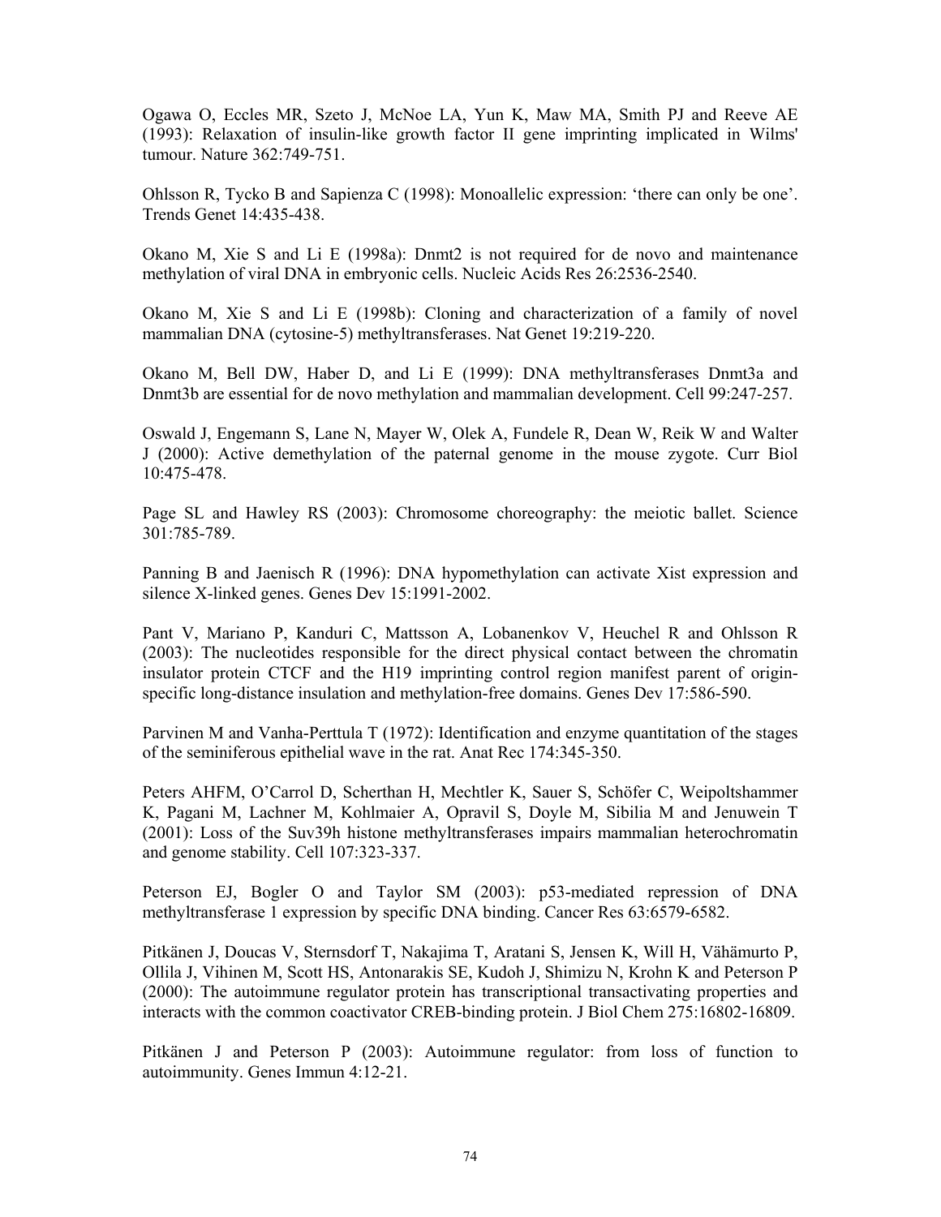Ogawa O, Eccles MR, Szeto J, McNoe LA, Yun K, Maw MA, Smith PJ and Reeve AE (1993): Relaxation of insulin-like growth factor II gene imprinting implicated in Wilms' tumour. Nature 362:749-751.

Ohlsson R, Tycko B and Sapienza C (1998): Monoallelic expression: 'there can only be one'. Trends Genet 14:435-438.

Okano M, Xie S and Li E (1998a): Dnmt2 is not required for de novo and maintenance methylation of viral DNA in embryonic cells. Nucleic Acids Res 26:2536-2540.

Okano M, Xie S and Li E (1998b): Cloning and characterization of a family of novel mammalian DNA (cytosine-5) methyltransferases. Nat Genet 19:219-220.

Okano M, Bell DW, Haber D, and Li E (1999): DNA methyltransferases Dnmt3a and Dnmt3b are essential for de novo methylation and mammalian development. Cell 99:247-257.

Oswald J, Engemann S, Lane N, Mayer W, Olek A, Fundele R, Dean W, Reik W and Walter J (2000): Active demethylation of the paternal genome in the mouse zygote. Curr Biol 10:475-478.

Page SL and Hawley RS (2003): Chromosome choreography: the meiotic ballet. Science 301:785-789.

Panning B and Jaenisch R (1996): DNA hypomethylation can activate Xist expression and silence X-linked genes. Genes Dev 15:1991-2002.

Pant V, Mariano P, Kanduri C, Mattsson A, Lobanenkov V, Heuchel R and Ohlsson R (2003): The nucleotides responsible for the direct physical contact between the chromatin insulator protein CTCF and the H19 imprinting control region manifest parent of origin-specific long-distance insulation and methylation-free domains. Genes Dev 17:586-590.

Parvinen M and Vanha-Perttula T (1972): Identification and enzyme quantitation of the stages of the seminiferous epithelial wave in the rat. Anat Rec 174:345-350.

Peters AHFM, O'Carrol D, Scherthan H, Mechtler K, Sauer S, Schöfer C, Weipoltshammer K, Pagani M, Lachner M, Kohlmaier A, Opravil S, Doyle M, Sibilia M and Jenuwein T (2001): Loss of the Suv39h histone methyltransferases impairs mammalian heterochromatin and genome stability. Cell 107:323-337.

Peterson EJ, Bogler O and Taylor SM (2003): p53-mediated repression of DNA methyltransferase 1 expression by specific DNA binding. Cancer Res 63:6579-6582.

Pitkänen J, Doucas V, Sternsdorf T, Nakajima T, Aratani S, Jensen K, Will H, Vähämurto P, Ollila J, Vihinen M, Scott HS, Antonarakis SE, Kudoh J, Shimizu N, Krohn K and Peterson P (2000): The autoimmune regulator protein has transcriptional transactivating properties and interacts with the common coactivator CREB-binding protein. J Biol Chem 275:16802-16809.

Pitkänen J and Peterson P (2003): Autoimmune regulator: from loss of function to autoimmunity. Genes Immun 4:12-21.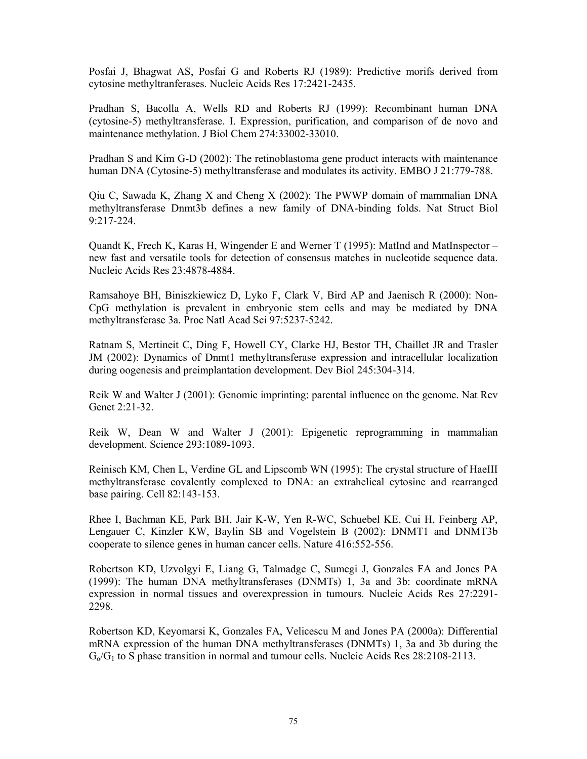Posfai J, Bhagwat AS, Posfai G and Roberts RJ (1989): Predictive morifs derived from cytosine methyltranferases. Nucleic Acids Res 17:2421-2435.

Pradhan S, Bacolla A, Wells RD and Roberts RJ (1999): Recombinant human DNA (cytosine-5) methyltransferase. I. Expression, purification, and comparison of de novo and maintenance methylation. J Biol Chem 274:33002-33010.

Pradhan S and Kim G-D (2002): The retinoblastoma gene product interacts with maintenance human DNA (Cytosine-5) methyltransferase and modulates its activity. EMBO J 21:779-788.

Qiu C, Sawada K, Zhang X and Cheng X (2002): The PWWP domain of mammalian DNA methyltransferase Dnmt3b defines a new family of DNA-binding folds. Nat Struct Biol 9:217-224.

Quandt K, Frech K, Karas H, Wingender E and Werner T (1995): MatInd and MatInspector – new fast and versatile tools for detection of consensus matches in nucleotide sequence data. Nucleic Acids Res 23:4878-4884.

Ramsahoye BH, Biniszkiewicz D, Lyko F, Clark V, Bird AP and Jaenisch R (2000): Non-CpG methylation is prevalent in embryonic stem cells and may be mediated by DNA methyltransferase 3a. Proc Natl Acad Sci 97:5237-5242.

Ratnam S, Mertineit C, Ding F, Howell CY, Clarke HJ, Bestor TH, Chaillet JR and Trasler JM (2002): Dynamics of Dnmt1 methyltransferase expression and intracellular localization during oogenesis and preimplantation development. Dev Biol 245:304-314.

Reik W and Walter J (2001): Genomic imprinting: parental influence on the genome. Nat Rev Genet 2:21-32.

Reik W, Dean W and Walter J (2001): Epigenetic reprogramming in mammalian development. Science 293:1089-1093.

Reinisch KM, Chen L, Verdine GL and Lipscomb WN (1995): The crystal structure of HaeIII methyltransferase covalently complexed to DNA: an extrahelical cytosine and rearranged base pairing. Cell 82:143-153.

Rhee I, Bachman KE, Park BH, Jair K-W, Yen R-WC, Schuebel KE, Cui H, Feinberg AP, Lengauer C, Kinzler KW, Baylin SB and Vogelstein B (2002): DNMT1 and DNMT3b cooperate to silence genes in human cancer cells. Nature 416:552-556.

Robertson KD, Uzvolgyi E, Liang G, Talmadge C, Sumegi J, Gonzales FA and Jones PA (1999): The human DNA methyltransferases (DNMTs) 1, 3a and 3b: coordinate mRNA expression in normal tissues and overexpression in tumours. Nucleic Acids Res 27:2291-2298.

Robertson KD, Keyomarsi K, Gonzales FA, Velicescu M and Jones PA (2000a): Differential mRNA expression of the human DNA methyltransferases (DNMTs) 1, 3a and 3b during the $G_o/G_1$ to S phase transition in normal and tumour cells. Nucleic Acids Res 28:2108-2113.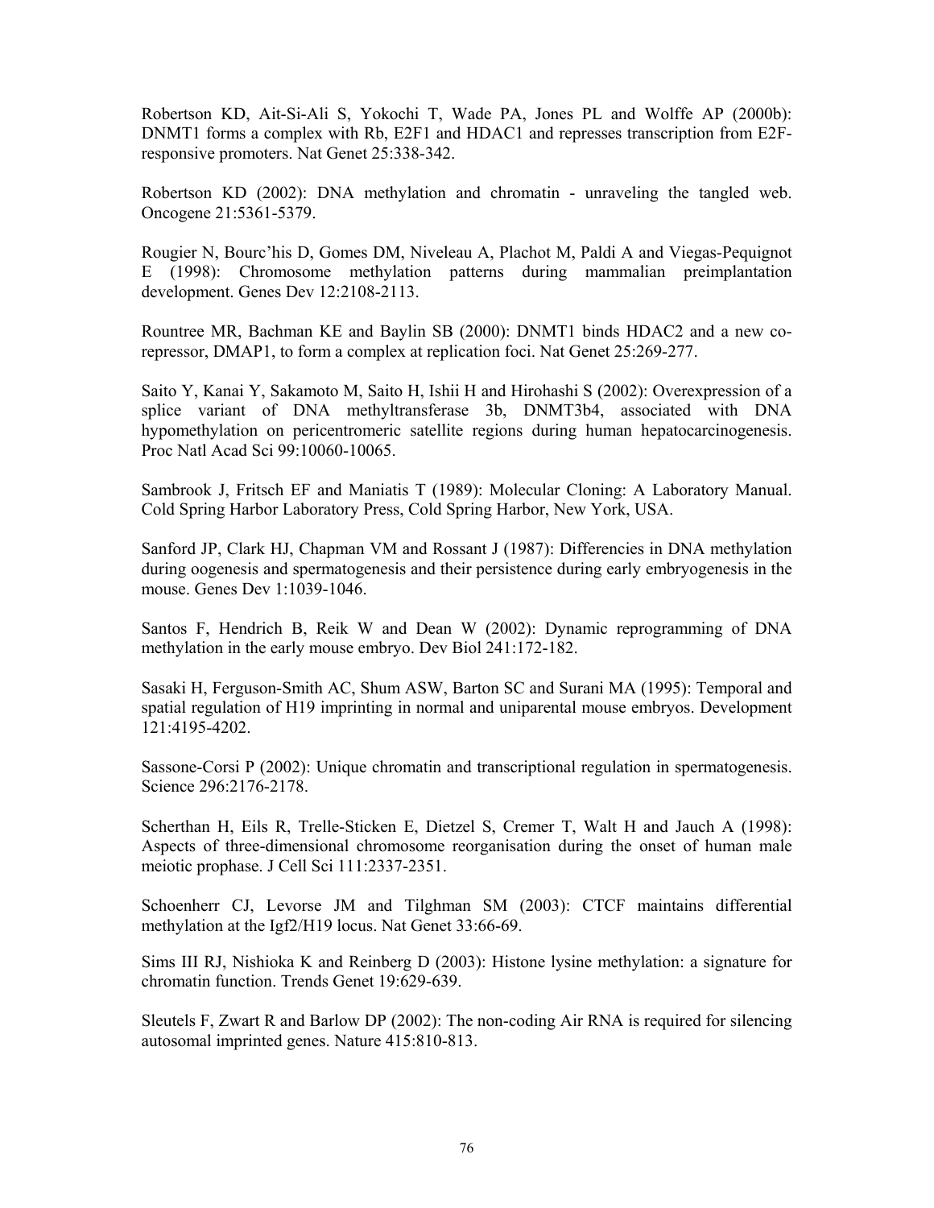Robertson KD, Ait-Si-Ali S, Yokochi T, Wade PA, Jones PL and Wolffe AP (2000b): DNMT1 forms a complex with Rb, E2F1 and HDAC1 and represses transcription from E2F-responsive promoters. Nat Genet 25:338-342.

Robertson KD (2002): DNA methylation and chromatin - unraveling the tangled web. Oncogene 21:5361-5379.

Rougier N, Bourc'his D, Gomes DM, Niveleau A, Plachot M, Paldi A and Viegas-Pequignot E (1998): Chromosome methylation patterns during mammalian preimplantation development. Genes Dev 12:2108-2113.

Rountree MR, Bachman KE and Baylin SB (2000): DNMT1 binds HDAC2 and a new co-repressor, DMAP1, to form a complex at replication foci. Nat Genet 25:269-277.

Saito Y, Kanai Y, Sakamoto M, Saito H, Ishii H and Hirohashi S (2002): Overexpression of a splice variant of DNA methyltransferase 3b, DNMT3b4, associated with DNA hypomethylation on pericentromeric satellite regions during human hepatocarcinogenesis. Proc Natl Acad Sci 99:10060-10065.

Sambrook J, Fritsch EF and Maniatis T (1989): Molecular Cloning: A Laboratory Manual. Cold Spring Harbor Laboratory Press, Cold Spring Harbor, New York, USA.

Sanford JP, Clark HJ, Chapman VM and Rossant J (1987): Differencies in DNA methylation during oogenesis and spermatogenesis and their persistence during early embryogenesis in the mouse. Genes Dev 1:1039-1046.

Santos F, Hendrich B, Reik W and Dean W (2002): Dynamic reprogramming of DNA methylation in the early mouse embryo. Dev Biol 241:172-182.

Sasaki H, Ferguson-Smith AC, Shum ASW, Barton SC and Surani MA (1995): Temporal and spatial regulation of H19 imprinting in normal and uniparental mouse embryos. Development 121:4195-4202.

Sassone-Corsi P (2002): Unique chromatin and transcriptional regulation in spermatogenesis. Science 296:2176-2178.

Scherthan H, Eils R, Trelle-Sticken E, Dietzel S, Cremer T, Walt H and Jauch A (1998): Aspects of three-dimensional chromosome reorganisation during the onset of human male meiotic prophase. J Cell Sci 111:2337-2351.

Schoenherr CJ, Levorse JM and Tilghman SM (2003): CTCF maintains differential methylation at the Igf2/H19 locus. Nat Genet 33:66-69.

Sims III RJ, Nishioka K and Reinberg D (2003): Histone lysine methylation: a signature for chromatin function. Trends Genet 19:629-639.

Sleutels F, Zwart R and Barlow DP (2002): The non-coding Air RNA is required for silencing autosomal imprinted genes. Nature 415:810-813.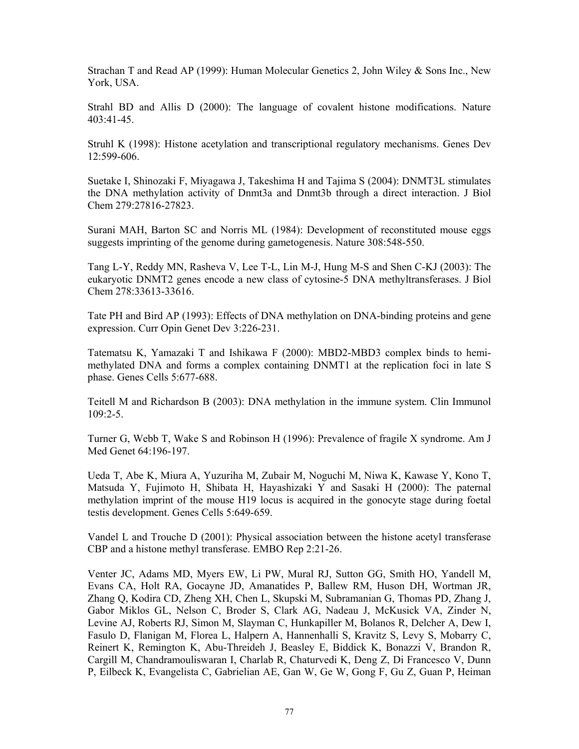Strachan T and Read AP (1999): Human Molecular Genetics 2, John Wiley & Sons Inc., New York, USA.

Strahl BD and Allis D (2000): The language of covalent histone modifications. Nature 403:41-45.

Struhl K (1998): Histone acetylation and transcriptional regulatory mechanisms. Genes Dev 12:599-606.

Suetake I, Shinozaki F, Miyagawa J, Takeshima H and Tajima S (2004): DNMT3L stimulates the DNA methylation activity of Dnmt3a and Dnmt3b through a direct interaction. J Biol Chem 279:27816-27823.

Surani MAH, Barton SC and Norris ML (1984): Development of reconstituted mouse eggs suggests imprinting of the genome during gametogenesis. Nature 308:548-550.

Tang L-Y, Reddy MN, Rasheva V, Lee T-L, Lin M-J, Hung M-S and Shen C-KJ (2003): The eukaryotic DNMT2 genes encode a new class of cytosine-5 DNA methyltransferases. J Biol Chem 278:33613-33616.

Tate PH and Bird AP (1993): Effects of DNA methylation on DNA-binding proteins and gene expression. Curr Opin Genet Dev 3:226-231.

Tatematsu K, Yamazaki T and Ishikawa F (2000): MBD2-MBD3 complex binds to hemi-methylated DNA and forms a complex containing DNMT1 at the replication foci in late S phase. Genes Cells 5:677-688.

Teitell M and Richardson B (2003): DNA methylation in the immune system. Clin Immunol 109:2-5.

Turner G, Webb T, Wake S and Robinson H (1996): Prevalence of fragile X syndrome. Am J Med Genet 64:196-197.

Ueda T, Abe K, Miura A, Yuzuriha M, Zubair M, Noguchi M, Niwa K, Kawase Y, Kono T, Matsuda Y, Fujimoto H, Shibata H, Hayashizaki Y and Sasaki H (2000): The paternal methylation imprint of the mouse H19 locus is acquired in the gonocyte stage during foetal testis development. Genes Cells 5:649-659.

Vandel L and Trouche D (2001): Physical association between the histone acetyl transferase CBP and a histone methyl transferase. EMBO Rep 2:21-26.

Venter JC, Adams MD, Myers EW, Li PW, Mural RJ, Sutton GG, Smith HO, Yandell M, Evans CA, Holt RA, Gocayne JD, Amanatides P, Ballew RM, Huson DH, Wortman JR, Zhang Q, Kodira CD, Zheng XH, Chen L, Skupski M, Subramanian G, Thomas PD, Zhang J, Gabor Miklos GL, Nelson C, Broder S, Clark AG, Nadeau J, McKusick VA, Zinder N, Levine AJ, Roberts RJ, Simon M, Slayman C, Hunkapiller M, Bolanos R, Delcher A, Dew I, Fasulo D, Flanigan M, Florea L, Halpern A, Hannenhalli S, Kravitz S, Levy S, Mobarry C, Reinert K, Remington K, Abu-Threideh J, Beasley E, Biddick K, Bonazzi V, Brandon R, Cargill M, Chandramouliswaran I, Charlab R, Chaturvedi K, Deng Z, Di Francesco V, Dunn P, Eilbeck K, Evangelista C, Gabrielian AE, Gan W, Ge W, Gong F, Gu Z, Guan P, Heiman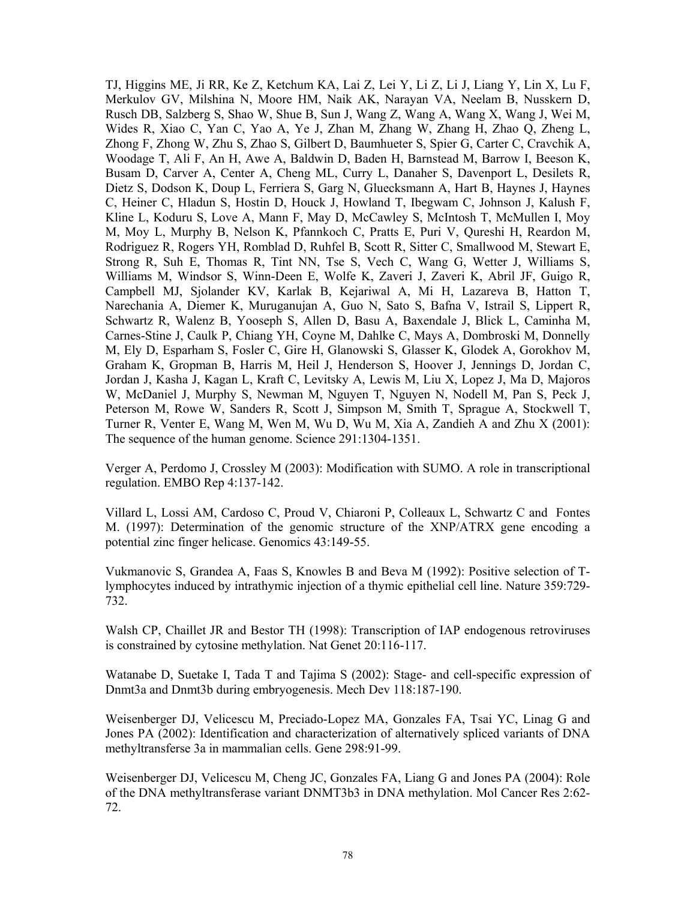TJ, Higgins ME, Ji RR, Ke Z, Ketchum KA, Lai Z, Lei Y, Li Z, Li J, Liang Y, Lin X, Lu F, Merkulov GV, Milshina N, Moore HM, Naik AK, Narayan VA, Neelam B, Nusskern D, Rusch DB, Salzberg S, Shao W, Shue B, Sun J, Wang Z, Wang A, Wang X, Wang J, Wei M, Wides R, Xiao C, Yan C, Yao A, Ye J, Zhan M, Zhang W, Zhang H, Zhao Q, Zheng L, Zhong F, Zhong W, Zhu S, Zhao S, Gilbert D, Baumhueter S, Spier G, Carter C, Cravchik A, Woodage T, Ali F, An H, Awe A, Baldwin D, Baden H, Barnstead M, Barrow I, Beeson K, Busam D, Carver A, Center A, Cheng ML, Curry L, Danaher S, Davenport L, Desilets R, Dietz S, Dodson K, Doup L, Ferriera S, Garg N, Gluecksmann A, Hart B, Haynes J, Haynes C, Heiner C, Hladun S, Hostin D, Houck J, Howland T, Ibegwam C, Johnson J, Kalush F, Kline L, Koduru S, Love A, Mann F, May D, McCawley S, McIntosh T, McMullen I, Moy M, Moy L, Murphy B, Nelson K, Pfannkoch C, Pratts E, Puri V, Qureshi H, Reardon M, Rodriguez R, Rogers YH, Romblad D, Ruhfel B, Scott R, Sitter C, Smallwood M, Stewart E, Strong R, Suh E, Thomas R, Tint NN, Tse S, Vech C, Wang G, Wetter J, Williams S, Williams M, Windsor S, Winn-Deen E, Wolfe K, Zaveri J, Zaveri K, Abril JF, Guigo R, Campbell MJ, Sjolander KV, Karlak B, Kejariwal A, Mi H, Lazareva B, Hatton T, Narechania A, Diemer K, Muruganujan A, Guo N, Sato S, Bafna V, Istrail S, Lippert R, Schwartz R, Walenz B, Yooseph S, Allen D, Basu A, Baxendale J, Blick L, Caminha M, Carnes-Stine J, Caulk P, Chiang YH, Coyne M, Dahlke C, Mays A, Dombroski M, Donnelly M, Ely D, Esparham S, Fosler C, Gire H, Glanowski S, Glasser K, Glodek A, Gorokhov M, Graham K, Gropman B, Harris M, Heil J, Henderson S, Hoover J, Jennings D, Jordan C, Jordan J, Kasha J, Kagan L, Kraft C, Levitsky A, Lewis M, Liu X, Lopez J, Ma D, Majoros W, McDaniel J, Murphy S, Newman M, Nguyen T, Nguyen N, Nodell M, Pan S, Peck J, Peterson M, Rowe W, Sanders R, Scott J, Simpson M, Smith T, Sprague A, Stockwell T, Turner R, Venter E, Wang M, Wen M, Wu D, Wu M, Xia A, Zandieh A and Zhu X (2001): The sequence of the human genome. Science 291:1304-1351.

Verger A, Perdomo J, Crossley M (2003): Modification with SUMO. A role in transcriptional regulation. EMBO Rep 4:137-142.

Villard L, Lossi AM, Cardoso C, Proud V, Chiaroni P, Colleaux L, Schwartz C and Fontes M. (1997): Determination of the genomic structure of the XNP/ATRX gene encoding a potential zinc finger helicase. Genomics 43:149-55.

Vukmanovic S, Grandea A, Faas S, Knowles B and Beva M (1992): Positive selection of T-lymphocytes induced by intrathymic injection of a thymic epithelial cell line. Nature 359:729-732.

Walsh CP, Chaillet JR and Bestor TH (1998): Transcription of IAP endogenous retroviruses is constrained by cytosine methylation. Nat Genet 20:116-117.

Watanabe D, Suetake I, Tada T and Tajima S (2002): Stage- and cell-specific expression of Dnmt3a and Dnmt3b during embryogenesis. Mech Dev 118:187-190.

Weisenberger DJ, Velicescu M, Preciado-Lopez MA, Gonzales FA, Tsai YC, Linag G and Jones PA (2002): Identification and characterization of alternatively spliced variants of DNA methyltransferse 3a in mammalian cells. Gene 298:91-99.

Weisenberger DJ, Velicescu M, Cheng JC, Gonzales FA, Liang G and Jones PA (2004): Role of the DNA methyltransferase variant DNMT3b3 in DNA methylation. Mol Cancer Res 2:62-72.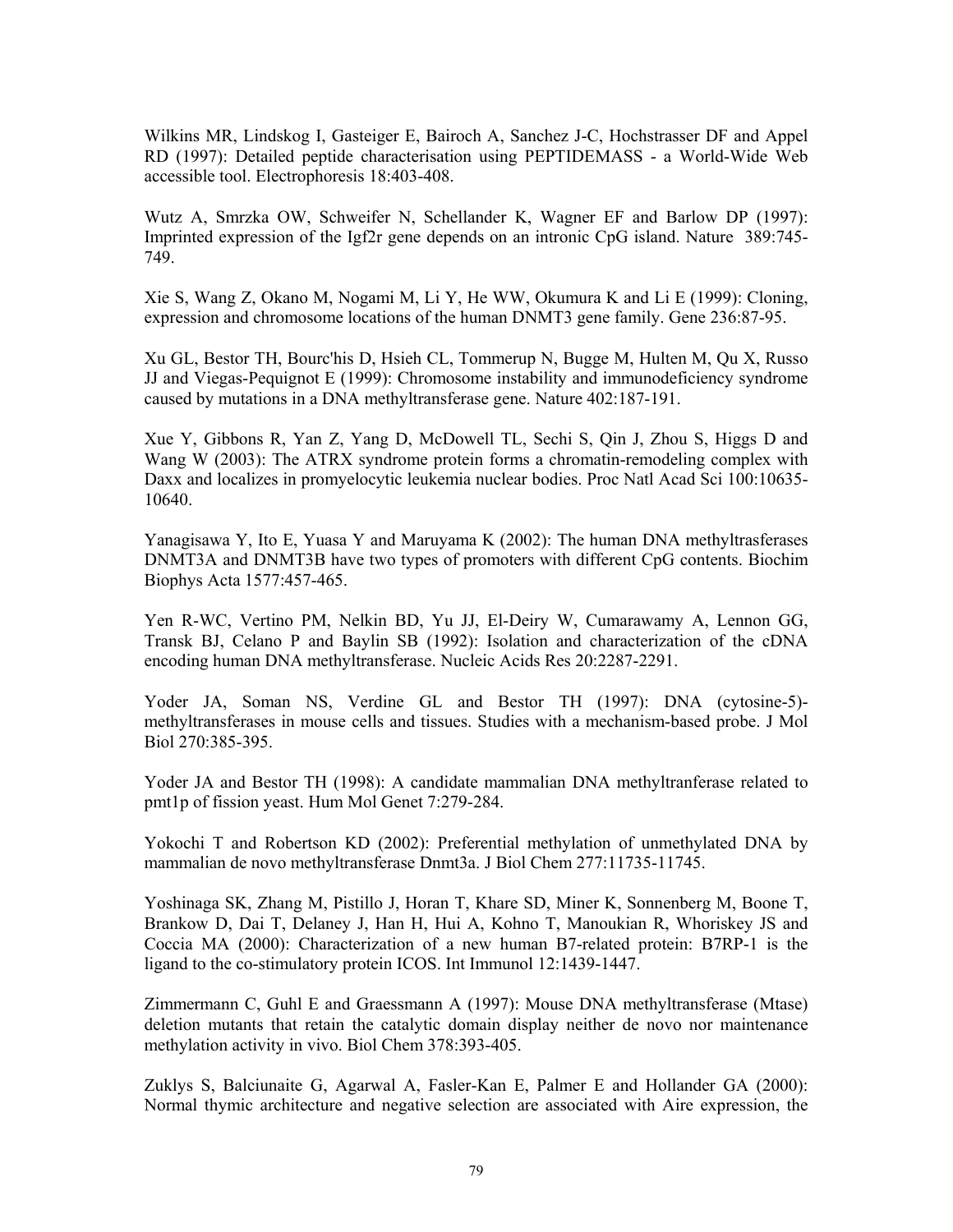Wilkins MR, Lindskog I, Gasteiger E, Bairoch A, Sanchez J-C, Hochstrasser DF and Appel RD (1997): Detailed peptide characterisation using PEPTIDEMASS - a World-Wide Web accessible tool. Electrophoresis 18:403-408.

Wutz A, Smrzka OW, Schweifer N, Schellander K, Wagner EF and Barlow DP (1997): Imprinted expression of the Igf2r gene depends on an intronic CpG island. Nature 389:745-749.

Xie S, Wang Z, Okano M, Nogami M, Li Y, He WW, Okumura K and Li E (1999): Cloning, expression and chromosome locations of the human DNMT3 gene family. Gene 236:87-95.

Xu GL, Bestor TH, Bourc'his D, Hsieh CL, Tommerup N, Bugge M, Hulten M, Qu X, Russo JJ and Viegas-Pequignot E (1999): Chromosome instability and immunodeficiency syndrome caused by mutations in a DNA methyltransferase gene. Nature 402:187-191.

Xue Y, Gibbons R, Yan Z, Yang D, McDowell TL, Sechi S, Qin J, Zhou S, Higgs D and Wang W (2003): The ATRX syndrome protein forms a chromatin-remodeling complex with Daxx and localizes in promyelocytic leukemia nuclear bodies. Proc Natl Acad Sci 100:10635-10640.

Yanagisawa Y, Ito E, Yuasa Y and Maruyama K (2002): The human DNA methyltrasferases DNMT3A and DNMT3B have two types of promoters with different CpG contents. Biochim Biophys Acta 1577:457-465.

Yen R-WC, Vertino PM, Nelkin BD, Yu JJ, El-Deiry W, Cumarawamy A, Lennon GG, Transk BJ, Celano P and Baylin SB (1992): Isolation and characterization of the cDNA encoding human DNA methyltransferase. Nucleic Acids Res 20:2287-2291.

Yoder JA, Soman NS, Verdine GL and Bestor TH (1997): DNA (cytosine-5)-methyltransferases in mouse cells and tissues. Studies with a mechanism-based probe. J Mol Biol 270:385-395.

Yoder JA and Bestor TH (1998): A candidate mammalian DNA methyltranferase related to pmt1p of fission yeast. Hum Mol Genet 7:279-284.

Yokochi T and Robertson KD (2002): Preferential methylation of unmethylated DNA by mammalian de novo methyltransferase Dnmt3a. J Biol Chem 277:11735-11745.

Yoshinaga SK, Zhang M, Pistillo J, Horan T, Khare SD, Miner K, Sonnenberg M, Boone T, Brankow D, Dai T, Delaney J, Han H, Hui A, Kohno T, Manoukian R, Whoriskey JS and Coccia MA (2000): Characterization of a new human B7-related protein: B7RP-1 is the ligand to the co-stimulatory protein ICOS. Int Immunol 12:1439-1447.

Zimmermann C, Guhl E and Graessmann A (1997): Mouse DNA methyltransferase (Mtase) deletion mutants that retain the catalytic domain display neither de novo nor maintenance methylation activity in vivo. Biol Chem 378:393-405.

Zuklys S, Balciunaite G, Agarwal A, Fasler-Kan E, Palmer E and Hollander GA (2000): Normal thymic architecture and negative selection are associated with Aire expression, the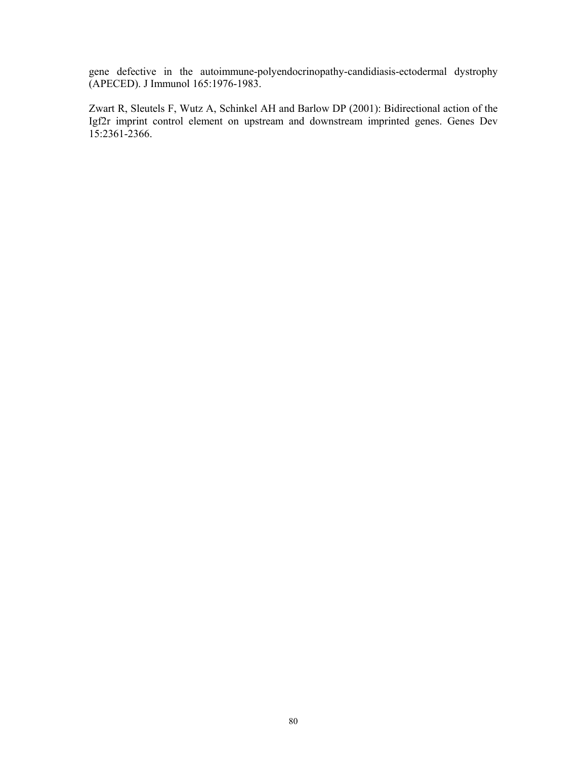gene defective in the autoimmune-polyendocrinopathy-candidiasis-ectodermal dystrophy (APECED). J Immunol 165:1976-1983.

Zwart R, Sleutels F, Wutz A, Schinkel AH and Barlow DP (2001): Bidirectional action of the Igf2r imprint control element on upstream and downstream imprinted genes. Genes Dev 15:2361-2366.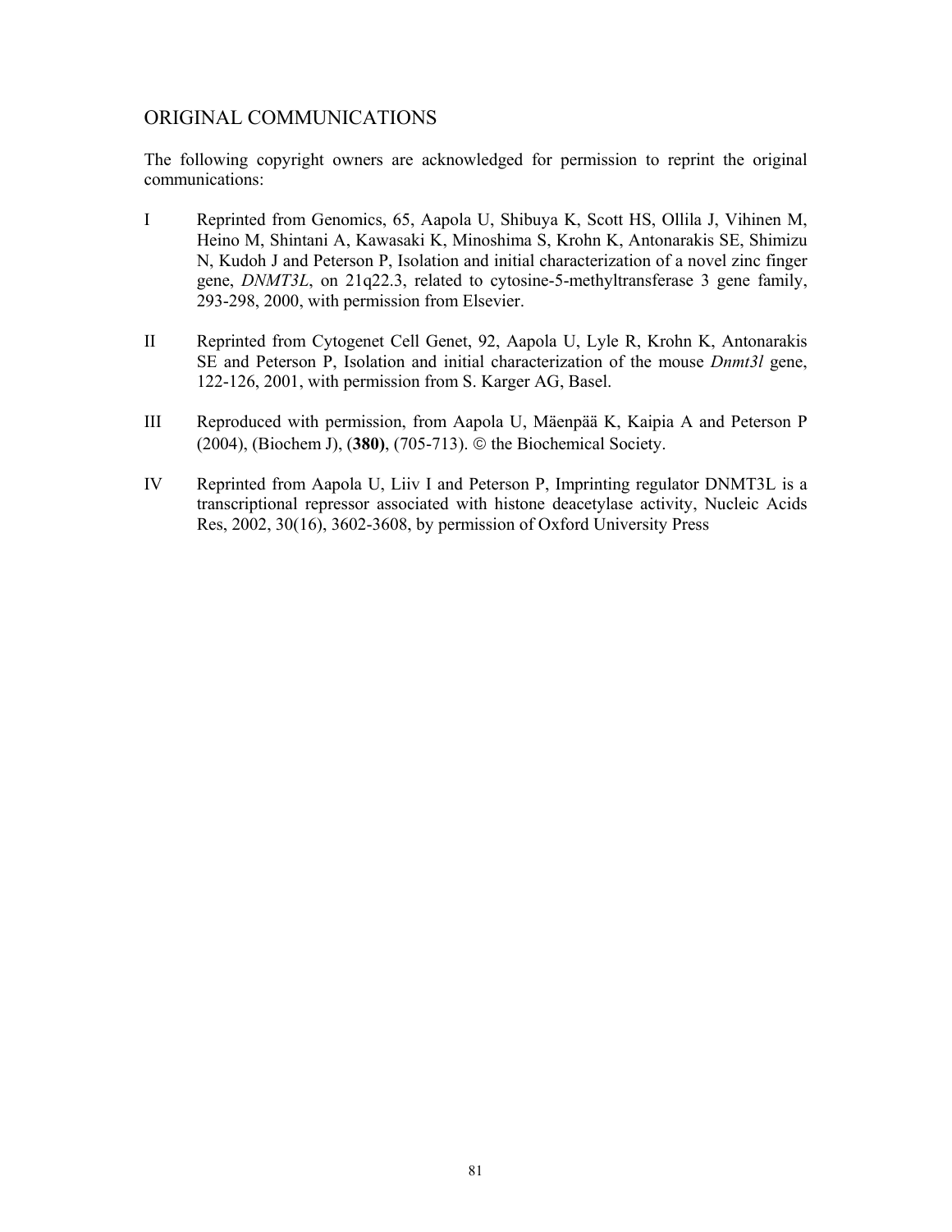# ORIGINAL COMMUNICATIONS

The following copyright owners are acknowledged for permission to reprint the original communications:

I Reprinted from Genomics, 65, Aapola U, Shibuya K, Scott HS, Ollila J, Vihinen M, Heino M, Shintani A, Kawasaki K, Minoshima S, Krohn K, Antonarakis SE, Shimizu N, Kudoh J and Peterson P, Isolation and initial characterization of a novel zinc finger gene, *DNMT3L*, on 21q22.3, related to cytosine-5-methyltransferase 3 gene family, 293-298, 2000, with permission from Elsevier.

II Reprinted from Cytogenet Cell Genet, 92, Aapola U, Lyle R, Krohn K, Antonarakis SE and Peterson P, Isolation and initial characterization of the mouse *Dnmt3l* gene, 122-126, 2001, with permission from S. Karger AG, Basel.

III Reproduced with permission, from Aapola U, Mäenpää K, Kaipia A and Peterson P (2004), (Biochem J), (**380)**, (705-713). © the Biochemical Society.

IV Reprinted from Aapola U, Liiv I and Peterson P, Imprinting regulator DNMT3L is a transcriptional repressor associated with histone deacetylase activity, Nucleic Acids Res, 2002, 30(16), 3602-3608, by permission of Oxford University Press